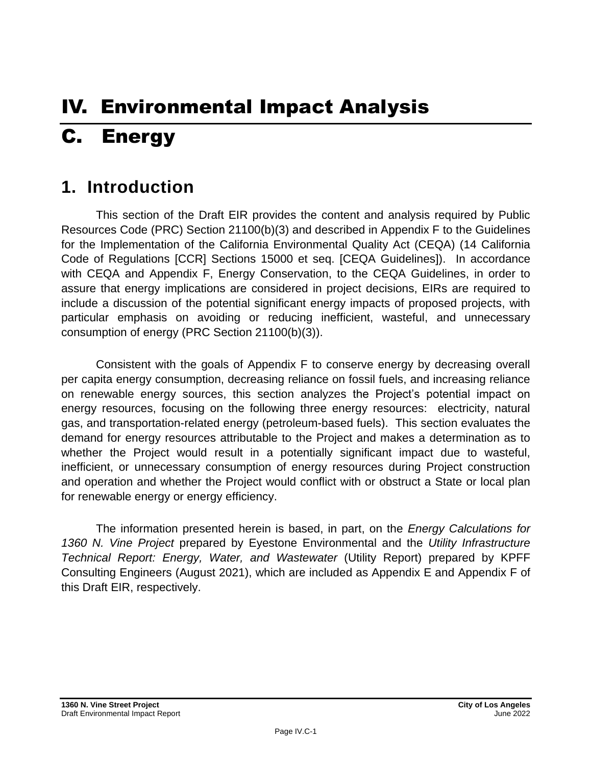# IV. Environmental Impact Analysis

# C. Energy

## 1. Introduction

This section of the Draft EIR provides the content and analysis required by Public Resources Code (PRC) Section 21100(b)(3) and described in Appendix F to the Guidelines for the Implementation of the California Environmental Quality Act (CEQA) (14 California Code of Regulations [CCR] Sections 15000 et seq. [CEQA Guidelines]). In accordance with CEQA and Appendix F, Energy Conservation, to the CEQA Guidelines, in order to assure that energy implications are considered in project decisions, EIRs are required to include a discussion of the potential significant energy impacts of proposed projects, with particular emphasis on avoiding or reducing inefficient, wasteful, and unnecessary consumption of energy (PRC Section 21100(b)(3)).

Consistent with the goals of Appendix F to conserve energy by decreasing overall per capita energy consumption, decreasing reliance on fossil fuels, and increasing reliance on renewable energy sources, this section analyzes the Project's potential impact on energy resources, focusing on the following three energy resources: electricity, natural gas, and transportation-related energy (petroleum-based fuels). This section evaluates the demand for energy resources attributable to the Project and makes a determination as to whether the Project would result in a potentially significant impact due to wasteful, inefficient, or unnecessary consumption of energy resources during Project construction and operation and whether the Project would conflict with or obstruct a State or local plan for renewable energy or energy efficiency.

The information presented herein is based, in part, on the *Energy Calculations for 1360 N. Vine Project* prepared by Eyestone Environmental and the *Utility Infrastructure Technical Report: Energy, Water, and Wastewater* (Utility Report) prepared by KPFF Consulting Engineers (August 2021), which are included as Appendix E and Appendix F of this Draft EIR, respectively.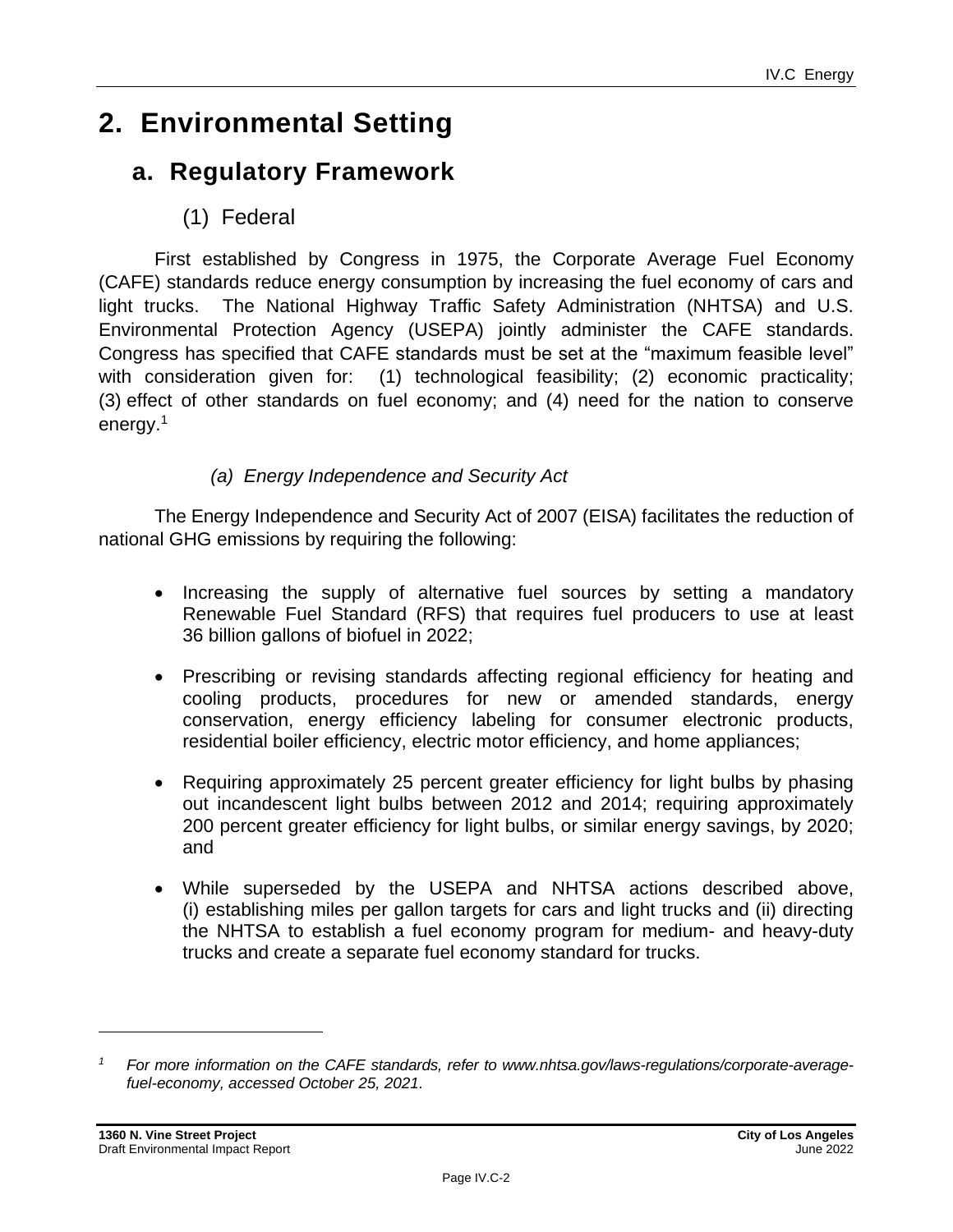# 2. Environmental Setting

## a. Regulatory Framework

### (1) Federal

First established by Congress in 1975, the Corporate Average Fuel Economy (CAFE) standards reduce energy consumption by increasing the fuel economy of cars and light trucks. The National Highway Traffic Safety Administration (NHTSA) and U.S. Environmental Protection Agency (USEPA) jointly administer the CAFE standards. Congress has specified that CAFE standards must be set at the "maximum feasible level" with consideration given for: (1) technological feasibility; (2) economic practicality; (3) effect of other standards on fuel economy; and (4) need for the nation to conserve energy.[1]

#### *(a) Energy Independence and Security Act*

The Energy Independence and Security Act of 2007 (EISA) facilitates the reduction of national GHG emissions by requiring the following:

- Increasing the supply of alternative fuel sources by setting a mandatory Renewable Fuel Standard (RFS) that requires fuel producers to use at least 36 billion gallons of biofuel in 2022;
- Prescribing or revising standards affecting regional efficiency for heating and cooling products, procedures for new or amended standards, energy conservation, energy efficiency labeling for consumer electronic products, residential boiler efficiency, electric motor efficiency, and home appliances;
- Requiring approximately 25 percent greater efficiency for light bulbs by phasing out incandescent light bulbs between 2012 and 2014; requiring approximately 200 percent greater efficiency for light bulbs, or similar energy savings, by 2020; and
- While superseded by the USEPA and NHTSA actions described above, (i) establishing miles per gallon targets for cars and light trucks and (ii) directing the NHTSA to establish a fuel economy program for medium- and heavy-duty trucks and create a separate fuel economy standard for trucks.

---

[1] *For more information on the CAFE standards, refer to www.nhtsa.gov/laws-regulations/corporate-average-fuel-economy, accessed October 25, 2021.*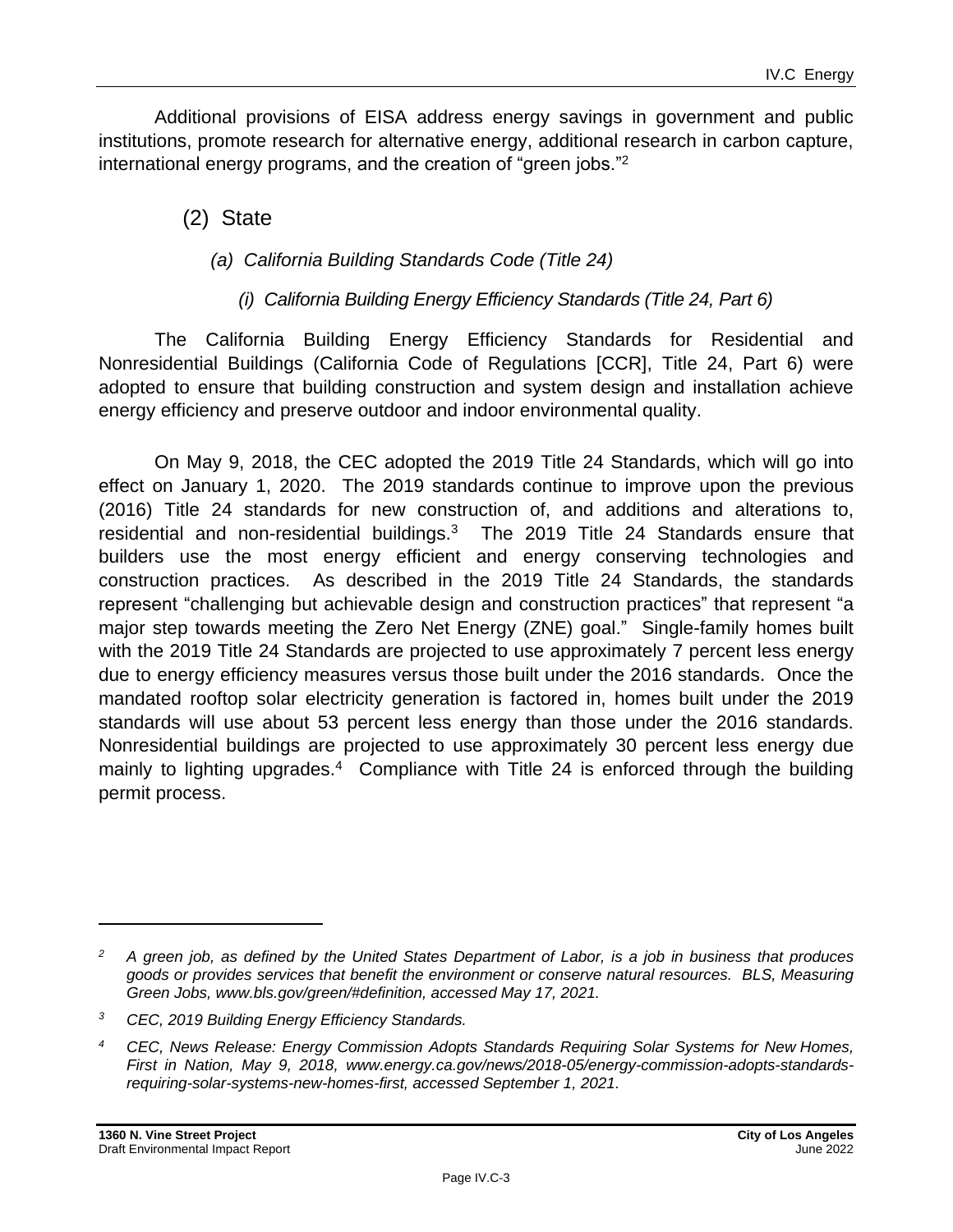Additional provisions of EISA address energy savings in government and public institutions, promote research for alternative energy, additional research in carbon capture, international energy programs, and the creation of "green jobs."[2]

### (2) State

#### *(a) California Building Standards Code (Title 24)*

##### *(i) California Building Energy Efficiency Standards (Title 24, Part 6)*

The California Building Energy Efficiency Standards for Residential and Nonresidential Buildings (California Code of Regulations [CCR], Title 24, Part 6) were adopted to ensure that building construction and system design and installation achieve energy efficiency and preserve outdoor and indoor environmental quality.

On May 9, 2018, the CEC adopted the 2019 Title 24 Standards, which will go into effect on January 1, 2020. The 2019 standards continue to improve upon the previous (2016) Title 24 standards for new construction of, and additions and alterations to, residential and non-residential buildings.[3] The 2019 Title 24 Standards ensure that builders use the most energy efficient and energy conserving technologies and construction practices. As described in the 2019 Title 24 Standards, the standards represent "challenging but achievable design and construction practices" that represent "a major step towards meeting the Zero Net Energy (ZNE) goal." Single-family homes built with the 2019 Title 24 Standards are projected to use approximately 7 percent less energy due to energy efficiency measures versus those built under the 2016 standards. Once the mandated rooftop solar electricity generation is factored in, homes built under the 2019 standards will use about 53 percent less energy than those under the 2016 standards. Nonresidential buildings are projected to use approximately 30 percent less energy due mainly to lighting upgrades.[4] Compliance with Title 24 is enforced through the building permit process.

---

[2] *A green job, as defined by the United States Department of Labor, is a job in business that produces goods or provides services that benefit the environment or conserve natural resources. BLS, Measuring Green Jobs, www.bls.gov/green/#definition, accessed May 17, 2021.*

[3] *CEC, 2019 Building Energy Efficiency Standards.*

[4] *CEC, News Release: Energy Commission Adopts Standards Requiring Solar Systems for New Homes, First in Nation, May 9, 2018, www.energy.ca.gov/news/2018-05/energy-commission-adopts-standards-requiring-solar-systems-new-homes-first, accessed September 1, 2021.*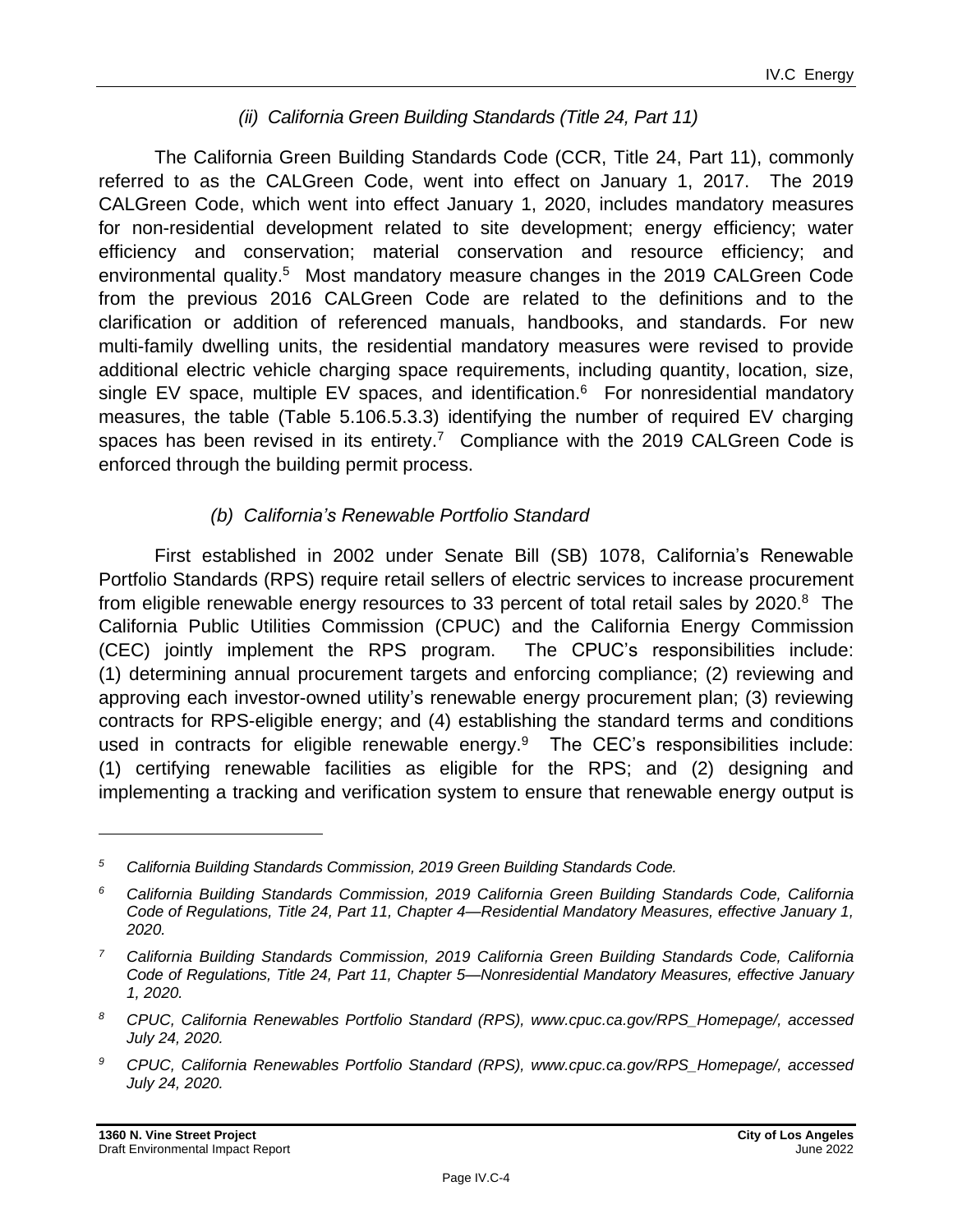### *(ii) California Green Building Standards (Title 24, Part 11)*

The California Green Building Standards Code (CCR, Title 24, Part 11), commonly referred to as the CALGreen Code, went into effect on January 1, 2017. The 2019 CALGreen Code, which went into effect January 1, 2020, includes mandatory measures for non-residential development related to site development; energy efficiency; water efficiency and conservation; material conservation and resource efficiency; and environmental quality.[5] Most mandatory measure changes in the 2019 CALGreen Code from the previous 2016 CALGreen Code are related to the definitions and to the clarification or addition of referenced manuals, handbooks, and standards. For new multi-family dwelling units, the residential mandatory measures were revised to provide additional electric vehicle charging space requirements, including quantity, location, size, single EV space, multiple EV spaces, and identification.[6] For nonresidential mandatory measures, the table (Table 5.106.5.3.3) identifying the number of required EV charging spaces has been revised in its entirety.[7] Compliance with the 2019 CALGreen Code is enforced through the building permit process.

### *(b) California's Renewable Portfolio Standard*

First established in 2002 under Senate Bill (SB) 1078, California's Renewable Portfolio Standards (RPS) require retail sellers of electric services to increase procurement from eligible renewable energy resources to 33 percent of total retail sales by 2020.[8] The California Public Utilities Commission (CPUC) and the California Energy Commission (CEC) jointly implement the RPS program. The CPUC's responsibilities include: (1) determining annual procurement targets and enforcing compliance; (2) reviewing and approving each investor-owned utility's renewable energy procurement plan; (3) reviewing contracts for RPS-eligible energy; and (4) establishing the standard terms and conditions used in contracts for eligible renewable energy.[9] The CEC's responsibilities include: (1) certifying renewable facilities as eligible for the RPS; and (2) designing and implementing a tracking and verification system to ensure that renewable energy output is

---

*5 California Building Standards Commission, 2019 Green Building Standards Code.*

*6 California Building Standards Commission, 2019 California Green Building Standards Code, California Code of Regulations, Title 24, Part 11, Chapter 4—Residential Mandatory Measures, effective January 1, 2020.*

*7 California Building Standards Commission, 2019 California Green Building Standards Code, California Code of Regulations, Title 24, Part 11, Chapter 5—Nonresidential Mandatory Measures, effective January 1, 2020.*

*8 CPUC, California Renewables Portfolio Standard (RPS), www.cpuc.ca.gov/RPS_Homepage/, accessed July 24, 2020.*

*9 CPUC, California Renewables Portfolio Standard (RPS), www.cpuc.ca.gov/RPS_Homepage/, accessed July 24, 2020.*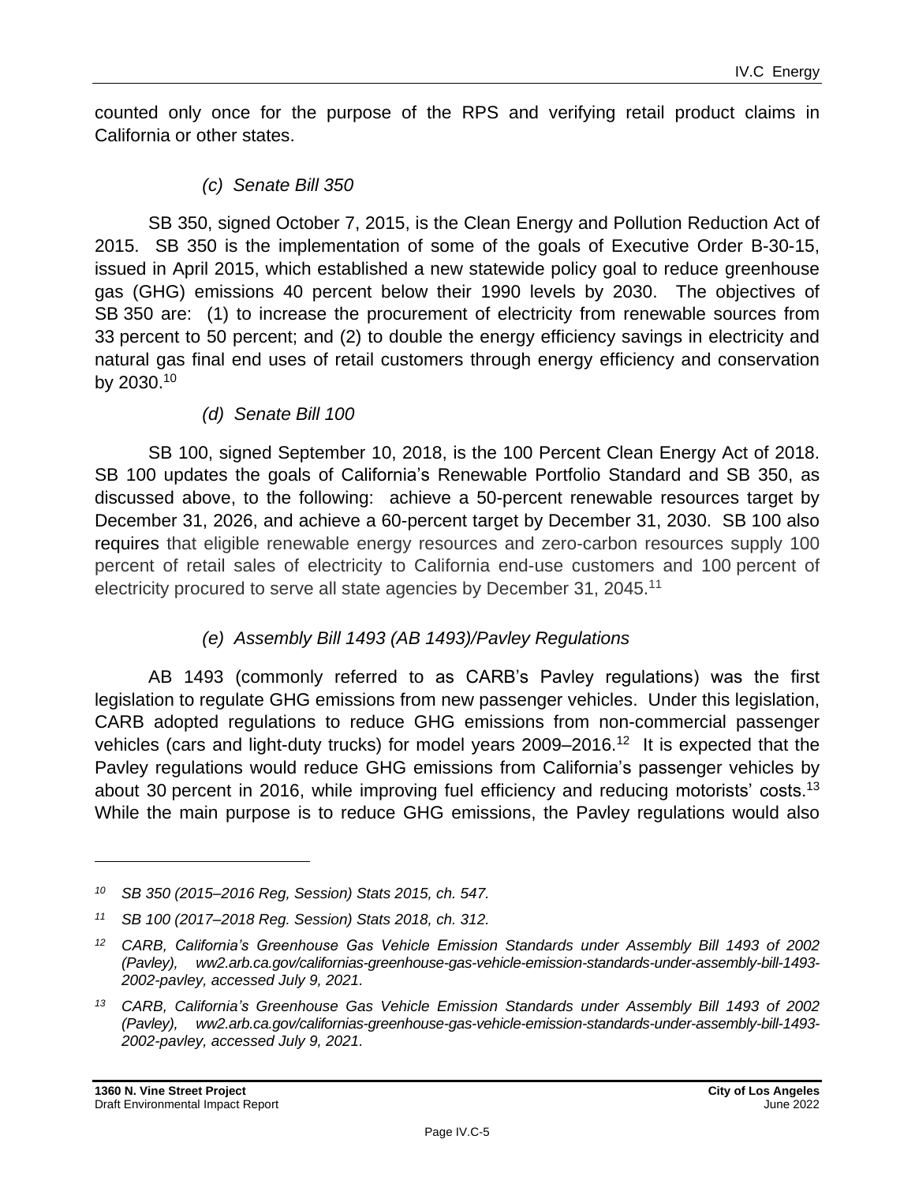counted only once for the purpose of the RPS and verifying retail product claims in California or other states.

*(c) Senate Bill 350*

SB 350, signed October 7, 2015, is the Clean Energy and Pollution Reduction Act of 2015. SB 350 is the implementation of some of the goals of Executive Order B-30-15, issued in April 2015, which established a new statewide policy goal to reduce greenhouse gas (GHG) emissions 40 percent below their 1990 levels by 2030. The objectives of SB 350 are: (1) to increase the procurement of electricity from renewable sources from 33 percent to 50 percent; and (2) to double the energy efficiency savings in electricity and natural gas final end uses of retail customers through energy efficiency and conservation by 2030.[10]

*(d) Senate Bill 100*

SB 100, signed September 10, 2018, is the 100 Percent Clean Energy Act of 2018. SB 100 updates the goals of California's Renewable Portfolio Standard and SB 350, as discussed above, to the following: achieve a 50-percent renewable resources target by December 31, 2026, and achieve a 60-percent target by December 31, 2030. SB 100 also requires that eligible renewable energy resources and zero-carbon resources supply 100 percent of retail sales of electricity to California end-use customers and 100 percent of electricity procured to serve all state agencies by December 31, 2045.[11]

*(e) Assembly Bill 1493 (AB 1493)/Pavley Regulations*

AB 1493 (commonly referred to as CARB's Pavley regulations) was the first legislation to regulate GHG emissions from new passenger vehicles. Under this legislation, CARB adopted regulations to reduce GHG emissions from non-commercial passenger vehicles (cars and light-duty trucks) for model years 2009–2016.[12] It is expected that the Pavley regulations would reduce GHG emissions from California's passenger vehicles by about 30 percent in 2016, while improving fuel efficiency and reducing motorists' costs.[13] While the main purpose is to reduce GHG emissions, the Pavley regulations would also

---

*[10] SB 350 (2015–2016 Reg, Session) Stats 2015, ch. 547.*

*[11] SB 100 (2017–2018 Reg. Session) Stats 2018, ch. 312.*

*[12] CARB, California's Greenhouse Gas Vehicle Emission Standards under Assembly Bill 1493 of 2002 (Pavley), ww2.arb.ca.gov/californias-greenhouse-gas-vehicle-emission-standards-under-assembly-bill-1493-2002-pavley, accessed July 9, 2021.*

*[13] CARB, California's Greenhouse Gas Vehicle Emission Standards under Assembly Bill 1493 of 2002 (Pavley), ww2.arb.ca.gov/californias-greenhouse-gas-vehicle-emission-standards-under-assembly-bill-1493-2002-pavley, accessed July 9, 2021.*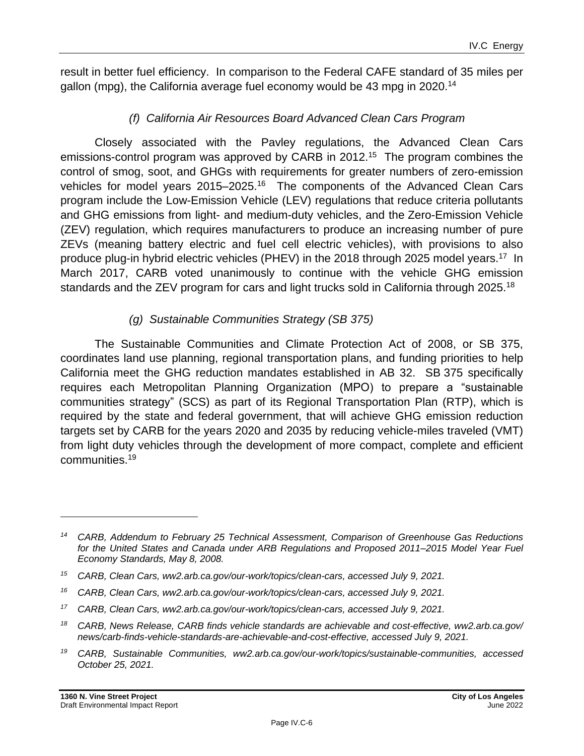result in better fuel efficiency. In comparison to the Federal CAFE standard of 35 miles per gallon (mpg), the California average fuel economy would be 43 mpg in 2020.[14]

#### *(f) California Air Resources Board Advanced Clean Cars Program*

Closely associated with the Pavley regulations, the Advanced Clean Cars emissions-control program was approved by CARB in 2012.[15] The program combines the control of smog, soot, and GHGs with requirements for greater numbers of zero-emission vehicles for model years 2015–2025.[16] The components of the Advanced Clean Cars program include the Low-Emission Vehicle (LEV) regulations that reduce criteria pollutants and GHG emissions from light- and medium-duty vehicles, and the Zero-Emission Vehicle (ZEV) regulation, which requires manufacturers to produce an increasing number of pure ZEVs (meaning battery electric and fuel cell electric vehicles), with provisions to also produce plug-in hybrid electric vehicles (PHEV) in the 2018 through 2025 model years.[17] In March 2017, CARB voted unanimously to continue with the vehicle GHG emission standards and the ZEV program for cars and light trucks sold in California through 2025.[18]

#### *(g) Sustainable Communities Strategy (SB 375)*

The Sustainable Communities and Climate Protection Act of 2008, or SB 375, coordinates land use planning, regional transportation plans, and funding priorities to help California meet the GHG reduction mandates established in AB 32. SB 375 specifically requires each Metropolitan Planning Organization (MPO) to prepare a "sustainable communities strategy" (SCS) as part of its Regional Transportation Plan (RTP), which is required by the state and federal government, that will achieve GHG emission reduction targets set by CARB for the years 2020 and 2035 by reducing vehicle-miles traveled (VMT) from light duty vehicles through the development of more compact, complete and efficient communities.[19]

---

*[14] CARB, Addendum to February 25 Technical Assessment, Comparison of Greenhouse Gas Reductions for the United States and Canada under ARB Regulations and Proposed 2011–2015 Model Year Fuel Economy Standards, May 8, 2008.*

*[15] CARB, Clean Cars, ww2.arb.ca.gov/our-work/topics/clean-cars, accessed July 9, 2021.*

*[16] CARB, Clean Cars, ww2.arb.ca.gov/our-work/topics/clean-cars, accessed July 9, 2021.*

*[17] CARB, Clean Cars, ww2.arb.ca.gov/our-work/topics/clean-cars, accessed July 9, 2021.*

*[18] CARB, News Release, CARB finds vehicle standards are achievable and cost-effective, ww2.arb.ca.gov/news/carb-finds-vehicle-standards-are-achievable-and-cost-effective, accessed July 9, 2021.*

*[19] CARB, Sustainable Communities, ww2.arb.ca.gov/our-work/topics/sustainable-communities, accessed October 25, 2021.*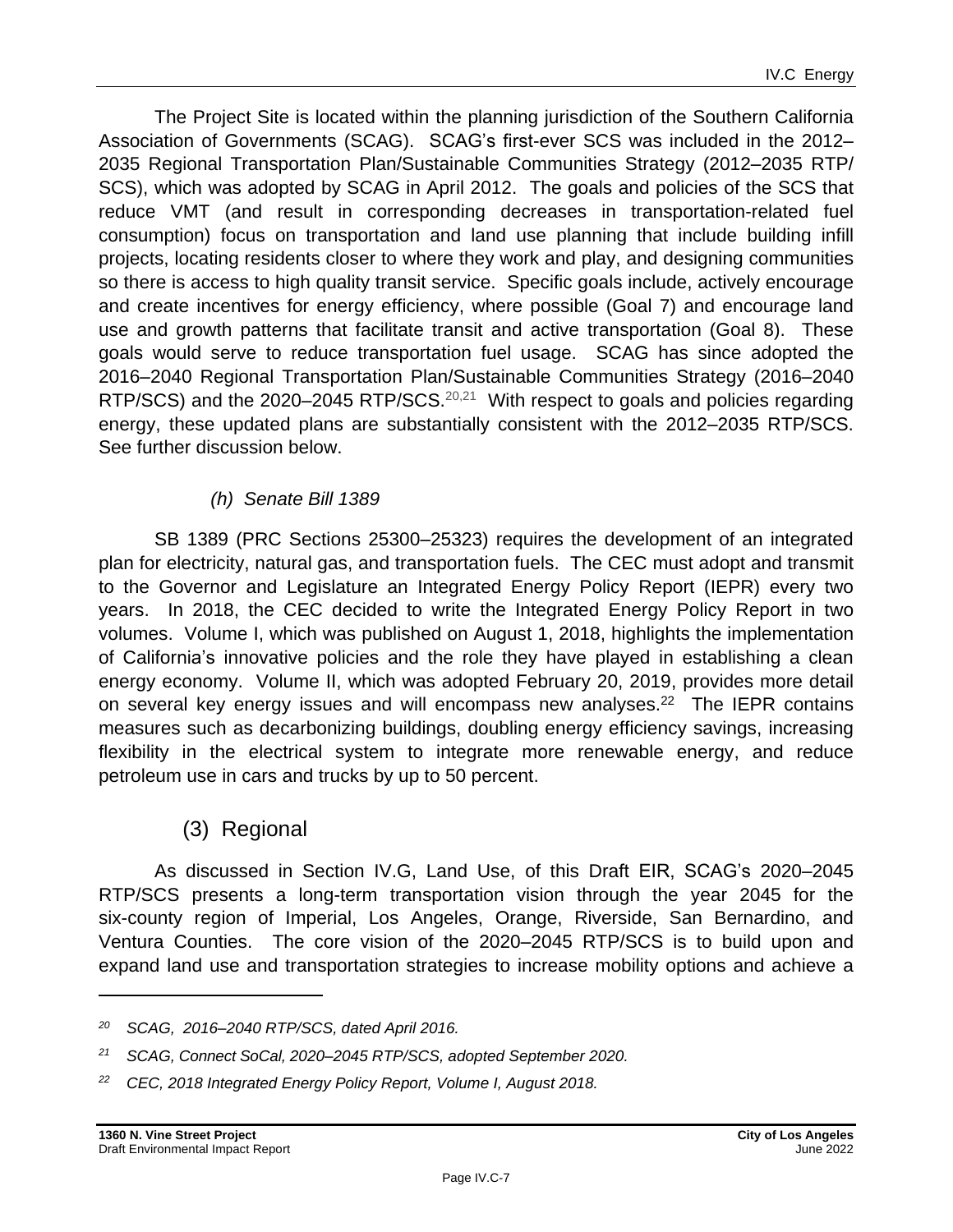The Project Site is located within the planning jurisdiction of the Southern California Association of Governments (SCAG). SCAG's first-ever SCS was included in the 2012–2035 Regional Transportation Plan/Sustainable Communities Strategy (2012–2035 RTP/SCS), which was adopted by SCAG in April 2012. The goals and policies of the SCS that reduce VMT (and result in corresponding decreases in transportation-related fuel consumption) focus on transportation and land use planning that include building infill projects, locating residents closer to where they work and play, and designing communities so there is access to high quality transit service. Specific goals include, actively encourage and create incentives for energy efficiency, where possible (Goal 7) and encourage land use and growth patterns that facilitate transit and active transportation (Goal 8). These goals would serve to reduce transportation fuel usage. SCAG has since adopted the 2016–2040 Regional Transportation Plan/Sustainable Communities Strategy (2016–2040 RTP/SCS) and the 2020–2045 RTP/SCS.[20,21] With respect to goals and policies regarding energy, these updated plans are substantially consistent with the 2012–2035 RTP/SCS. See further discussion below.

*(h) Senate Bill 1389*

SB 1389 (PRC Sections 25300–25323) requires the development of an integrated plan for electricity, natural gas, and transportation fuels. The CEC must adopt and transmit to the Governor and Legislature an Integrated Energy Policy Report (IEPR) every two years. In 2018, the CEC decided to write the Integrated Energy Policy Report in two volumes. Volume I, which was published on August 1, 2018, highlights the implementation of California's innovative policies and the role they have played in establishing a clean energy economy. Volume II, which was adopted February 20, 2019, provides more detail on several key energy issues and will encompass new analyses.[22] The IEPR contains measures such as decarbonizing buildings, doubling energy efficiency savings, increasing flexibility in the electrical system to integrate more renewable energy, and reduce petroleum use in cars and trucks by up to 50 percent.

### (3) Regional

As discussed in Section IV.G, Land Use, of this Draft EIR, SCAG's 2020–2045 RTP/SCS presents a long-term transportation vision through the year 2045 for the six-county region of Imperial, Los Angeles, Orange, Riverside, San Bernardino, and Ventura Counties. The core vision of the 2020–2045 RTP/SCS is to build upon and expand land use and transportation strategies to increase mobility options and achieve a

---

[20] *SCAG, 2016–2040 RTP/SCS, dated April 2016.*

[21] *SCAG, Connect SoCal, 2020–2045 RTP/SCS, adopted September 2020.*

[22] *CEC, 2018 Integrated Energy Policy Report, Volume I, August 2018.*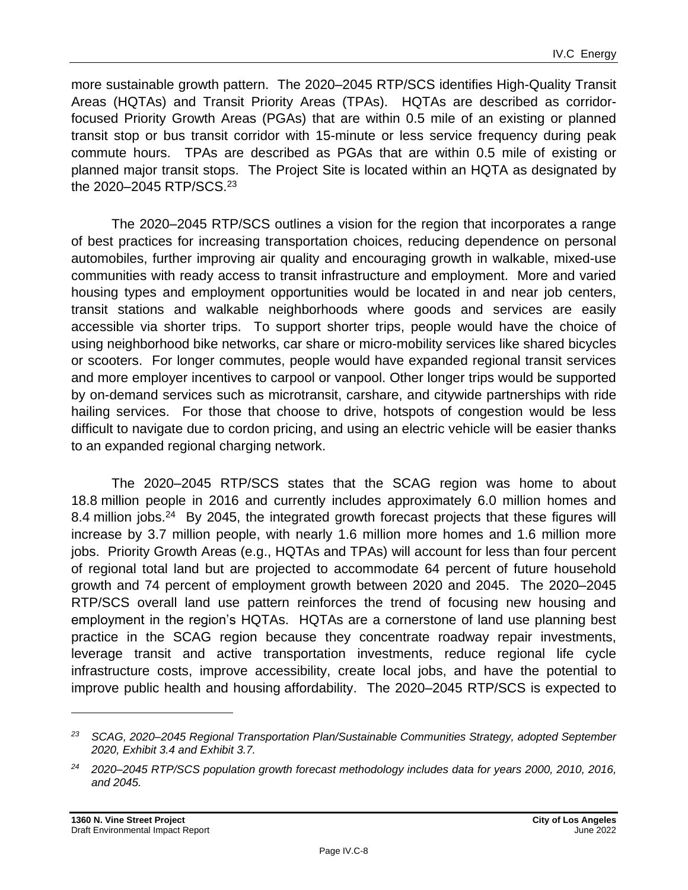more sustainable growth pattern. The 2020–2045 RTP/SCS identifies High-Quality Transit Areas (HQTAs) and Transit Priority Areas (TPAs). HQTAs are described as corridor-focused Priority Growth Areas (PGAs) that are within 0.5 mile of an existing or planned transit stop or bus transit corridor with 15-minute or less service frequency during peak commute hours. TPAs are described as PGAs that are within 0.5 mile of existing or planned major transit stops. The Project Site is located within an HQTA as designated by the 2020–2045 RTP/SCS.[23]

The 2020–2045 RTP/SCS outlines a vision for the region that incorporates a range of best practices for increasing transportation choices, reducing dependence on personal automobiles, further improving air quality and encouraging growth in walkable, mixed-use communities with ready access to transit infrastructure and employment. More and varied housing types and employment opportunities would be located in and near job centers, transit stations and walkable neighborhoods where goods and services are easily accessible via shorter trips. To support shorter trips, people would have the choice of using neighborhood bike networks, car share or micro-mobility services like shared bicycles or scooters. For longer commutes, people would have expanded regional transit services and more employer incentives to carpool or vanpool. Other longer trips would be supported by on-demand services such as microtransit, carshare, and citywide partnerships with ride hailing services. For those that choose to drive, hotspots of congestion would be less difficult to navigate due to cordon pricing, and using an electric vehicle will be easier thanks to an expanded regional charging network.

The 2020–2045 RTP/SCS states that the SCAG region was home to about 18.8 million people in 2016 and currently includes approximately 6.0 million homes and 8.4 million jobs.[24] By 2045, the integrated growth forecast projects that these figures will increase by 3.7 million people, with nearly 1.6 million more homes and 1.6 million more jobs. Priority Growth Areas (e.g., HQTAs and TPAs) will account for less than four percent of regional total land but are projected to accommodate 64 percent of future household growth and 74 percent of employment growth between 2020 and 2045. The 2020–2045 RTP/SCS overall land use pattern reinforces the trend of focusing new housing and employment in the region's HQTAs. HQTAs are a cornerstone of land use planning best practice in the SCAG region because they concentrate roadway repair investments, leverage transit and active transportation investments, reduce regional life cycle infrastructure costs, improve accessibility, create local jobs, and have the potential to improve public health and housing affordability. The 2020–2045 RTP/SCS is expected to

---

[23] *SCAG, 2020–2045 Regional Transportation Plan/Sustainable Communities Strategy, adopted September 2020, Exhibit 3.4 and Exhibit 3.7.*

[24] *2020–2045 RTP/SCS population growth forecast methodology includes data for years 2000, 2010, 2016, and 2045.*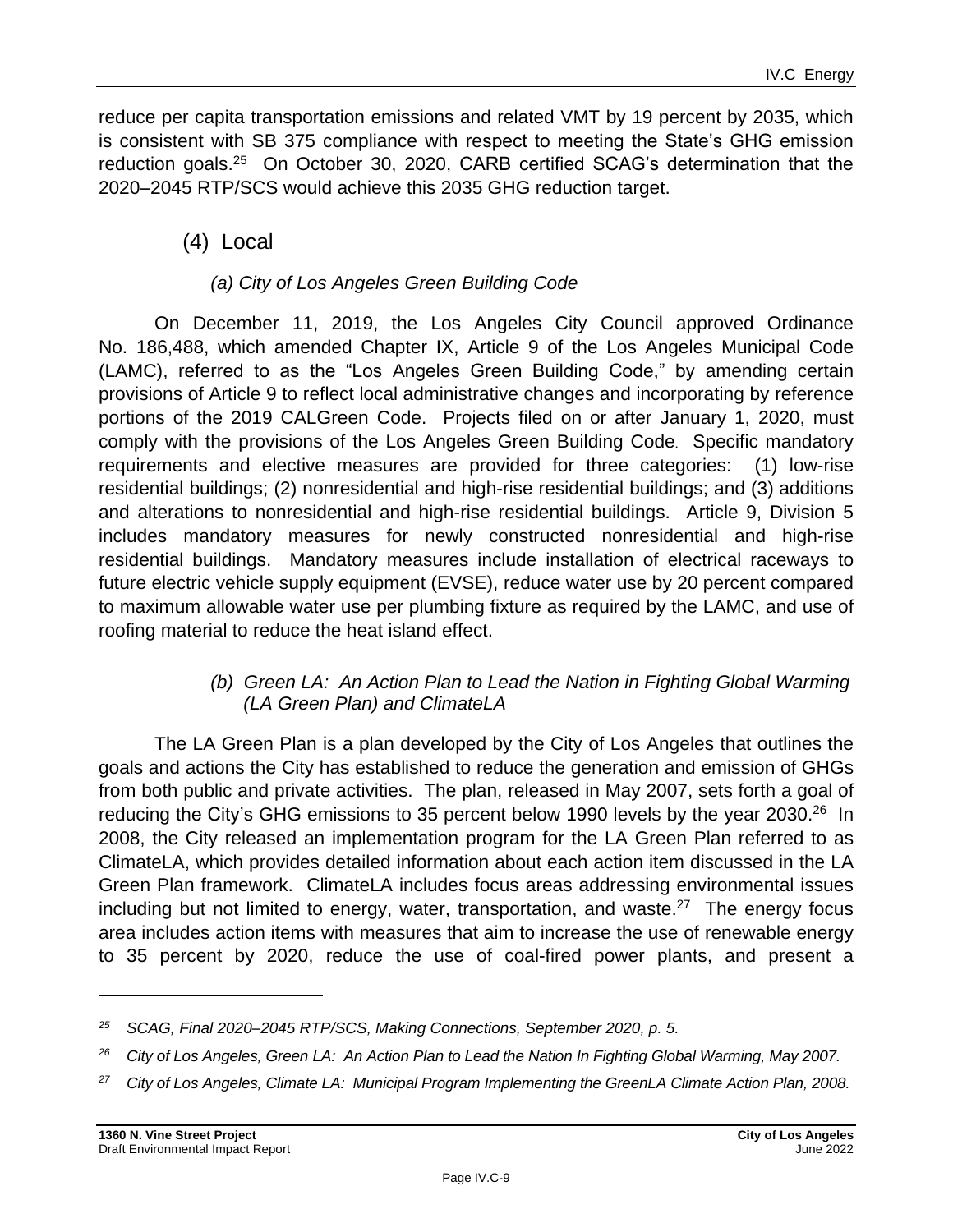reduce per capita transportation emissions and related VMT by 19 percent by 2035, which is consistent with SB 375 compliance with respect to meeting the State's GHG emission reduction goals.[25] On October 30, 2020, CARB certified SCAG's determination that the 2020–2045 RTP/SCS would achieve this 2035 GHG reduction target.

### (4) Local

#### *(a) City of Los Angeles Green Building Code*

On December 11, 2019, the Los Angeles City Council approved Ordinance No. 186,488, which amended Chapter IX, Article 9 of the Los Angeles Municipal Code (LAMC), referred to as the "Los Angeles Green Building Code," by amending certain provisions of Article 9 to reflect local administrative changes and incorporating by reference portions of the 2019 CALGreen Code. Projects filed on or after January 1, 2020, must comply with the provisions of the Los Angeles Green Building Code. Specific mandatory requirements and elective measures are provided for three categories: (1) low-rise residential buildings; (2) nonresidential and high-rise residential buildings; and (3) additions and alterations to nonresidential and high-rise residential buildings. Article 9, Division 5 includes mandatory measures for newly constructed nonresidential and high-rise residential buildings. Mandatory measures include installation of electrical raceways to future electric vehicle supply equipment (EVSE), reduce water use by 20 percent compared to maximum allowable water use per plumbing fixture as required by the LAMC, and use of roofing material to reduce the heat island effect.

#### *(b) Green LA: An Action Plan to Lead the Nation in Fighting Global Warming (LA Green Plan) and ClimateLA*

The LA Green Plan is a plan developed by the City of Los Angeles that outlines the goals and actions the City has established to reduce the generation and emission of GHGs from both public and private activities. The plan, released in May 2007, sets forth a goal of reducing the City's GHG emissions to 35 percent below 1990 levels by the year 2030.[26] In 2008, the City released an implementation program for the LA Green Plan referred to as ClimateLA, which provides detailed information about each action item discussed in the LA Green Plan framework. ClimateLA includes focus areas addressing environmental issues including but not limited to energy, water, transportation, and waste.[27] The energy focus area includes action items with measures that aim to increase the use of renewable energy to 35 percent by 2020, reduce the use of coal-fired power plants, and present a

---

[25] *SCAG, Final 2020–2045 RTP/SCS, Making Connections, September 2020, p. 5.*

[26] *City of Los Angeles, Green LA: An Action Plan to Lead the Nation In Fighting Global Warming, May 2007.*

[27] *City of Los Angeles, Climate LA: Municipal Program Implementing the GreenLA Climate Action Plan, 2008.*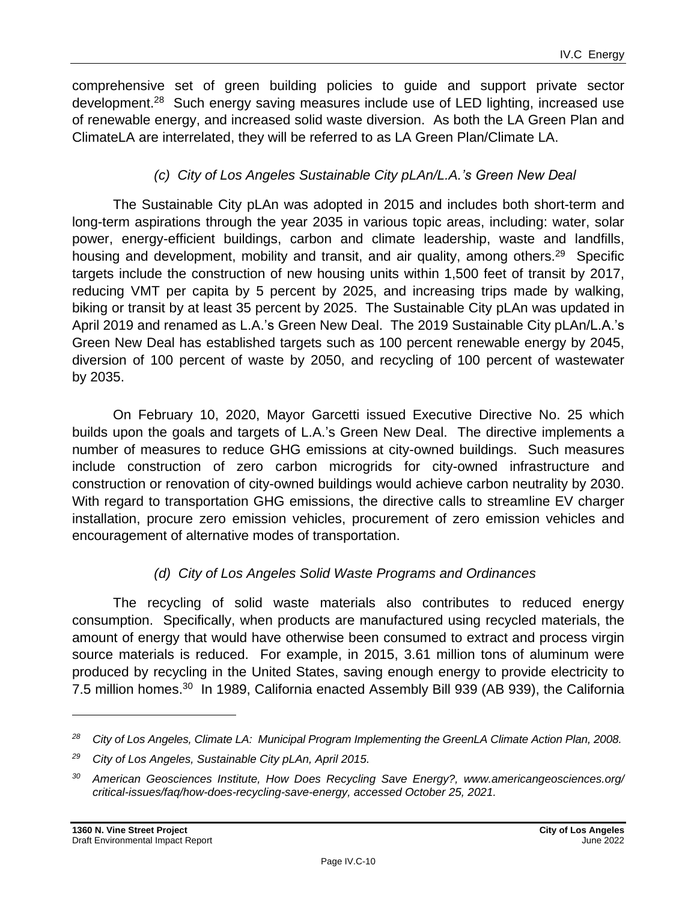comprehensive set of green building policies to guide and support private sector development.[28] Such energy saving measures include use of LED lighting, increased use of renewable energy, and increased solid waste diversion. As both the LA Green Plan and ClimateLA are interrelated, they will be referred to as LA Green Plan/Climate LA.

### *(c) City of Los Angeles Sustainable City pLAn/L.A.'s Green New Deal*

The Sustainable City pLAn was adopted in 2015 and includes both short-term and long-term aspirations through the year 2035 in various topic areas, including: water, solar power, energy-efficient buildings, carbon and climate leadership, waste and landfills, housing and development, mobility and transit, and air quality, among others.[29] Specific targets include the construction of new housing units within 1,500 feet of transit by 2017, reducing VMT per capita by 5 percent by 2025, and increasing trips made by walking, biking or transit by at least 35 percent by 2025. The Sustainable City pLAn was updated in April 2019 and renamed as L.A.'s Green New Deal. The 2019 Sustainable City pLAn/L.A.'s Green New Deal has established targets such as 100 percent renewable energy by 2045, diversion of 100 percent of waste by 2050, and recycling of 100 percent of wastewater by 2035.

On February 10, 2020, Mayor Garcetti issued Executive Directive No. 25 which builds upon the goals and targets of L.A.'s Green New Deal. The directive implements a number of measures to reduce GHG emissions at city-owned buildings. Such measures include construction of zero carbon microgrids for city-owned infrastructure and construction or renovation of city-owned buildings would achieve carbon neutrality by 2030. With regard to transportation GHG emissions, the directive calls to streamline EV charger installation, procure zero emission vehicles, procurement of zero emission vehicles and encouragement of alternative modes of transportation.

### *(d) City of Los Angeles Solid Waste Programs and Ordinances*

The recycling of solid waste materials also contributes to reduced energy consumption. Specifically, when products are manufactured using recycled materials, the amount of energy that would have otherwise been consumed to extract and process virgin source materials is reduced. For example, in 2015, 3.61 million tons of aluminum were produced by recycling in the United States, saving enough energy to provide electricity to 7.5 million homes.[30] In 1989, California enacted Assembly Bill 939 (AB 939), the California

---

[28] *City of Los Angeles, Climate LA: Municipal Program Implementing the GreenLA Climate Action Plan, 2008.*

[29] *City of Los Angeles, Sustainable City pLAn, April 2015.*

[30] *American Geosciences Institute, How Does Recycling Save Energy?, www.americangeosciences.org/critical-issues/faq/how-does-recycling-save-energy, accessed October 25, 2021.*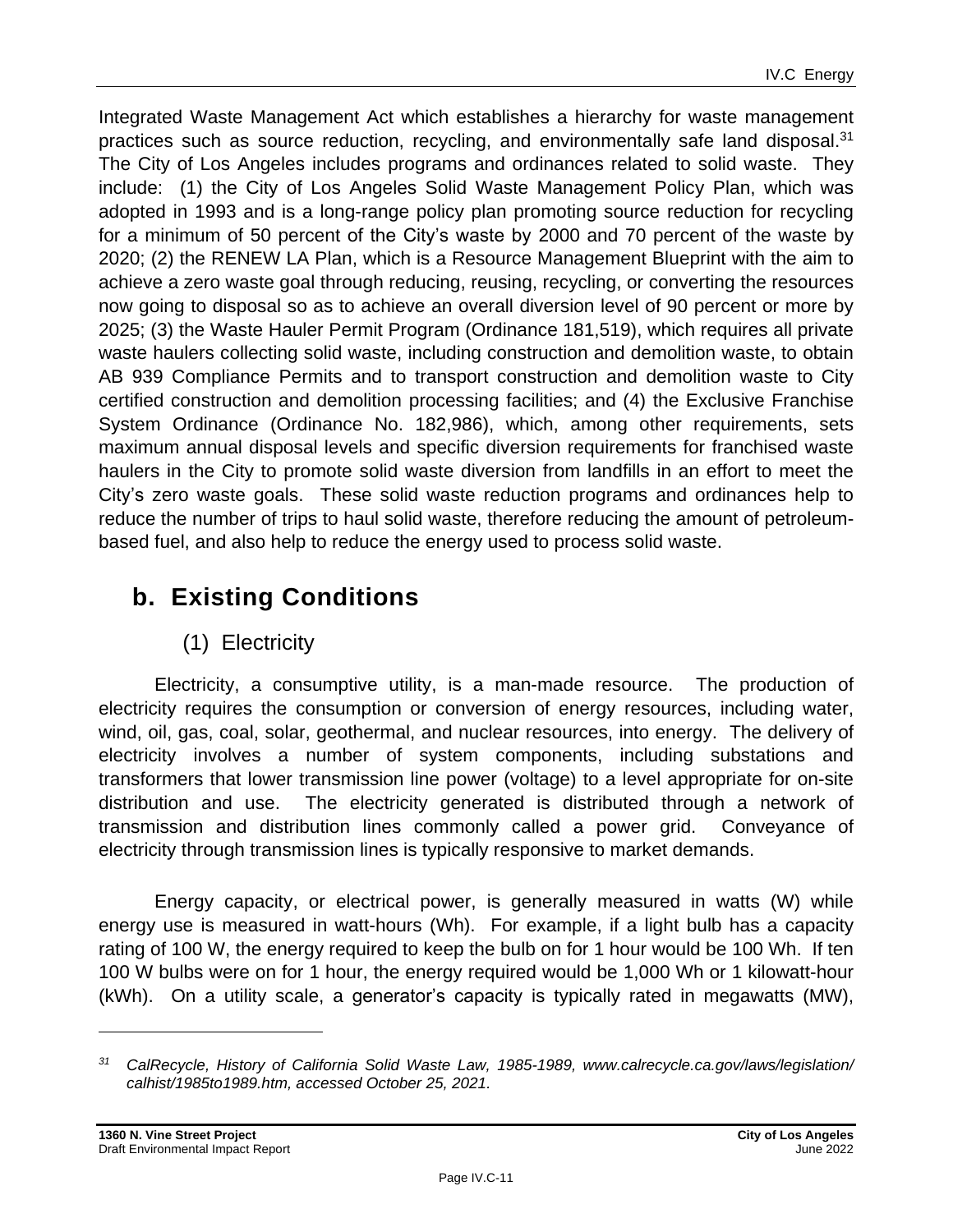Integrated Waste Management Act which establishes a hierarchy for waste management practices such as source reduction, recycling, and environmentally safe land disposal.[31] The City of Los Angeles includes programs and ordinances related to solid waste. They include: (1) the City of Los Angeles Solid Waste Management Policy Plan, which was adopted in 1993 and is a long-range policy plan promoting source reduction for recycling for a minimum of 50 percent of the City's waste by 2000 and 70 percent of the waste by 2020; (2) the RENEW LA Plan, which is a Resource Management Blueprint with the aim to achieve a zero waste goal through reducing, reusing, recycling, or converting the resources now going to disposal so as to achieve an overall diversion level of 90 percent or more by 2025; (3) the Waste Hauler Permit Program (Ordinance 181,519), which requires all private waste haulers collecting solid waste, including construction and demolition waste, to obtain AB 939 Compliance Permits and to transport construction and demolition waste to City certified construction and demolition processing facilities; and (4) the Exclusive Franchise System Ordinance (Ordinance No. 182,986), which, among other requirements, sets maximum annual disposal levels and specific diversion requirements for franchised waste haulers in the City to promote solid waste diversion from landfills in an effort to meet the City's zero waste goals. These solid waste reduction programs and ordinances help to reduce the number of trips to haul solid waste, therefore reducing the amount of petroleum-based fuel, and also help to reduce the energy used to process solid waste.

## b. Existing Conditions

### (1) Electricity

Electricity, a consumptive utility, is a man-made resource. The production of electricity requires the consumption or conversion of energy resources, including water, wind, oil, gas, coal, solar, geothermal, and nuclear resources, into energy. The delivery of electricity involves a number of system components, including substations and transformers that lower transmission line power (voltage) to a level appropriate for on-site distribution and use. The electricity generated is distributed through a network of transmission and distribution lines commonly called a power grid. Conveyance of electricity through transmission lines is typically responsive to market demands.

Energy capacity, or electrical power, is generally measured in watts (W) while energy use is measured in watt-hours (Wh). For example, if a light bulb has a capacity rating of 100 W, the energy required to keep the bulb on for 1 hour would be 100 Wh. If ten 100 W bulbs were on for 1 hour, the energy required would be 1,000 Wh or 1 kilowatt-hour (kWh). On a utility scale, a generator's capacity is typically rated in megawatts (MW),

---

[31] *CalRecycle, History of California Solid Waste Law, 1985-1989, www.calrecycle.ca.gov/laws/legislation/calhist/1985to1989.htm, accessed October 25, 2021.*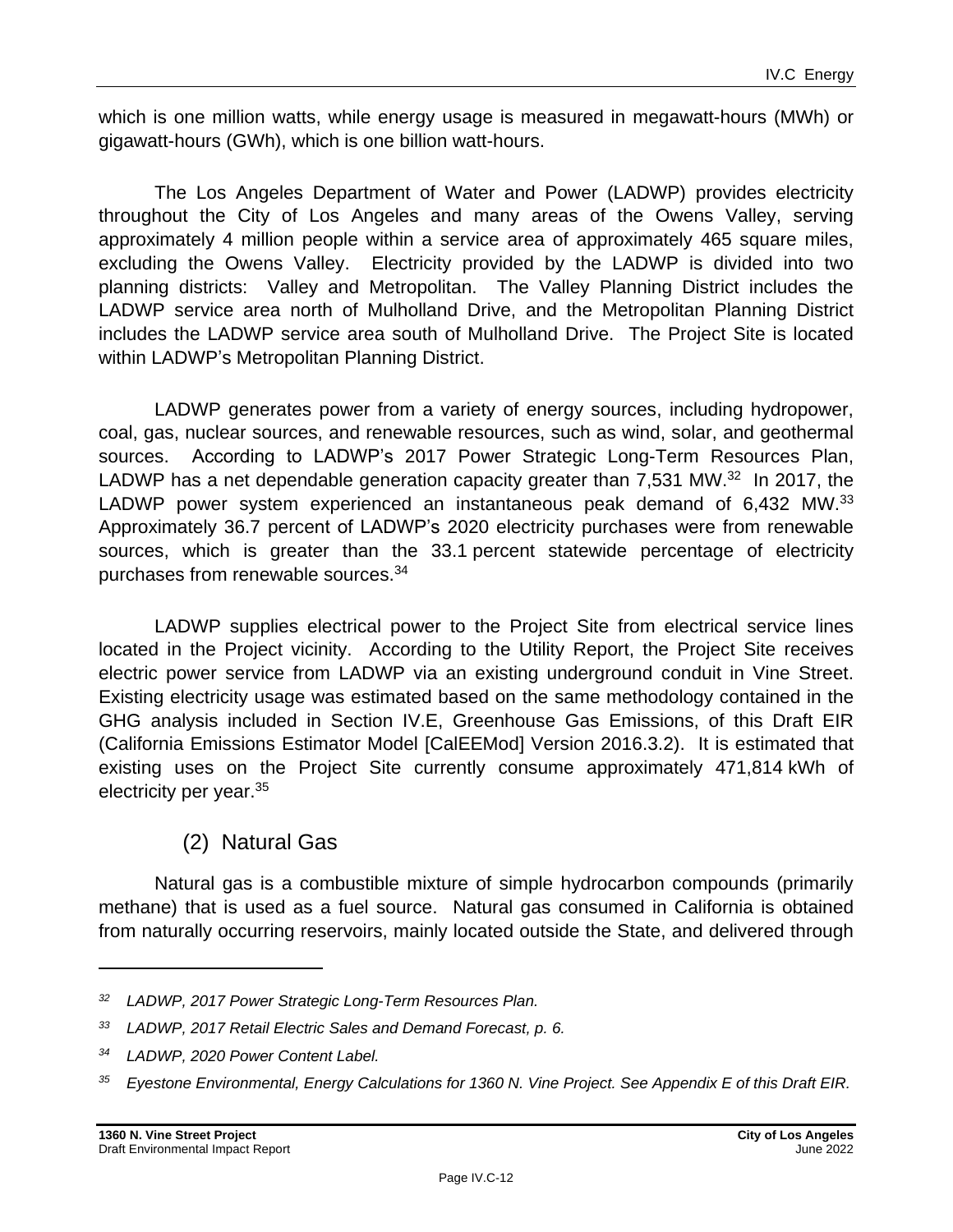which is one million watts, while energy usage is measured in megawatt-hours (MWh) or gigawatt-hours (GWh), which is one billion watt-hours.

The Los Angeles Department of Water and Power (LADWP) provides electricity throughout the City of Los Angeles and many areas of the Owens Valley, serving approximately 4 million people within a service area of approximately 465 square miles, excluding the Owens Valley. Electricity provided by the LADWP is divided into two planning districts: Valley and Metropolitan. The Valley Planning District includes the LADWP service area north of Mulholland Drive, and the Metropolitan Planning District includes the LADWP service area south of Mulholland Drive. The Project Site is located within LADWP's Metropolitan Planning District.

LADWP generates power from a variety of energy sources, including hydropower, coal, gas, nuclear sources, and renewable resources, such as wind, solar, and geothermal sources. According to LADWP's 2017 Power Strategic Long-Term Resources Plan, LADWP has a net dependable generation capacity greater than 7,531 MW.[32] In 2017, the LADWP power system experienced an instantaneous peak demand of 6,432 MW.[33] Approximately 36.7 percent of LADWP's 2020 electricity purchases were from renewable sources, which is greater than the 33.1 percent statewide percentage of electricity purchases from renewable sources.[34]

LADWP supplies electrical power to the Project Site from electrical service lines located in the Project vicinity. According to the Utility Report, the Project Site receives electric power service from LADWP via an existing underground conduit in Vine Street. Existing electricity usage was estimated based on the same methodology contained in the GHG analysis included in Section IV.E, Greenhouse Gas Emissions, of this Draft EIR (California Emissions Estimator Model [CalEEMod] Version 2016.3.2). It is estimated that existing uses on the Project Site currently consume approximately 471,814 kWh of electricity per year.[35]

### (2) Natural Gas

Natural gas is a combustible mixture of simple hydrocarbon compounds (primarily methane) that is used as a fuel source. Natural gas consumed in California is obtained from naturally occurring reservoirs, mainly located outside the State, and delivered through

---

*32 LADWP, 2017 Power Strategic Long-Term Resources Plan.*

*33 LADWP, 2017 Retail Electric Sales and Demand Forecast, p. 6.*

*34 LADWP, 2020 Power Content Label.*

*35 Eyestone Environmental, Energy Calculations for 1360 N. Vine Project. See Appendix E of this Draft EIR.*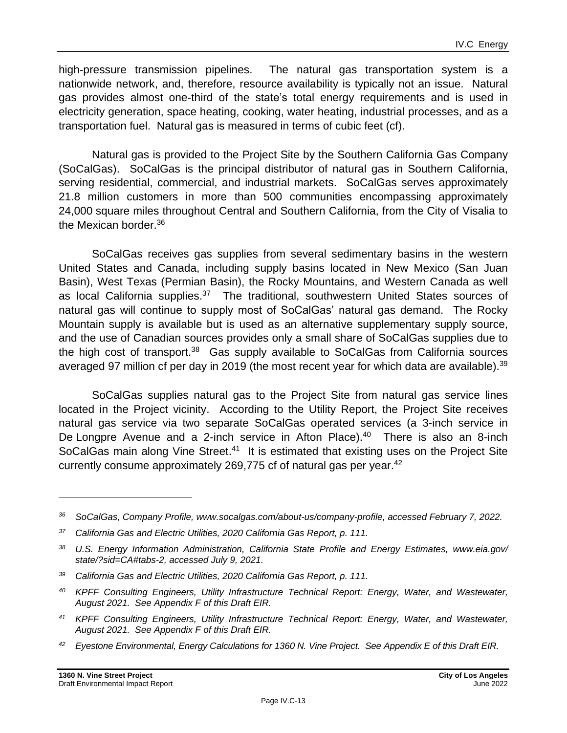high-pressure transmission pipelines. The natural gas transportation system is a nationwide network, and, therefore, resource availability is typically not an issue. Natural gas provides almost one-third of the state's total energy requirements and is used in electricity generation, space heating, cooking, water heating, industrial processes, and as a transportation fuel. Natural gas is measured in terms of cubic feet (cf).

Natural gas is provided to the Project Site by the Southern California Gas Company (SoCalGas). SoCalGas is the principal distributor of natural gas in Southern California, serving residential, commercial, and industrial markets. SoCalGas serves approximately 21.8 million customers in more than 500 communities encompassing approximately 24,000 square miles throughout Central and Southern California, from the City of Visalia to the Mexican border.[36]

SoCalGas receives gas supplies from several sedimentary basins in the western United States and Canada, including supply basins located in New Mexico (San Juan Basin), West Texas (Permian Basin), the Rocky Mountains, and Western Canada as well as local California supplies.[37] The traditional, southwestern United States sources of natural gas will continue to supply most of SoCalGas' natural gas demand. The Rocky Mountain supply is available but is used as an alternative supplementary supply source, and the use of Canadian sources provides only a small share of SoCalGas supplies due to the high cost of transport.[38] Gas supply available to SoCalGas from California sources averaged 97 million cf per day in 2019 (the most recent year for which data are available).[39]

SoCalGas supplies natural gas to the Project Site from natural gas service lines located in the Project vicinity. According to the Utility Report, the Project Site receives natural gas service via two separate SoCalGas operated services (a 3-inch service in De Longpre Avenue and a 2-inch service in Afton Place).[40] There is also an 8-inch SoCalGas main along Vine Street.[41] It is estimated that existing uses on the Project Site currently consume approximately 269,775 cf of natural gas per year.[42]

---

[36] *SoCalGas, Company Profile, www.socalgas.com/about-us/company-profile, accessed February 7, 2022.*

[37] *California Gas and Electric Utilities, 2020 California Gas Report, p. 111.*

[38] *U.S. Energy Information Administration, California State Profile and Energy Estimates, www.eia.gov/state/?sid=CA#tabs-2, accessed July 9, 2021.*

[39] *California Gas and Electric Utilities, 2020 California Gas Report, p. 111.*

[40] *KPFF Consulting Engineers, Utility Infrastructure Technical Report: Energy, Water, and Wastewater, August 2021. See Appendix F of this Draft EIR.*

[41] *KPFF Consulting Engineers, Utility Infrastructure Technical Report: Energy, Water, and Wastewater, August 2021. See Appendix F of this Draft EIR.*

[42] *Eyestone Environmental, Energy Calculations for 1360 N. Vine Project. See Appendix E of this Draft EIR.*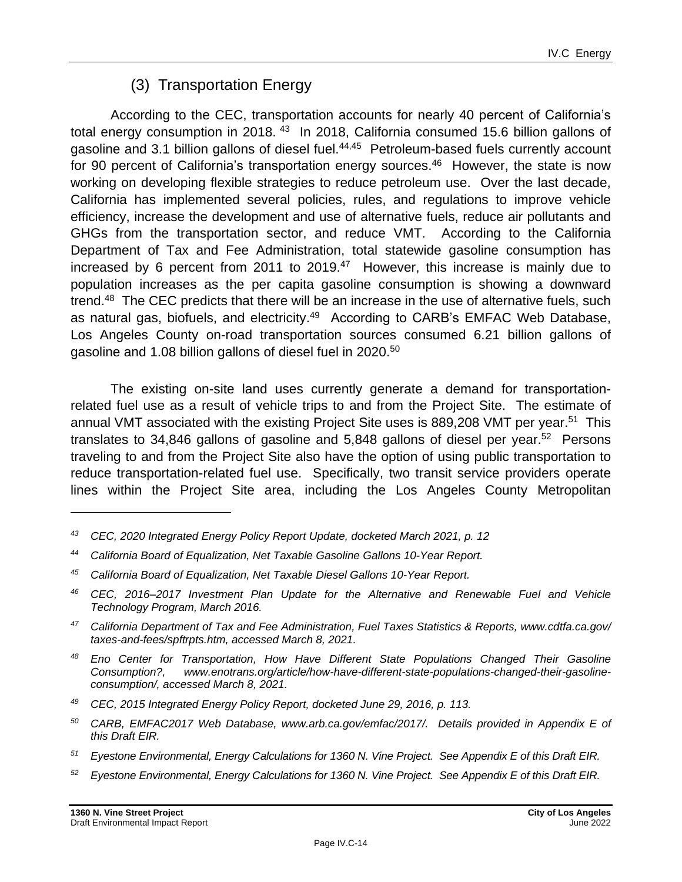### (3) Transportation Energy

According to the CEC, transportation accounts for nearly 40 percent of California's total energy consumption in 2018. [43] In 2018, California consumed 15.6 billion gallons of gasoline and 3.1 billion gallons of diesel fuel.[44,45] Petroleum-based fuels currently account for 90 percent of California's transportation energy sources.[46] However, the state is now working on developing flexible strategies to reduce petroleum use. Over the last decade, California has implemented several policies, rules, and regulations to improve vehicle efficiency, increase the development and use of alternative fuels, reduce air pollutants and GHGs from the transportation sector, and reduce VMT. According to the California Department of Tax and Fee Administration, total statewide gasoline consumption has increased by 6 percent from 2011 to 2019.[47] However, this increase is mainly due to population increases as the per capita gasoline consumption is showing a downward trend.[48] The CEC predicts that there will be an increase in the use of alternative fuels, such as natural gas, biofuels, and electricity.[49] According to CARB's EMFAC Web Database, Los Angeles County on-road transportation sources consumed 6.21 billion gallons of gasoline and 1.08 billion gallons of diesel fuel in 2020.[50]

The existing on-site land uses currently generate a demand for transportation-related fuel use as a result of vehicle trips to and from the Project Site. The estimate of annual VMT associated with the existing Project Site uses is 889,208 VMT per year.[51] This translates to 34,846 gallons of gasoline and 5,848 gallons of diesel per year.[52] Persons traveling to and from the Project Site also have the option of using public transportation to reduce transportation-related fuel use. Specifically, two transit service providers operate lines within the Project Site area, including the Los Angeles County Metropolitan

---

[43] *CEC, 2020 Integrated Energy Policy Report Update, docketed March 2021, p. 12*

[44] *California Board of Equalization, Net Taxable Gasoline Gallons 10-Year Report.*

[45] *California Board of Equalization, Net Taxable Diesel Gallons 10-Year Report.*

[46] *CEC, 2016–2017 Investment Plan Update for the Alternative and Renewable Fuel and Vehicle Technology Program, March 2016.*

[47] *California Department of Tax and Fee Administration, Fuel Taxes Statistics & Reports, www.cdtfa.ca.gov/taxes-and-fees/spftrpts.htm, accessed March 8, 2021.*

[48] *Eno Center for Transportation, How Have Different State Populations Changed Their Gasoline Consumption?, www.enotrans.org/article/how-have-different-state-populations-changed-their-gasoline-consumption/, accessed March 8, 2021.*

[49] *CEC, 2015 Integrated Energy Policy Report, docketed June 29, 2016, p. 113.*

[50] *CARB, EMFAC2017 Web Database, www.arb.ca.gov/emfac/2017/. Details provided in Appendix E of this Draft EIR.*

[51] *Eyestone Environmental, Energy Calculations for 1360 N. Vine Project. See Appendix E of this Draft EIR.*

[52] *Eyestone Environmental, Energy Calculations for 1360 N. Vine Project. See Appendix E of this Draft EIR.*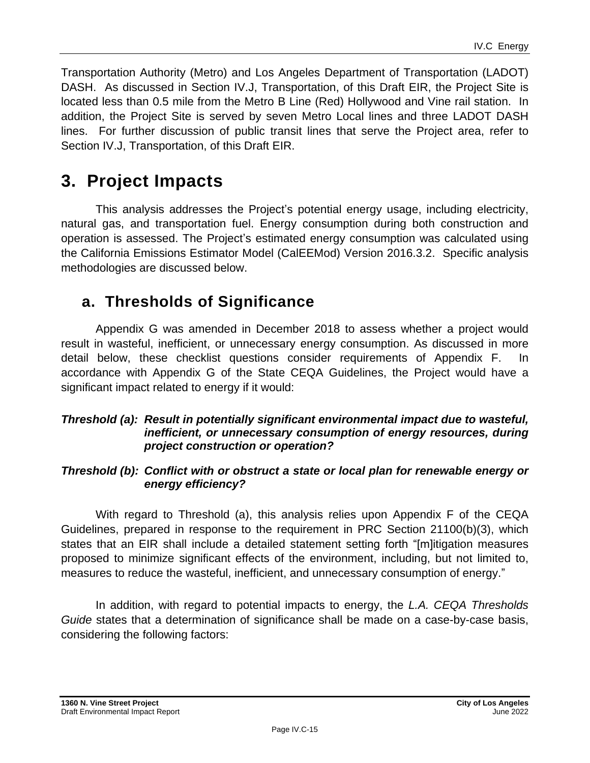Transportation Authority (Metro) and Los Angeles Department of Transportation (LADOT) DASH. As discussed in Section IV.J, Transportation, of this Draft EIR, the Project Site is located less than 0.5 mile from the Metro B Line (Red) Hollywood and Vine rail station. In addition, the Project Site is served by seven Metro Local lines and three LADOT DASH lines. For further discussion of public transit lines that serve the Project area, refer to Section IV.J, Transportation, of this Draft EIR.

# 3. Project Impacts

This analysis addresses the Project's potential energy usage, including electricity, natural gas, and transportation fuel. Energy consumption during both construction and operation is assessed. The Project's estimated energy consumption was calculated using the California Emissions Estimator Model (CalEEMod) Version 2016.3.2. Specific analysis methodologies are discussed below.

## a. Thresholds of Significance

Appendix G was amended in December 2018 to assess whether a project would result in wasteful, inefficient, or unnecessary energy consumption. As discussed in more detail below, these checklist questions consider requirements of Appendix F. In accordance with Appendix G of the State CEQA Guidelines, the Project would have a significant impact related to energy if it would:

***Threshold (a): Result in potentially significant environmental impact due to wasteful, inefficient, or unnecessary consumption of energy resources, during project construction or operation?***

***Threshold (b): Conflict with or obstruct a state or local plan for renewable energy or energy efficiency?***

With regard to Threshold (a), this analysis relies upon Appendix F of the CEQA Guidelines, prepared in response to the requirement in PRC Section 21100(b)(3), which states that an EIR shall include a detailed statement setting forth "[m]itigation measures proposed to minimize significant effects of the environment, including, but not limited to, measures to reduce the wasteful, inefficient, and unnecessary consumption of energy."

In addition, with regard to potential impacts to energy, the *L.A. CEQA Thresholds Guide* states that a determination of significance shall be made on a case-by-case basis, considering the following factors: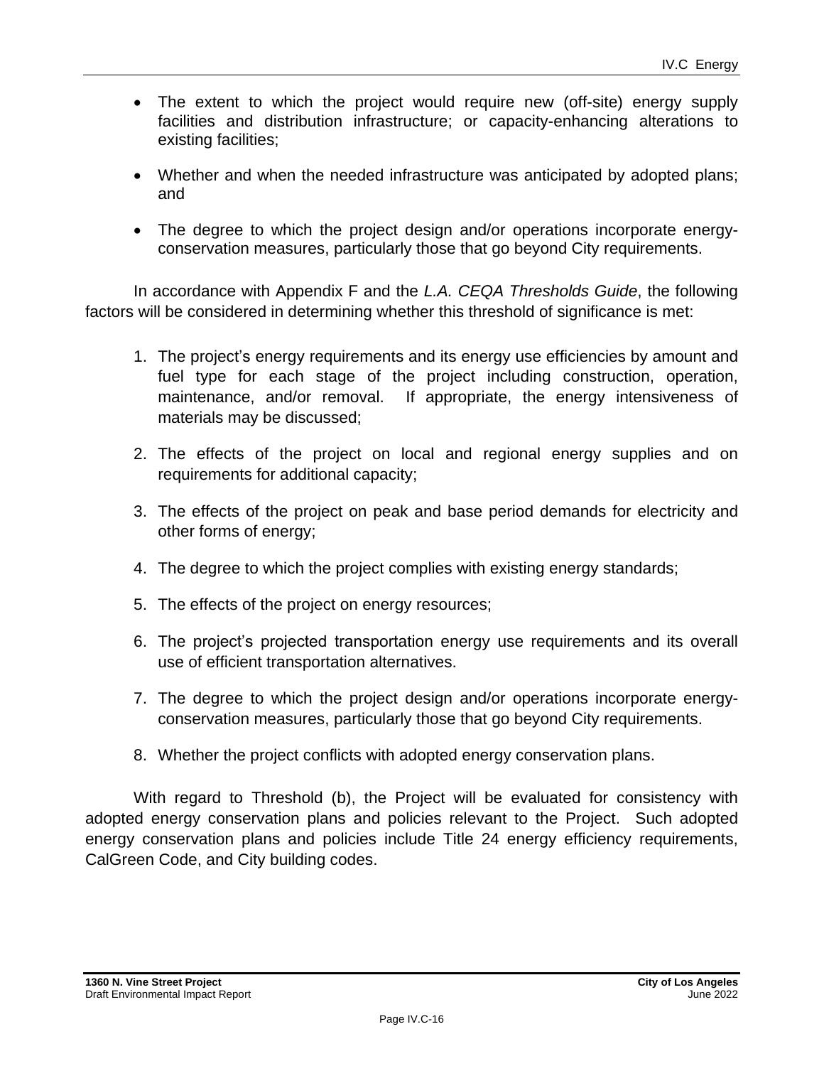- The extent to which the project would require new (off-site) energy supply facilities and distribution infrastructure; or capacity-enhancing alterations to existing facilities;

- Whether and when the needed infrastructure was anticipated by adopted plans; and

- The degree to which the project design and/or operations incorporate energy-conservation measures, particularly those that go beyond City requirements.

In accordance with Appendix F and the *L.A. CEQA Thresholds Guide*, the following factors will be considered in determining whether this threshold of significance is met:

1. The project's energy requirements and its energy use efficiencies by amount and fuel type for each stage of the project including construction, operation, maintenance, and/or removal. If appropriate, the energy intensiveness of materials may be discussed;

2. The effects of the project on local and regional energy supplies and on requirements for additional capacity;

3. The effects of the project on peak and base period demands for electricity and other forms of energy;

4. The degree to which the project complies with existing energy standards;

5. The effects of the project on energy resources;

6. The project's projected transportation energy use requirements and its overall use of efficient transportation alternatives.

7. The degree to which the project design and/or operations incorporate energy-conservation measures, particularly those that go beyond City requirements.

8. Whether the project conflicts with adopted energy conservation plans.

With regard to Threshold (b), the Project will be evaluated for consistency with adopted energy conservation plans and policies relevant to the Project. Such adopted energy conservation plans and policies include Title 24 energy efficiency requirements, CalGreen Code, and City building codes.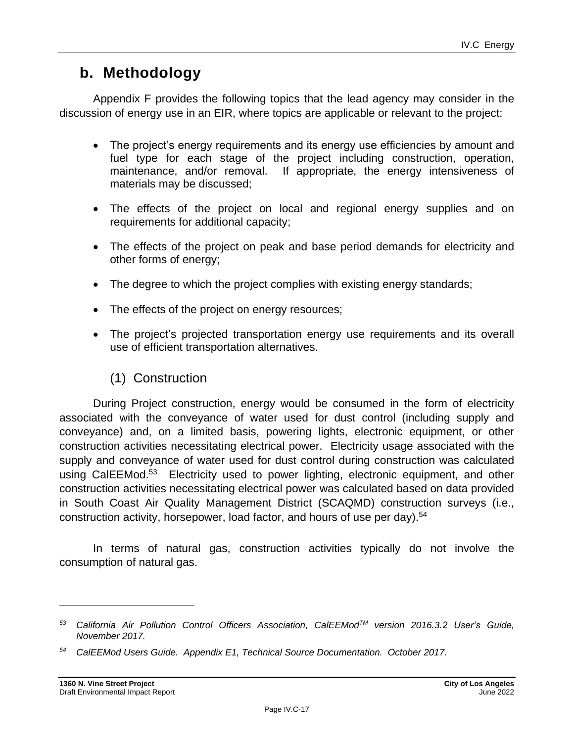## b. Methodology

Appendix F provides the following topics that the lead agency may consider in the discussion of energy use in an EIR, where topics are applicable or relevant to the project:

- The project's energy requirements and its energy use efficiencies by amount and fuel type for each stage of the project including construction, operation, maintenance, and/or removal. If appropriate, the energy intensiveness of materials may be discussed;
- The effects of the project on local and regional energy supplies and on requirements for additional capacity;
- The effects of the project on peak and base period demands for electricity and other forms of energy;
- The degree to which the project complies with existing energy standards;
- The effects of the project on energy resources;
- The project's projected transportation energy use requirements and its overall use of efficient transportation alternatives.

### (1) Construction

During Project construction, energy would be consumed in the form of electricity associated with the conveyance of water used for dust control (including supply and conveyance) and, on a limited basis, powering lights, electronic equipment, or other construction activities necessitating electrical power. Electricity usage associated with the supply and conveyance of water used for dust control during construction was calculated using CalEEMod.[53] Electricity used to power lighting, electronic equipment, and other construction activities necessitating electrical power was calculated based on data provided in South Coast Air Quality Management District (SCAQMD) construction surveys (i.e., construction activity, horsepower, load factor, and hours of use per day).[54]

In terms of natural gas, construction activities typically do not involve the consumption of natural gas.

---

[53] *California Air Pollution Control Officers Association, CalEEMod™ version 2016.3.2 User's Guide, November 2017.*

[54] *CalEEMod Users Guide. Appendix E1, Technical Source Documentation. October 2017.*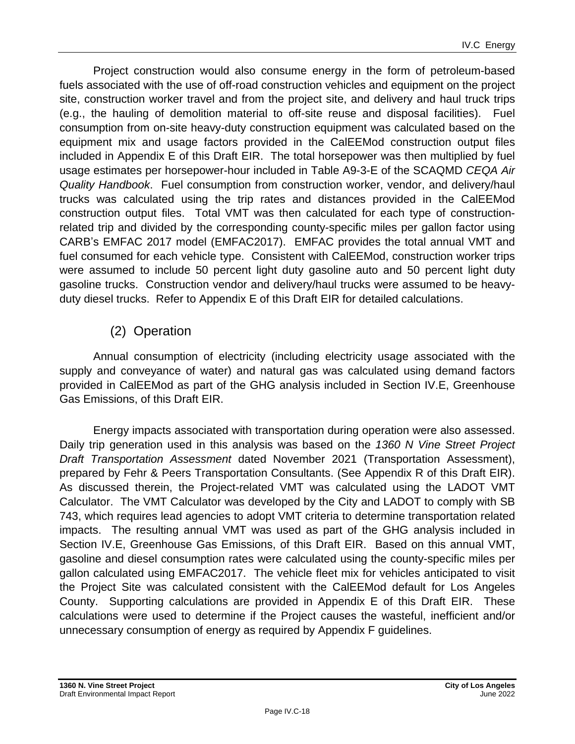Project construction would also consume energy in the form of petroleum-based fuels associated with the use of off-road construction vehicles and equipment on the project site, construction worker travel and from the project site, and delivery and haul truck trips (e.g., the hauling of demolition material to off-site reuse and disposal facilities). Fuel consumption from on-site heavy-duty construction equipment was calculated based on the equipment mix and usage factors provided in the CalEEMod construction output files included in Appendix E of this Draft EIR. The total horsepower was then multiplied by fuel usage estimates per horsepower-hour included in Table A9-3-E of the SCAQMD *CEQA Air Quality Handbook*. Fuel consumption from construction worker, vendor, and delivery/haul trucks was calculated using the trip rates and distances provided in the CalEEMod construction output files. Total VMT was then calculated for each type of construction-related trip and divided by the corresponding county-specific miles per gallon factor using CARB's EMFAC 2017 model (EMFAC2017). EMFAC provides the total annual VMT and fuel consumed for each vehicle type. Consistent with CalEEMod, construction worker trips were assumed to include 50 percent light duty gasoline auto and 50 percent light duty gasoline trucks. Construction vendor and delivery/haul trucks were assumed to be heavy-duty diesel trucks. Refer to Appendix E of this Draft EIR for detailed calculations.

### (2) Operation

Annual consumption of electricity (including electricity usage associated with the supply and conveyance of water) and natural gas was calculated using demand factors provided in CalEEMod as part of the GHG analysis included in Section IV.E, Greenhouse Gas Emissions, of this Draft EIR.

Energy impacts associated with transportation during operation were also assessed. Daily trip generation used in this analysis was based on the *1360 N Vine Street Project Draft Transportation Assessment* dated November 2021 (Transportation Assessment), prepared by Fehr & Peers Transportation Consultants. (See Appendix R of this Draft EIR). As discussed therein, the Project-related VMT was calculated using the LADOT VMT Calculator. The VMT Calculator was developed by the City and LADOT to comply with SB 743, which requires lead agencies to adopt VMT criteria to determine transportation related impacts. The resulting annual VMT was used as part of the GHG analysis included in Section IV.E, Greenhouse Gas Emissions, of this Draft EIR. Based on this annual VMT, gasoline and diesel consumption rates were calculated using the county-specific miles per gallon calculated using EMFAC2017. The vehicle fleet mix for vehicles anticipated to visit the Project Site was calculated consistent with the CalEEMod default for Los Angeles County. Supporting calculations are provided in Appendix E of this Draft EIR. These calculations were used to determine if the Project causes the wasteful, inefficient and/or unnecessary consumption of energy as required by Appendix F guidelines.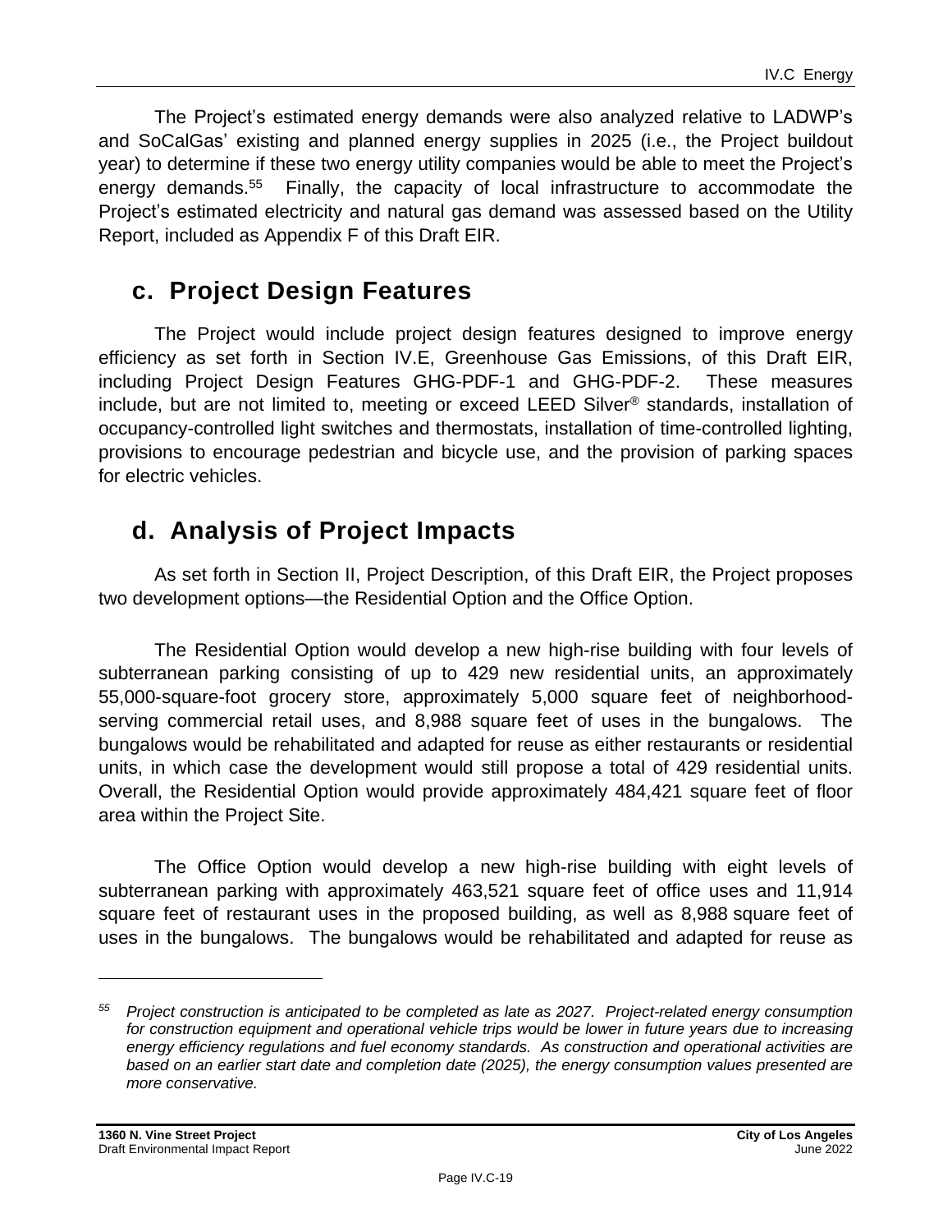The Project's estimated energy demands were also analyzed relative to LADWP's and SoCalGas' existing and planned energy supplies in 2025 (i.e., the Project buildout year) to determine if these two energy utility companies would be able to meet the Project's energy demands.[55] Finally, the capacity of local infrastructure to accommodate the Project's estimated electricity and natural gas demand was assessed based on the Utility Report, included as Appendix F of this Draft EIR.

## c. Project Design Features

The Project would include project design features designed to improve energy efficiency as set forth in Section IV.E, Greenhouse Gas Emissions, of this Draft EIR, including Project Design Features GHG-PDF-1 and GHG-PDF-2. These measures include, but are not limited to, meeting or exceed LEED Silver® standards, installation of occupancy-controlled light switches and thermostats, installation of time-controlled lighting, provisions to encourage pedestrian and bicycle use, and the provision of parking spaces for electric vehicles.

## d. Analysis of Project Impacts

As set forth in Section II, Project Description, of this Draft EIR, the Project proposes two development options—the Residential Option and the Office Option.

The Residential Option would develop a new high-rise building with four levels of subterranean parking consisting of up to 429 new residential units, an approximately 55,000-square-foot grocery store, approximately 5,000 square feet of neighborhood-serving commercial retail uses, and 8,988 square feet of uses in the bungalows. The bungalows would be rehabilitated and adapted for reuse as either restaurants or residential units, in which case the development would still propose a total of 429 residential units. Overall, the Residential Option would provide approximately 484,421 square feet of floor area within the Project Site.

The Office Option would develop a new high-rise building with eight levels of subterranean parking with approximately 463,521 square feet of office uses and 11,914 square feet of restaurant uses in the proposed building, as well as 8,988 square feet of uses in the bungalows. The bungalows would be rehabilitated and adapted for reuse as

---

[55] *Project construction is anticipated to be completed as late as 2027. Project-related energy consumption for construction equipment and operational vehicle trips would be lower in future years due to increasing energy efficiency regulations and fuel economy standards. As construction and operational activities are based on an earlier start date and completion date (2025), the energy consumption values presented are more conservative.*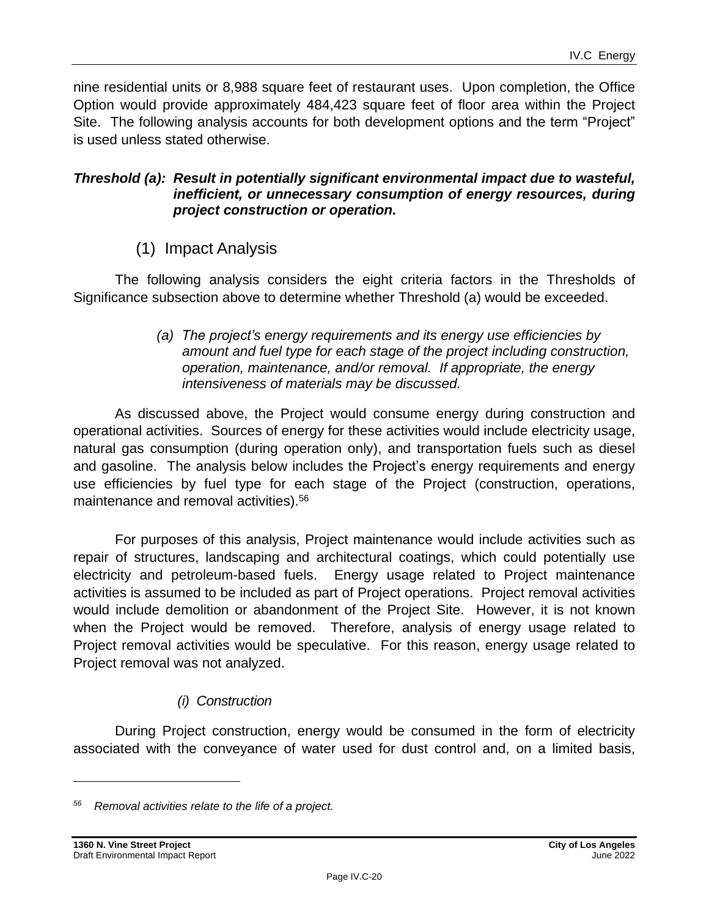nine residential units or 8,988 square feet of restaurant uses. Upon completion, the Office Option would provide approximately 484,423 square feet of floor area within the Project Site. The following analysis accounts for both development options and the term "Project" is used unless stated otherwise.

***Threshold (a): Result in potentially significant environmental impact due to wasteful, inefficient, or unnecessary consumption of energy resources, during project construction or operation.***

## (1) Impact Analysis

The following analysis considers the eight criteria factors in the Thresholds of Significance subsection above to determine whether Threshold (a) would be exceeded.

*(a) The project's energy requirements and its energy use efficiencies by amount and fuel type for each stage of the project including construction, operation, maintenance, and/or removal. If appropriate, the energy intensiveness of materials may be discussed.*

As discussed above, the Project would consume energy during construction and operational activities. Sources of energy for these activities would include electricity usage, natural gas consumption (during operation only), and transportation fuels such as diesel and gasoline. The analysis below includes the Project's energy requirements and energy use efficiencies by fuel type for each stage of the Project (construction, operations, maintenance and removal activities).[56]

For purposes of this analysis, Project maintenance would include activities such as repair of structures, landscaping and architectural coatings, which could potentially use electricity and petroleum-based fuels. Energy usage related to Project maintenance activities is assumed to be included as part of Project operations. Project removal activities would include demolition or abandonment of the Project Site. However, it is not known when the Project would be removed. Therefore, analysis of energy usage related to Project removal activities would be speculative. For this reason, energy usage related to Project removal was not analyzed.

*(i) Construction*

During Project construction, energy would be consumed in the form of electricity associated with the conveyance of water used for dust control and, on a limited basis,

---

*[56] Removal activities relate to the life of a project.*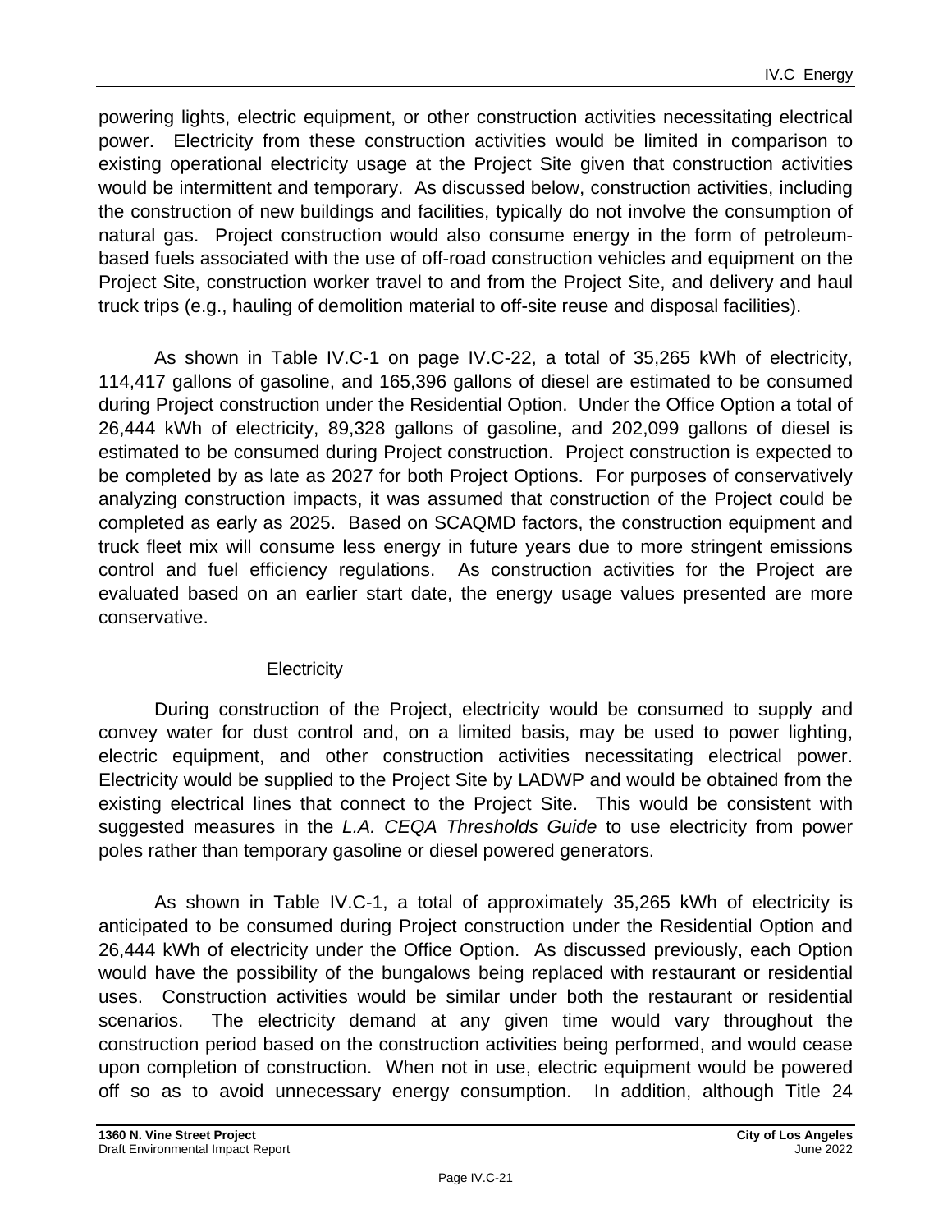powering lights, electric equipment, or other construction activities necessitating electrical power. Electricity from these construction activities would be limited in comparison to existing operational electricity usage at the Project Site given that construction activities would be intermittent and temporary. As discussed below, construction activities, including the construction of new buildings and facilities, typically do not involve the consumption of natural gas. Project construction would also consume energy in the form of petroleum-based fuels associated with the use of off-road construction vehicles and equipment on the Project Site, construction worker travel to and from the Project Site, and delivery and haul truck trips (e.g., hauling of demolition material to off-site reuse and disposal facilities).

As shown in Table IV.C-1 on page IV.C-22, a total of 35,265 kWh of electricity, 114,417 gallons of gasoline, and 165,396 gallons of diesel are estimated to be consumed during Project construction under the Residential Option. Under the Office Option a total of 26,444 kWh of electricity, 89,328 gallons of gasoline, and 202,099 gallons of diesel is estimated to be consumed during Project construction. Project construction is expected to be completed by as late as 2027 for both Project Options. For purposes of conservatively analyzing construction impacts, it was assumed that construction of the Project could be completed as early as 2025. Based on SCAQMD factors, the construction equipment and truck fleet mix will consume less energy in future years due to more stringent emissions control and fuel efficiency regulations. As construction activities for the Project are evaluated based on an earlier start date, the energy usage values presented are more conservative.

Electricity

During construction of the Project, electricity would be consumed to supply and convey water for dust control and, on a limited basis, may be used to power lighting, electric equipment, and other construction activities necessitating electrical power. Electricity would be supplied to the Project Site by LADWP and would be obtained from the existing electrical lines that connect to the Project Site. This would be consistent with suggested measures in the *L.A. CEQA Thresholds Guide* to use electricity from power poles rather than temporary gasoline or diesel powered generators.

As shown in Table IV.C-1, a total of approximately 35,265 kWh of electricity is anticipated to be consumed during Project construction under the Residential Option and 26,444 kWh of electricity under the Office Option. As discussed previously, each Option would have the possibility of the bungalows being replaced with restaurant or residential uses. Construction activities would be similar under both the restaurant or residential scenarios. The electricity demand at any given time would vary throughout the construction period based on the construction activities being performed, and would cease upon completion of construction. When not in use, electric equipment would be powered off so as to avoid unnecessary energy consumption. In addition, although Title 24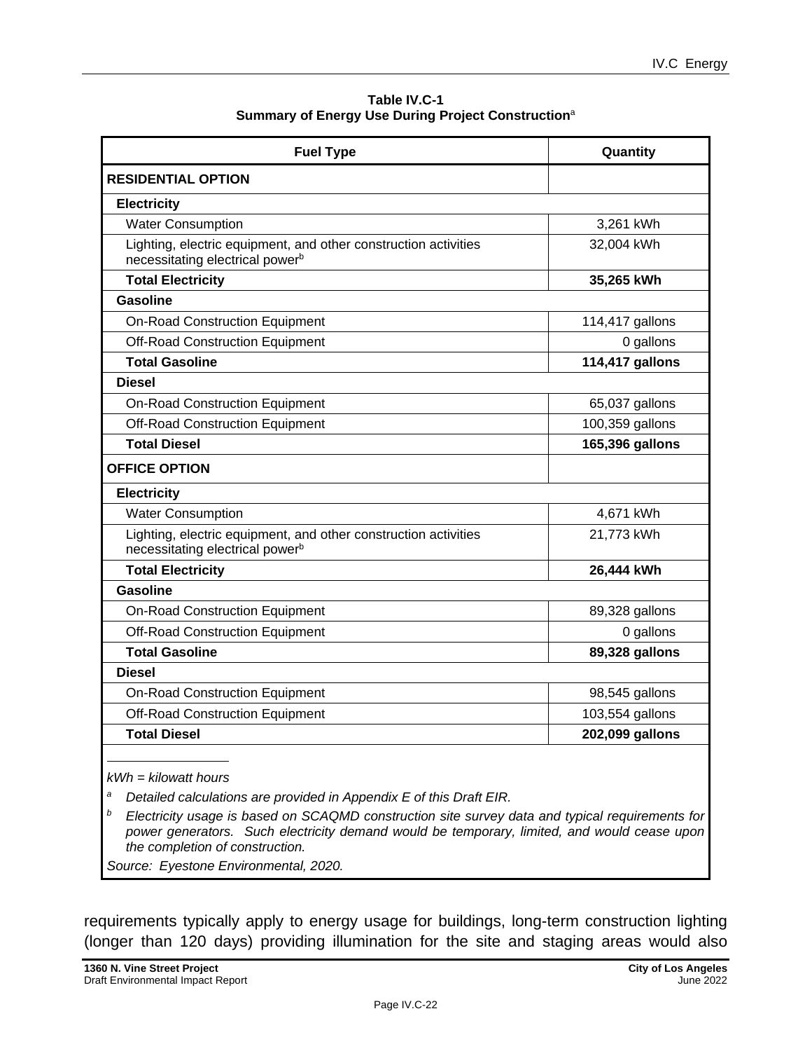**Table IV.C-1**
**Summary of Energy Use During Project Construction[a]**

| Fuel Type | Quantity |
|---|---|
| **RESIDENTIAL OPTION** | |
| **Electricity** | |
| Water Consumption | 3,261 kWh |
| Lighting, electric equipment, and other construction activities necessitating electrical power[b] | 32,004 kWh |
| **Total Electricity** | **35,265 kWh** |
| **Gasoline** | |
| On-Road Construction Equipment | 114,417 gallons |
| Off-Road Construction Equipment | 0 gallons |
| **Total Gasoline** | **114,417 gallons** |
| **Diesel** | |
| On-Road Construction Equipment | 65,037 gallons |
| Off-Road Construction Equipment | 100,359 gallons |
| **Total Diesel** | **165,396 gallons** |
| **OFFICE OPTION** | |
| **Electricity** | |
| Water Consumption | 4,671 kWh |
| Lighting, electric equipment, and other construction activities necessitating electrical power[b] | 21,773 kWh |
| **Total Electricity** | **26,444 kWh** |
| **Gasoline** | |
| On-Road Construction Equipment | 89,328 gallons |
| Off-Road Construction Equipment | 0 gallons |
| **Total Gasoline** | **89,328 gallons** |
| **Diesel** | |
| On-Road Construction Equipment | 98,545 gallons |
| Off-Road Construction Equipment | 103,554 gallons |
| **Total Diesel** | **202,099 gallons** |

*kWh = kilowatt hours*

[a] *Detailed calculations are provided in Appendix E of this Draft EIR.*

[b] *Electricity usage is based on SCAQMD construction site survey data and typical requirements for power generators. Such electricity demand would be temporary, limited, and would cease upon the completion of construction.*

*Source: Eyestone Environmental, 2020.*

requirements typically apply to energy usage for buildings, long-term construction lighting (longer than 120 days) providing illumination for the site and staging areas would also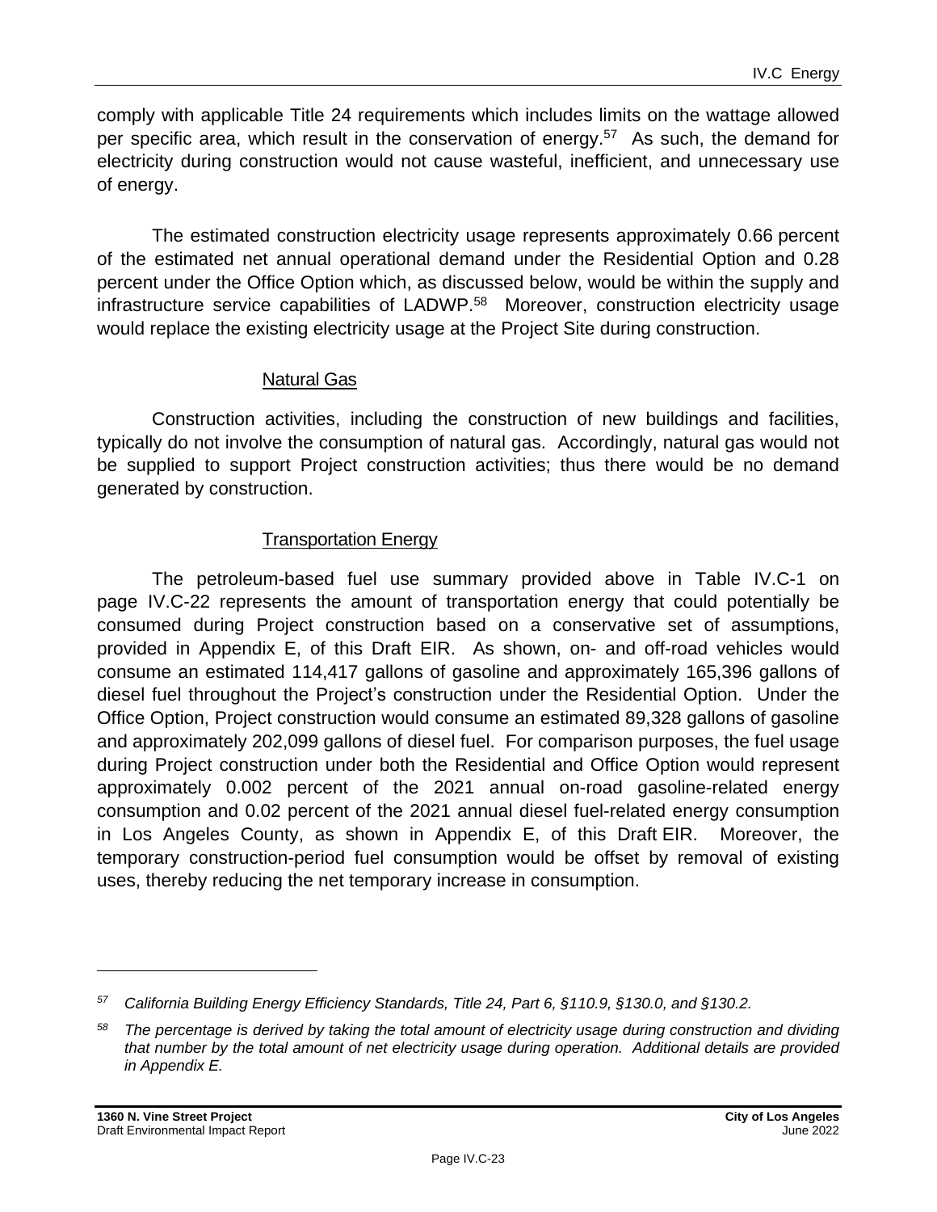comply with applicable Title 24 requirements which includes limits on the wattage allowed per specific area, which result in the conservation of energy.[57] As such, the demand for electricity during construction would not cause wasteful, inefficient, and unnecessary use of energy.

The estimated construction electricity usage represents approximately 0.66 percent of the estimated net annual operational demand under the Residential Option and 0.28 percent under the Office Option which, as discussed below, would be within the supply and infrastructure service capabilities of LADWP.[58] Moreover, construction electricity usage would replace the existing electricity usage at the Project Site during construction.

<u>Natural Gas</u>

Construction activities, including the construction of new buildings and facilities, typically do not involve the consumption of natural gas. Accordingly, natural gas would not be supplied to support Project construction activities; thus there would be no demand generated by construction.

<u>Transportation Energy</u>

The petroleum-based fuel use summary provided above in Table IV.C-1 on page IV.C-22 represents the amount of transportation energy that could potentially be consumed during Project construction based on a conservative set of assumptions, provided in Appendix E, of this Draft EIR. As shown, on- and off-road vehicles would consume an estimated 114,417 gallons of gasoline and approximately 165,396 gallons of diesel fuel throughout the Project's construction under the Residential Option. Under the Office Option, Project construction would consume an estimated 89,328 gallons of gasoline and approximately 202,099 gallons of diesel fuel. For comparison purposes, the fuel usage during Project construction under both the Residential and Office Option would represent approximately 0.002 percent of the 2021 annual on-road gasoline-related energy consumption and 0.02 percent of the 2021 annual diesel fuel-related energy consumption in Los Angeles County, as shown in Appendix E, of this Draft EIR. Moreover, the temporary construction-period fuel consumption would be offset by removal of existing uses, thereby reducing the net temporary increase in consumption.

---

*[57] California Building Energy Efficiency Standards, Title 24, Part 6, §110.9, §130.0, and §130.2.*

*[58] The percentage is derived by taking the total amount of electricity usage during construction and dividing that number by the total amount of net electricity usage during operation. Additional details are provided in Appendix E.*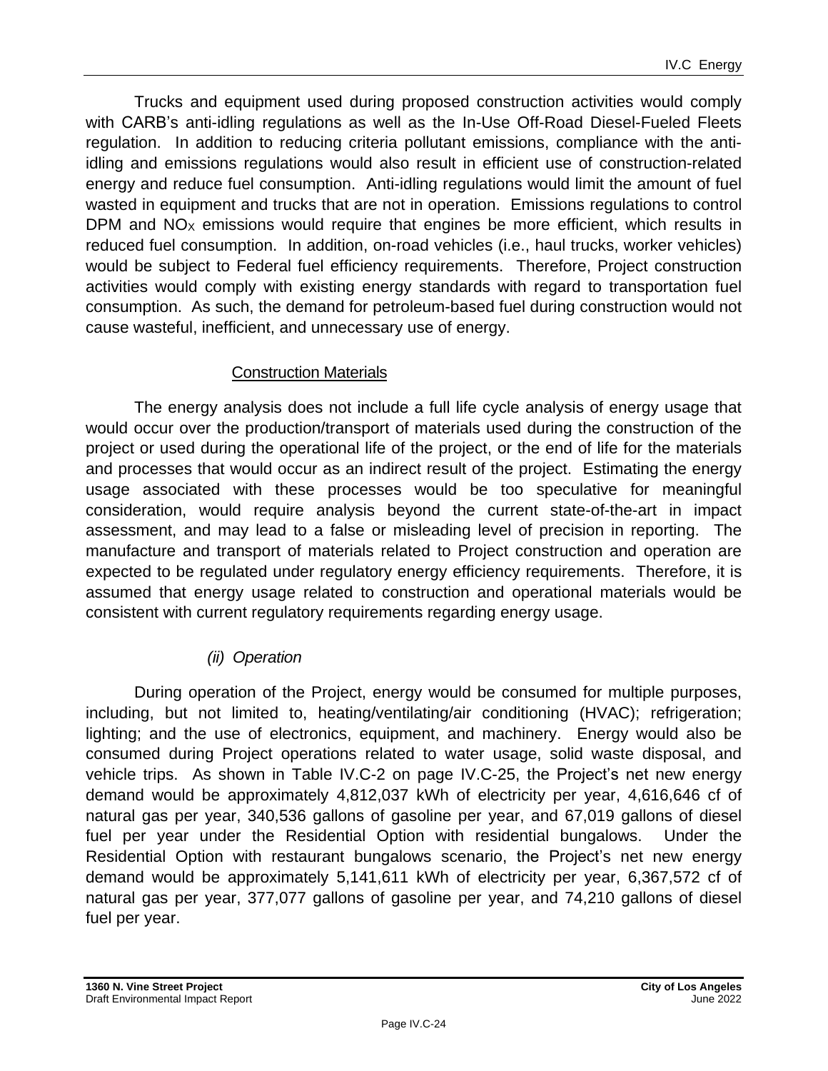Trucks and equipment used during proposed construction activities would comply with CARB's anti-idling regulations as well as the In-Use Off-Road Diesel-Fueled Fleets regulation. In addition to reducing criteria pollutant emissions, compliance with the anti-idling and emissions regulations would also result in efficient use of construction-related energy and reduce fuel consumption. Anti-idling regulations would limit the amount of fuel wasted in equipment and trucks that are not in operation. Emissions regulations to control DPM and $NO_X$ emissions would require that engines be more efficient, which results in reduced fuel consumption. In addition, on-road vehicles (i.e., haul trucks, worker vehicles) would be subject to Federal fuel efficiency requirements. Therefore, Project construction activities would comply with existing energy standards with regard to transportation fuel consumption. As such, the demand for petroleum-based fuel during construction would not cause wasteful, inefficient, and unnecessary use of energy.

Construction Materials

The energy analysis does not include a full life cycle analysis of energy usage that would occur over the production/transport of materials used during the construction of the project or used during the operational life of the project, or the end of life for the materials and processes that would occur as an indirect result of the project. Estimating the energy usage associated with these processes would be too speculative for meaningful consideration, would require analysis beyond the current state-of-the-art in impact assessment, and may lead to a false or misleading level of precision in reporting. The manufacture and transport of materials related to Project construction and operation are expected to be regulated under regulatory energy efficiency requirements. Therefore, it is assumed that energy usage related to construction and operational materials would be consistent with current regulatory requirements regarding energy usage.

*(ii) Operation*

During operation of the Project, energy would be consumed for multiple purposes, including, but not limited to, heating/ventilating/air conditioning (HVAC); refrigeration; lighting; and the use of electronics, equipment, and machinery. Energy would also be consumed during Project operations related to water usage, solid waste disposal, and vehicle trips. As shown in Table IV.C-2 on page IV.C-25, the Project's net new energy demand would be approximately 4,812,037 kWh of electricity per year, 4,616,646 cf of natural gas per year, 340,536 gallons of gasoline per year, and 67,019 gallons of diesel fuel per year under the Residential Option with residential bungalows. Under the Residential Option with restaurant bungalows scenario, the Project's net new energy demand would be approximately 5,141,611 kWh of electricity per year, 6,367,572 cf of natural gas per year, 377,077 gallons of gasoline per year, and 74,210 gallons of diesel fuel per year.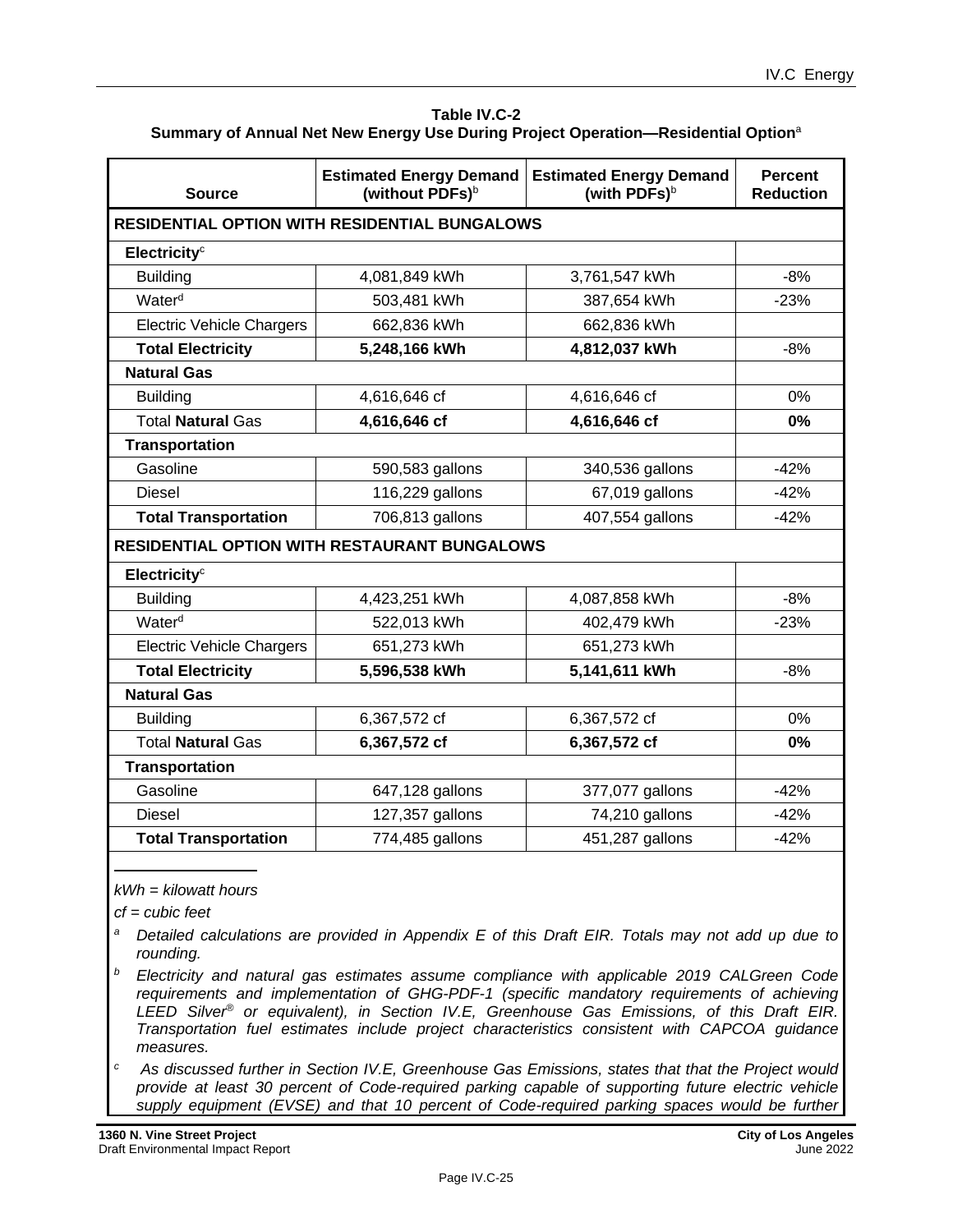**Table IV.C-2**
**Summary of Annual Net New Energy Use During Project Operation—Residential Option**[a]

| Source | Estimated Energy Demand (without PDFs)[b] | Estimated Energy Demand (with PDFs)[b] | Percent Reduction |
|---|---|---|---|
| **RESIDENTIAL OPTION WITH RESIDENTIAL BUNGALOWS** | | | |
| **Electricity**[c] | | | |
| Building | 4,081,849 kWh | 3,761,547 kWh | -8% |
| Water[d] | 503,481 kWh | 387,654 kWh | -23% |
| Electric Vehicle Chargers | 662,836 kWh | 662,836 kWh | |
| **Total Electricity** | **5,248,166 kWh** | **4,812,037 kWh** | -8% |
| **Natural Gas** | | | |
| Building | 4,616,646 cf | 4,616,646 cf | 0% |
| Total **Natural** Gas | **4,616,646 cf** | **4,616,646 cf** | **0%** |
| **Transportation** | | | |
| Gasoline | 590,583 gallons | 340,536 gallons | -42% |
| Diesel | 116,229 gallons | 67,019 gallons | -42% |
| **Total Transportation** | 706,813 gallons | 407,554 gallons | -42% |
| **RESIDENTIAL OPTION WITH RESTAURANT BUNGALOWS** | | | |
| **Electricity**[c] | | | |
| Building | 4,423,251 kWh | 4,087,858 kWh | -8% |
| Water[d] | 522,013 kWh | 402,479 kWh | -23% |
| Electric Vehicle Chargers | 651,273 kWh | 651,273 kWh | |
| **Total Electricity** | **5,596,538 kWh** | **5,141,611 kWh** | -8% |
| **Natural Gas** | | | |
| Building | 6,367,572 cf | 6,367,572 cf | 0% |
| Total **Natural** Gas | **6,367,572 cf** | **6,367,572 cf** | **0%** |
| **Transportation** | | | |
| Gasoline | 647,128 gallons | 377,077 gallons | -42% |
| Diesel | 127,357 gallons | 74,210 gallons | -42% |
| **Total Transportation** | 774,485 gallons | 451,287 gallons | -42% |

*kWh = kilowatt hours*

*cf = cubic feet*

[a] *Detailed calculations are provided in Appendix E of this Draft EIR. Totals may not add up due to rounding.*

[b] *Electricity and natural gas estimates assume compliance with applicable 2019 CALGreen Code requirements and implementation of GHG-PDF-1 (specific mandatory requirements of achieving LEED Silver® or equivalent), in Section IV.E, Greenhouse Gas Emissions, of this Draft EIR. Transportation fuel estimates include project characteristics consistent with CAPCOA guidance measures.*

[c] *As discussed further in Section IV.E, Greenhouse Gas Emissions, states that that the Project would provide at least 30 percent of Code-required parking capable of supporting future electric vehicle supply equipment (EVSE) and that 10 percent of Code-required parking spaces would be further*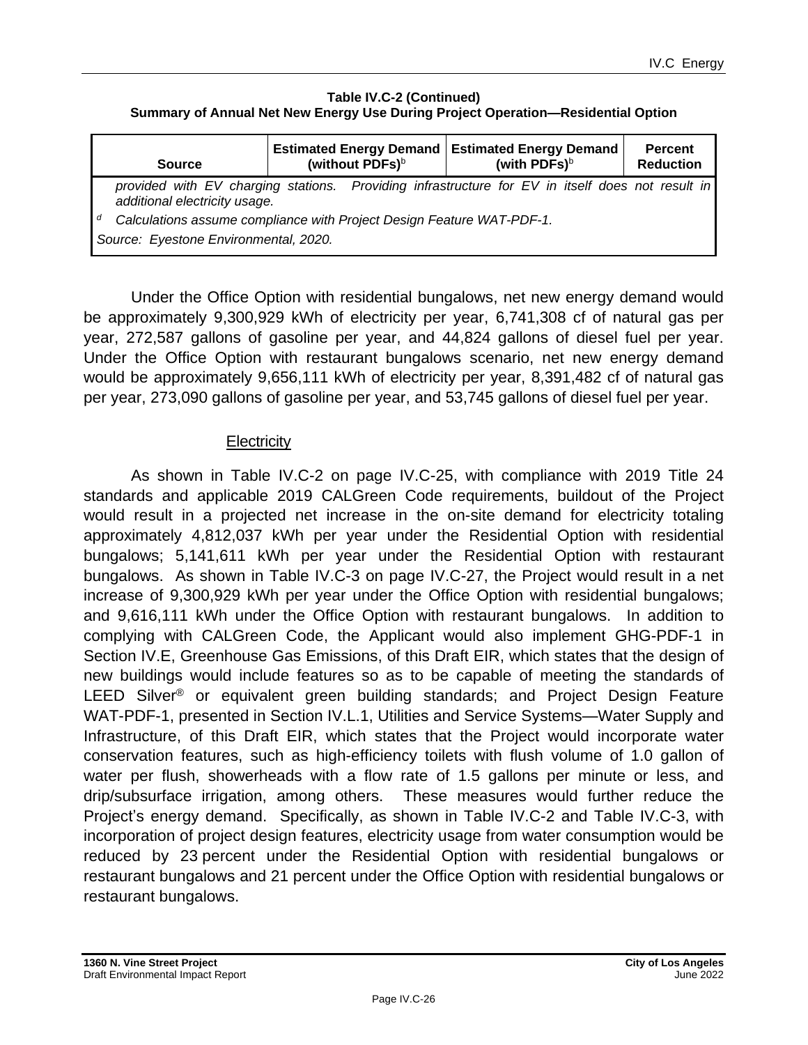**Table IV.C-2 (Continued)**
**Summary of Annual Net New Energy Use During Project Operation—Residential Option**

| Source | Estimated Energy Demand (without PDFs)[b] | Estimated Energy Demand (with PDFs)[b] | Percent Reduction |
|---|---|---|---|
| *provided with EV charging stations. Providing infrastructure for EV in itself does not result in additional electricity usage.* | | | |
| [d] *Calculations assume compliance with Project Design Feature WAT-PDF-1.* | | | |
| *Source: Eyestone Environmental, 2020.* | | | |

Under the Office Option with residential bungalows, net new energy demand would be approximately 9,300,929 kWh of electricity per year, 6,741,308 cf of natural gas per year, 272,587 gallons of gasoline per year, and 44,824 gallons of diesel fuel per year. Under the Office Option with restaurant bungalows scenario, net new energy demand would be approximately 9,656,111 kWh of electricity per year, 8,391,482 cf of natural gas per year, 273,090 gallons of gasoline per year, and 53,745 gallons of diesel fuel per year.

Electricity

As shown in Table IV.C-2 on page IV.C-25, with compliance with 2019 Title 24 standards and applicable 2019 CALGreen Code requirements, buildout of the Project would result in a projected net increase in the on-site demand for electricity totaling approximately 4,812,037 kWh per year under the Residential Option with residential bungalows; 5,141,611 kWh per year under the Residential Option with restaurant bungalows. As shown in Table IV.C-3 on page IV.C-27, the Project would result in a net increase of 9,300,929 kWh per year under the Office Option with residential bungalows; and 9,616,111 kWh under the Office Option with restaurant bungalows. In addition to complying with CALGreen Code, the Applicant would also implement GHG-PDF-1 in Section IV.E, Greenhouse Gas Emissions, of this Draft EIR, which states that the design of new buildings would include features so as to be capable of meeting the standards of LEED Silver® or equivalent green building standards; and Project Design Feature WAT-PDF-1, presented in Section IV.L.1, Utilities and Service Systems—Water Supply and Infrastructure, of this Draft EIR, which states that the Project would incorporate water conservation features, such as high-efficiency toilets with flush volume of 1.0 gallon of water per flush, showerheads with a flow rate of 1.5 gallons per minute or less, and drip/subsurface irrigation, among others. These measures would further reduce the Project's energy demand. Specifically, as shown in Table IV.C-2 and Table IV.C-3, with incorporation of project design features, electricity usage from water consumption would be reduced by 23 percent under the Residential Option with residential bungalows or restaurant bungalows and 21 percent under the Office Option with residential bungalows or restaurant bungalows.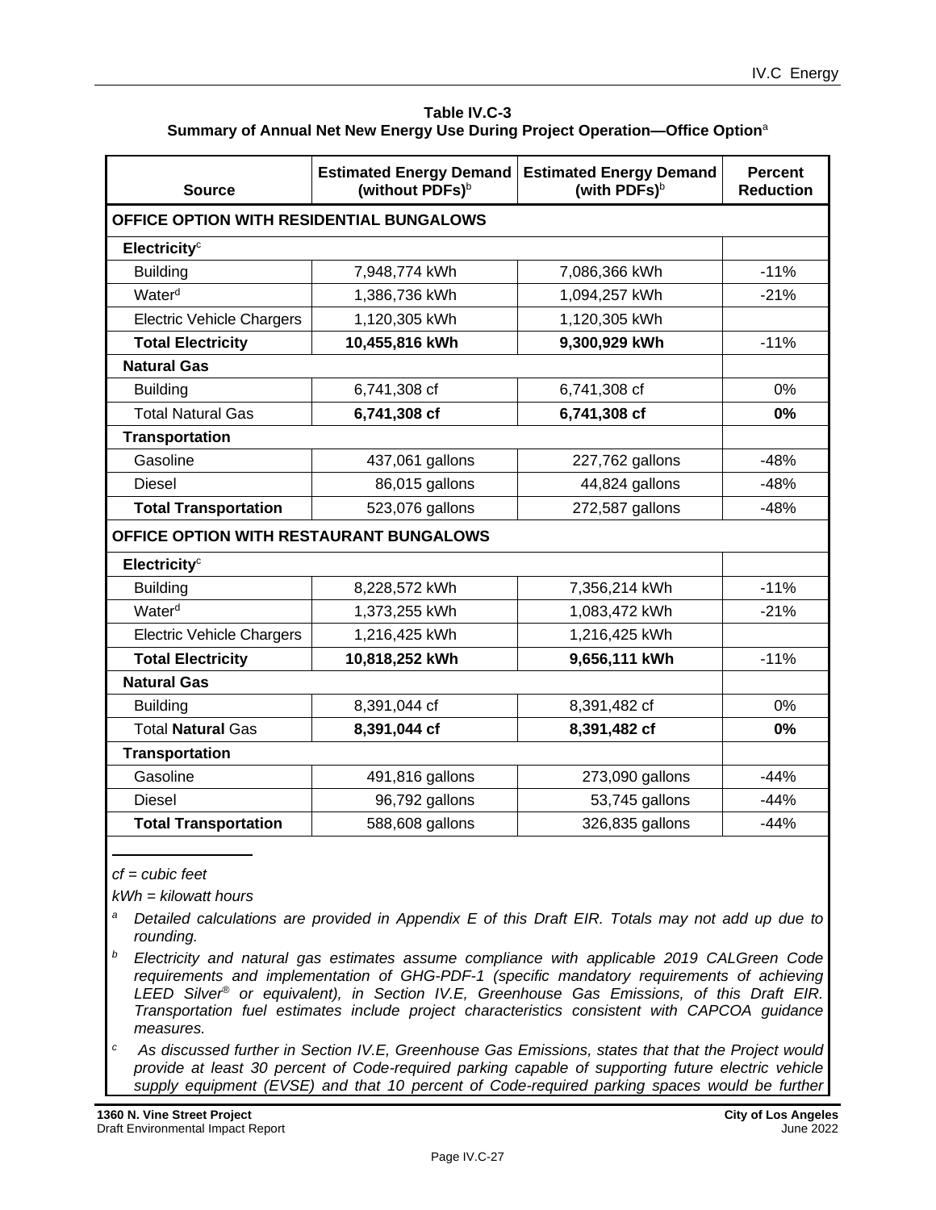**Table IV.C-3**
**Summary of Annual Net New Energy Use During Project Operation—Office Option**[a]

| Source | Estimated Energy Demand (without PDFs)[b] | Estimated Energy Demand (with PDFs)[b] | Percent Reduction |
|---|---|---|---|
| **OFFICE OPTION WITH RESIDENTIAL BUNGALOWS** | | | |
| **Electricity**[c] | | | |
| Building | 7,948,774 kWh | 7,086,366 kWh | -11% |
| Water[d] | 1,386,736 kWh | 1,094,257 kWh | -21% |
| Electric Vehicle Chargers | 1,120,305 kWh | 1,120,305 kWh | |
| **Total Electricity** | **10,455,816 kWh** | **9,300,929 kWh** | -11% |
| **Natural Gas** | | | |
| Building | 6,741,308 cf | 6,741,308 cf | 0% |
| Total Natural Gas | **6,741,308 cf** | **6,741,308 cf** | **0%** |
| **Transportation** | | | |
| Gasoline | 437,061 gallons | 227,762 gallons | -48% |
| Diesel | 86,015 gallons | 44,824 gallons | -48% |
| **Total Transportation** | 523,076 gallons | 272,587 gallons | -48% |
| **OFFICE OPTION WITH RESTAURANT BUNGALOWS** | | | |
| **Electricity**[c] | | | |
| Building | 8,228,572 kWh | 7,356,214 kWh | -11% |
| Water[d] | 1,373,255 kWh | 1,083,472 kWh | -21% |
| Electric Vehicle Chargers | 1,216,425 kWh | 1,216,425 kWh | |
| **Total Electricity** | **10,818,252 kWh** | **9,656,111 kWh** | -11% |
| **Natural Gas** | | | |
| Building | 8,391,044 cf | 8,391,482 cf | 0% |
| Total **Natural** Gas | **8,391,044 cf** | **8,391,482 cf** | **0%** |
| **Transportation** | | | |
| Gasoline | 491,816 gallons | 273,090 gallons | -44% |
| Diesel | 96,792 gallons | 53,745 gallons | -44% |
| **Total Transportation** | 588,608 gallons | 326,835 gallons | -44% |

*cf = cubic feet*

*kWh = kilowatt hours*

[a] *Detailed calculations are provided in Appendix E of this Draft EIR. Totals may not add up due to rounding.*

[b] *Electricity and natural gas estimates assume compliance with applicable 2019 CALGreen Code requirements and implementation of GHG-PDF-1 (specific mandatory requirements of achieving LEED Silver® or equivalent), in Section IV.E, Greenhouse Gas Emissions, of this Draft EIR. Transportation fuel estimates include project characteristics consistent with CAPCOA guidance measures.*

[c] *As discussed further in Section IV.E, Greenhouse Gas Emissions, states that that the Project would provide at least 30 percent of Code-required parking capable of supporting future electric vehicle supply equipment (EVSE) and that 10 percent of Code-required parking spaces would be further*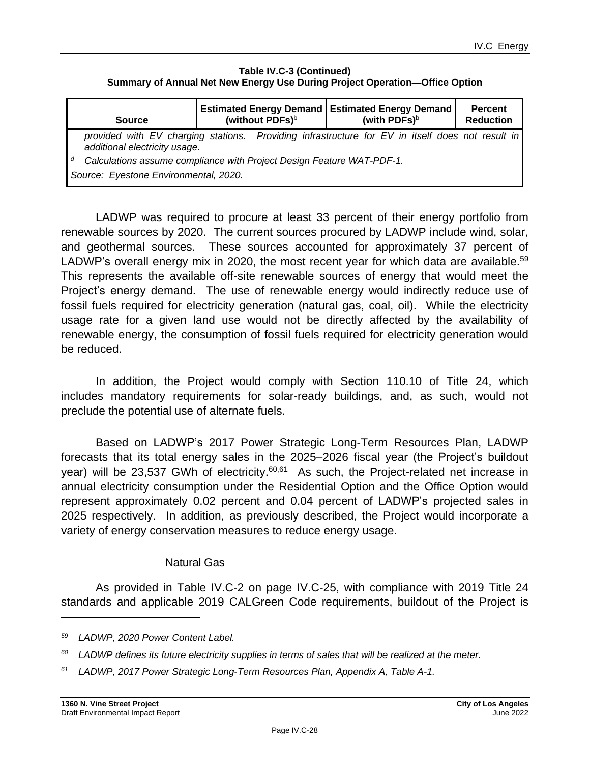**Table IV.C-3 (Continued)**
**Summary of Annual Net New Energy Use During Project Operation—Office Option**

| Source | Estimated Energy Demand (without PDFs)[b] | Estimated Energy Demand (with PDFs)[b] | Percent Reduction |
|---|---|---|---|
| *provided with EV charging stations. Providing infrastructure for EV in itself does not result in additional electricity usage.* | | | |
| [d] *Calculations assume compliance with Project Design Feature WAT-PDF-1.* | | | |
| *Source: Eyestone Environmental, 2020.* | | | |

LADWP was required to procure at least 33 percent of their energy portfolio from renewable sources by 2020. The current sources procured by LADWP include wind, solar, and geothermal sources. These sources accounted for approximately 37 percent of LADWP's overall energy mix in 2020, the most recent year for which data are available.[59] This represents the available off-site renewable sources of energy that would meet the Project's energy demand. The use of renewable energy would indirectly reduce use of fossil fuels required for electricity generation (natural gas, coal, oil). While the electricity usage rate for a given land use would not be directly affected by the availability of renewable energy, the consumption of fossil fuels required for electricity generation would be reduced.

In addition, the Project would comply with Section 110.10 of Title 24, which includes mandatory requirements for solar-ready buildings, and, as such, would not preclude the potential use of alternate fuels.

Based on LADWP's 2017 Power Strategic Long-Term Resources Plan, LADWP forecasts that its total energy sales in the 2025–2026 fiscal year (the Project's buildout year) will be 23,537 GWh of electricity.[60,61] As such, the Project-related net increase in annual electricity consumption under the Residential Option and the Office Option would represent approximately 0.02 percent and 0.04 percent of LADWP's projected sales in 2025 respectively. In addition, as previously described, the Project would incorporate a variety of energy conservation measures to reduce energy usage.

Natural Gas

As provided in Table IV.C-2 on page IV.C-25, with compliance with 2019 Title 24 standards and applicable 2019 CALGreen Code requirements, buildout of the Project is

---

[59] *LADWP, 2020 Power Content Label.*

[60] *LADWP defines its future electricity supplies in terms of sales that will be realized at the meter.*

[61] *LADWP, 2017 Power Strategic Long-Term Resources Plan, Appendix A, Table A-1.*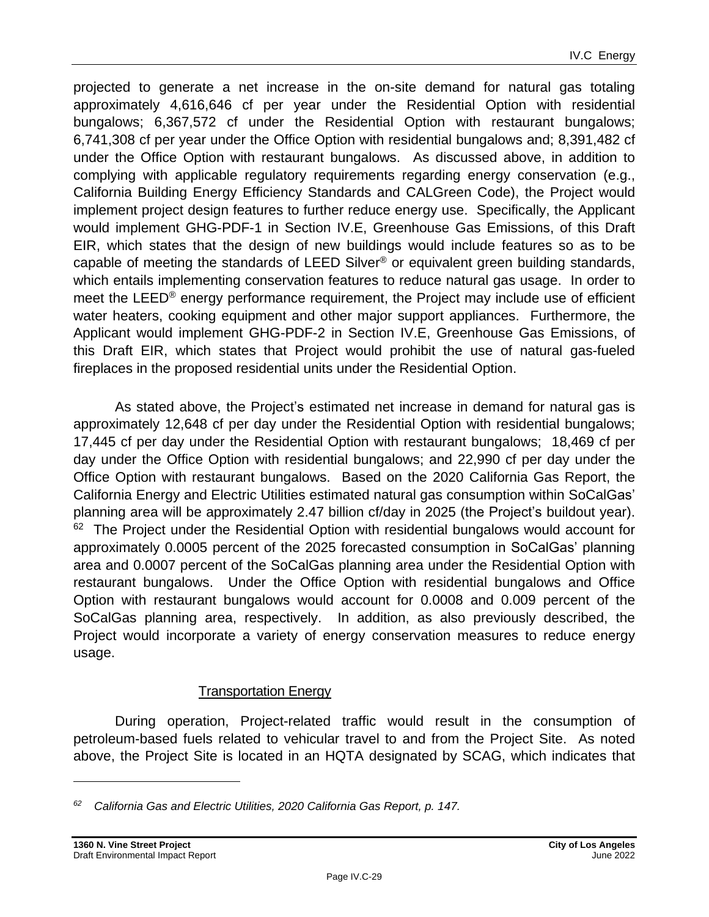projected to generate a net increase in the on-site demand for natural gas totaling approximately 4,616,646 cf per year under the Residential Option with residential bungalows; 6,367,572 cf under the Residential Option with restaurant bungalows; 6,741,308 cf per year under the Office Option with residential bungalows and; 8,391,482 cf under the Office Option with restaurant bungalows. As discussed above, in addition to complying with applicable regulatory requirements regarding energy conservation (e.g., California Building Energy Efficiency Standards and CALGreen Code), the Project would implement project design features to further reduce energy use. Specifically, the Applicant would implement GHG-PDF-1 in Section IV.E, Greenhouse Gas Emissions, of this Draft EIR, which states that the design of new buildings would include features so as to be capable of meeting the standards of LEED Silver® or equivalent green building standards, which entails implementing conservation features to reduce natural gas usage. In order to meet the LEED® energy performance requirement, the Project may include use of efficient water heaters, cooking equipment and other major support appliances. Furthermore, the Applicant would implement GHG-PDF-2 in Section IV.E, Greenhouse Gas Emissions, of this Draft EIR, which states that Project would prohibit the use of natural gas-fueled fireplaces in the proposed residential units under the Residential Option.

As stated above, the Project's estimated net increase in demand for natural gas is approximately 12,648 cf per day under the Residential Option with residential bungalows; 17,445 cf per day under the Residential Option with restaurant bungalows; 18,469 cf per day under the Office Option with residential bungalows; and 22,990 cf per day under the Office Option with restaurant bungalows. Based on the 2020 California Gas Report, the California Energy and Electric Utilities estimated natural gas consumption within SoCalGas' planning area will be approximately 2.47 billion cf/day in 2025 (the Project's buildout year).[62] The Project under the Residential Option with residential bungalows would account for approximately 0.0005 percent of the 2025 forecasted consumption in SoCalGas' planning area and 0.0007 percent of the SoCalGas planning area under the Residential Option with restaurant bungalows. Under the Office Option with residential bungalows and Office Option with restaurant bungalows would account for 0.0008 and 0.009 percent of the SoCalGas planning area, respectively. In addition, as also previously described, the Project would incorporate a variety of energy conservation measures to reduce energy usage.

Transportation Energy

During operation, Project-related traffic would result in the consumption of petroleum-based fuels related to vehicular travel to and from the Project Site. As noted above, the Project Site is located in an HQTA designated by SCAG, which indicates that

---

[62] *California Gas and Electric Utilities, 2020 California Gas Report, p. 147.*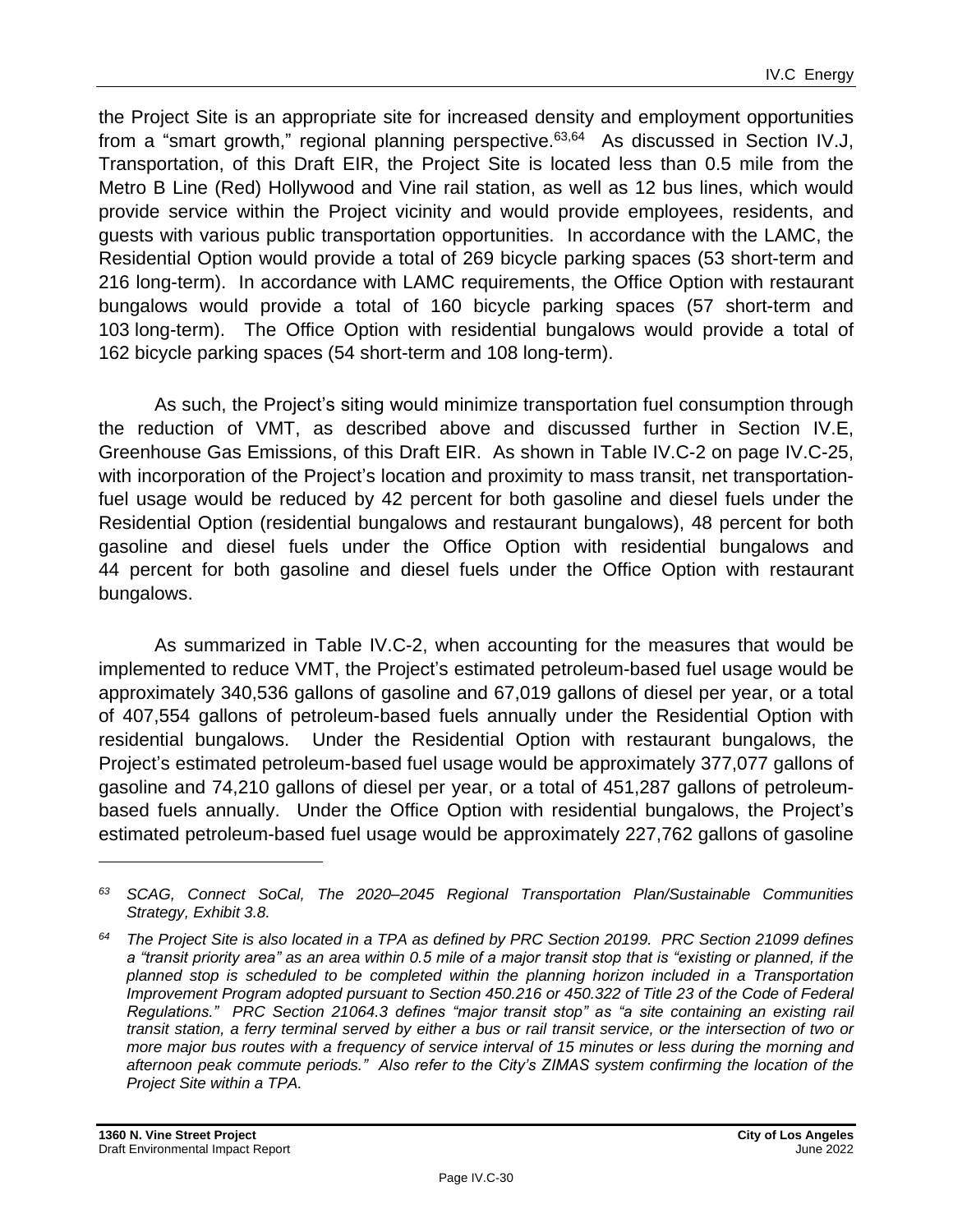the Project Site is an appropriate site for increased density and employment opportunities from a "smart growth," regional planning perspective.[63,64] As discussed in Section IV.J, Transportation, of this Draft EIR, the Project Site is located less than 0.5 mile from the Metro B Line (Red) Hollywood and Vine rail station, as well as 12 bus lines, which would provide service within the Project vicinity and would provide employees, residents, and guests with various public transportation opportunities. In accordance with the LAMC, the Residential Option would provide a total of 269 bicycle parking spaces (53 short-term and 216 long-term). In accordance with LAMC requirements, the Office Option with restaurant bungalows would provide a total of 160 bicycle parking spaces (57 short-term and 103 long-term). The Office Option with residential bungalows would provide a total of 162 bicycle parking spaces (54 short-term and 108 long-term).

As such, the Project's siting would minimize transportation fuel consumption through the reduction of VMT, as described above and discussed further in Section IV.E, Greenhouse Gas Emissions, of this Draft EIR. As shown in Table IV.C-2 on page IV.C-25, with incorporation of the Project's location and proximity to mass transit, net transportation-fuel usage would be reduced by 42 percent for both gasoline and diesel fuels under the Residential Option (residential bungalows and restaurant bungalows), 48 percent for both gasoline and diesel fuels under the Office Option with residential bungalows and 44 percent for both gasoline and diesel fuels under the Office Option with restaurant bungalows.

As summarized in Table IV.C-2, when accounting for the measures that would be implemented to reduce VMT, the Project's estimated petroleum-based fuel usage would be approximately 340,536 gallons of gasoline and 67,019 gallons of diesel per year, or a total of 407,554 gallons of petroleum-based fuels annually under the Residential Option with residential bungalows. Under the Residential Option with restaurant bungalows, the Project's estimated petroleum-based fuel usage would be approximately 377,077 gallons of gasoline and 74,210 gallons of diesel per year, or a total of 451,287 gallons of petroleum-based fuels annually. Under the Office Option with residential bungalows, the Project's estimated petroleum-based fuel usage would be approximately 227,762 gallons of gasoline

---

[63] *SCAG, Connect SoCal, The 2020–2045 Regional Transportation Plan/Sustainable Communities Strategy, Exhibit 3.8.*

[64] *The Project Site is also located in a TPA as defined by PRC Section 20199. PRC Section 21099 defines a "transit priority area" as an area within 0.5 mile of a major transit stop that is "existing or planned, if the planned stop is scheduled to be completed within the planning horizon included in a Transportation Improvement Program adopted pursuant to Section 450.216 or 450.322 of Title 23 of the Code of Federal Regulations." PRC Section 21064.3 defines "major transit stop" as "a site containing an existing rail transit station, a ferry terminal served by either a bus or rail transit service, or the intersection of two or more major bus routes with a frequency of service interval of 15 minutes or less during the morning and afternoon peak commute periods." Also refer to the City's ZIMAS system confirming the location of the Project Site within a TPA.*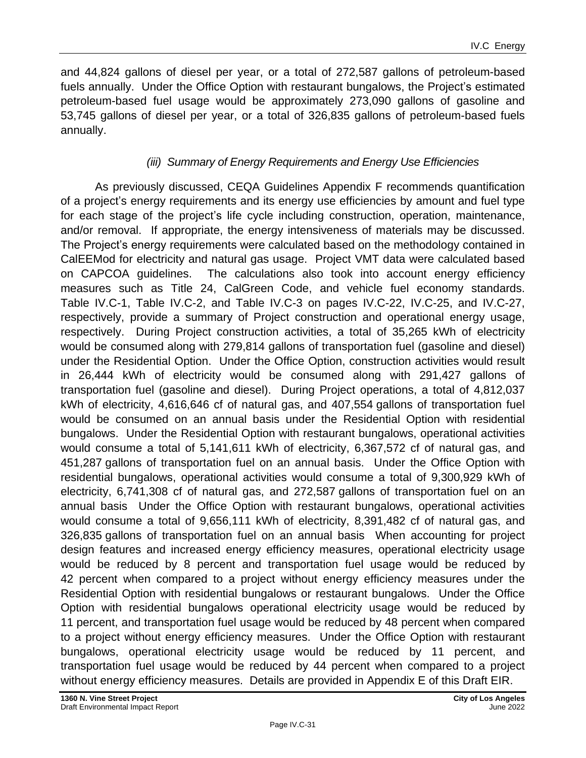and 44,824 gallons of diesel per year, or a total of 272,587 gallons of petroleum-based fuels annually. Under the Office Option with restaurant bungalows, the Project's estimated petroleum-based fuel usage would be approximately 273,090 gallons of gasoline and 53,745 gallons of diesel per year, or a total of 326,835 gallons of petroleum-based fuels annually.

#### *(iii) Summary of Energy Requirements and Energy Use Efficiencies*

As previously discussed, CEQA Guidelines Appendix F recommends quantification of a project's energy requirements and its energy use efficiencies by amount and fuel type for each stage of the project's life cycle including construction, operation, maintenance, and/or removal. If appropriate, the energy intensiveness of materials may be discussed. The Project's energy requirements were calculated based on the methodology contained in CalEEMod for electricity and natural gas usage. Project VMT data were calculated based on CAPCOA guidelines. The calculations also took into account energy efficiency measures such as Title 24, CalGreen Code, and vehicle fuel economy standards. Table IV.C-1, Table IV.C-2, and Table IV.C-3 on pages IV.C-22, IV.C-25, and IV.C-27, respectively, provide a summary of Project construction and operational energy usage, respectively. During Project construction activities, a total of 35,265 kWh of electricity would be consumed along with 279,814 gallons of transportation fuel (gasoline and diesel) under the Residential Option. Under the Office Option, construction activities would result in 26,444 kWh of electricity would be consumed along with 291,427 gallons of transportation fuel (gasoline and diesel). During Project operations, a total of 4,812,037 kWh of electricity, 4,616,646 cf of natural gas, and 407,554 gallons of transportation fuel would be consumed on an annual basis under the Residential Option with residential bungalows. Under the Residential Option with restaurant bungalows, operational activities would consume a total of 5,141,611 kWh of electricity, 6,367,572 cf of natural gas, and 451,287 gallons of transportation fuel on an annual basis. Under the Office Option with residential bungalows, operational activities would consume a total of 9,300,929 kWh of electricity, 6,741,308 cf of natural gas, and 272,587 gallons of transportation fuel on an annual basis Under the Office Option with restaurant bungalows, operational activities would consume a total of 9,656,111 kWh of electricity, 8,391,482 cf of natural gas, and 326,835 gallons of transportation fuel on an annual basis When accounting for project design features and increased energy efficiency measures, operational electricity usage would be reduced by 8 percent and transportation fuel usage would be reduced by 42 percent when compared to a project without energy efficiency measures under the Residential Option with residential bungalows or restaurant bungalows. Under the Office Option with residential bungalows operational electricity usage would be reduced by 11 percent, and transportation fuel usage would be reduced by 48 percent when compared to a project without energy efficiency measures. Under the Office Option with restaurant bungalows, operational electricity usage would be reduced by 11 percent, and transportation fuel usage would be reduced by 44 percent when compared to a project without energy efficiency measures. Details are provided in Appendix E of this Draft EIR.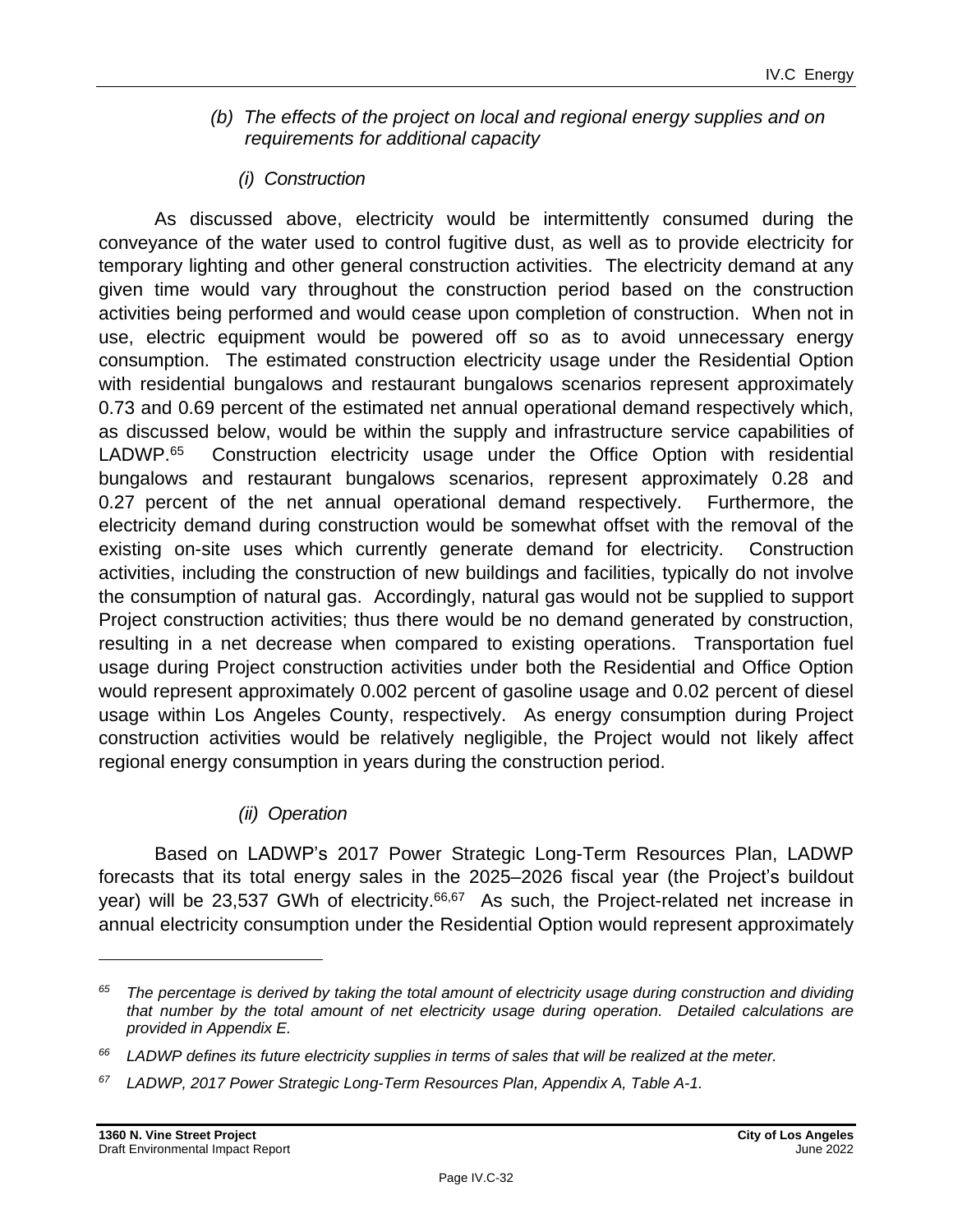*(b) The effects of the project on local and regional energy supplies and on requirements for additional capacity*

*(i) Construction*

As discussed above, electricity would be intermittently consumed during the conveyance of the water used to control fugitive dust, as well as to provide electricity for temporary lighting and other general construction activities. The electricity demand at any given time would vary throughout the construction period based on the construction activities being performed and would cease upon completion of construction. When not in use, electric equipment would be powered off so as to avoid unnecessary energy consumption. The estimated construction electricity usage under the Residential Option with residential bungalows and restaurant bungalows scenarios represent approximately 0.73 and 0.69 percent of the estimated net annual operational demand respectively which, as discussed below, would be within the supply and infrastructure service capabilities of LADWP.[65] Construction electricity usage under the Office Option with residential bungalows and restaurant bungalows scenarios, represent approximately 0.28 and 0.27 percent of the net annual operational demand respectively. Furthermore, the electricity demand during construction would be somewhat offset with the removal of the existing on-site uses which currently generate demand for electricity. Construction activities, including the construction of new buildings and facilities, typically do not involve the consumption of natural gas. Accordingly, natural gas would not be supplied to support Project construction activities; thus there would be no demand generated by construction, resulting in a net decrease when compared to existing operations. Transportation fuel usage during Project construction activities under both the Residential and Office Option would represent approximately 0.002 percent of gasoline usage and 0.02 percent of diesel usage within Los Angeles County, respectively. As energy consumption during Project construction activities would be relatively negligible, the Project would not likely affect regional energy consumption in years during the construction period.

*(ii) Operation*

Based on LADWP's 2017 Power Strategic Long-Term Resources Plan, LADWP forecasts that its total energy sales in the 2025–2026 fiscal year (the Project's buildout year) will be 23,537 GWh of electricity.[66,67] As such, the Project-related net increase in annual electricity consumption under the Residential Option would represent approximately

---

[65] *The percentage is derived by taking the total amount of electricity usage during construction and dividing that number by the total amount of net electricity usage during operation. Detailed calculations are provided in Appendix E.*

[66] *LADWP defines its future electricity supplies in terms of sales that will be realized at the meter.*

[67] *LADWP, 2017 Power Strategic Long-Term Resources Plan, Appendix A, Table A-1.*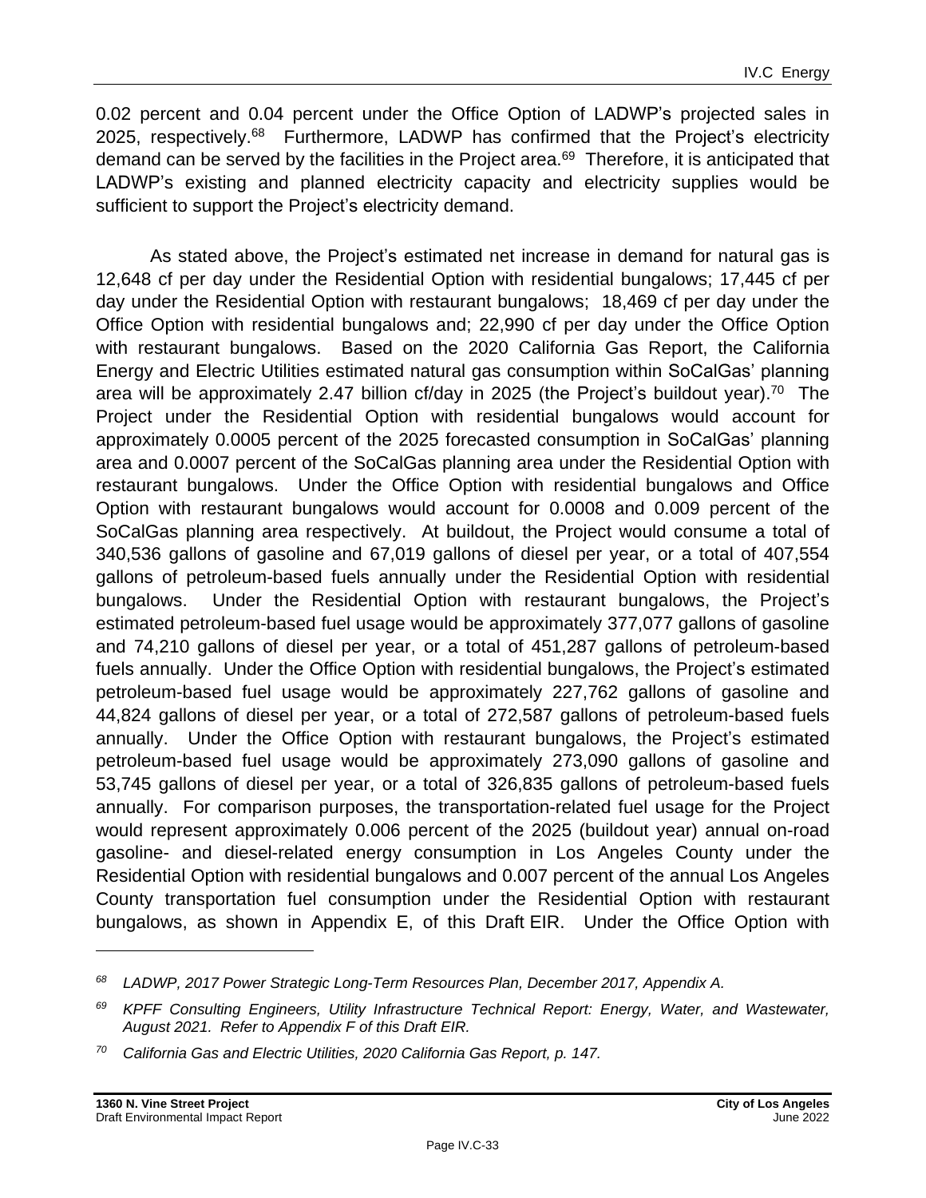0.02 percent and 0.04 percent under the Office Option of LADWP's projected sales in 2025, respectively.[68] Furthermore, LADWP has confirmed that the Project's electricity demand can be served by the facilities in the Project area.[69] Therefore, it is anticipated that LADWP's existing and planned electricity capacity and electricity supplies would be sufficient to support the Project's electricity demand.

As stated above, the Project's estimated net increase in demand for natural gas is 12,648 cf per day under the Residential Option with residential bungalows; 17,445 cf per day under the Residential Option with restaurant bungalows; 18,469 cf per day under the Office Option with residential bungalows and; 22,990 cf per day under the Office Option with restaurant bungalows. Based on the 2020 California Gas Report, the California Energy and Electric Utilities estimated natural gas consumption within SoCalGas' planning area will be approximately 2.47 billion cf/day in 2025 (the Project's buildout year).[70] The Project under the Residential Option with residential bungalows would account for approximately 0.0005 percent of the 2025 forecasted consumption in SoCalGas' planning area and 0.0007 percent of the SoCalGas planning area under the Residential Option with restaurant bungalows. Under the Office Option with residential bungalows and Office Option with restaurant bungalows would account for 0.0008 and 0.009 percent of the SoCalGas planning area respectively. At buildout, the Project would consume a total of 340,536 gallons of gasoline and 67,019 gallons of diesel per year, or a total of 407,554 gallons of petroleum-based fuels annually under the Residential Option with residential bungalows. Under the Residential Option with restaurant bungalows, the Project's estimated petroleum-based fuel usage would be approximately 377,077 gallons of gasoline and 74,210 gallons of diesel per year, or a total of 451,287 gallons of petroleum-based fuels annually. Under the Office Option with residential bungalows, the Project's estimated petroleum-based fuel usage would be approximately 227,762 gallons of gasoline and 44,824 gallons of diesel per year, or a total of 272,587 gallons of petroleum-based fuels annually. Under the Office Option with restaurant bungalows, the Project's estimated petroleum-based fuel usage would be approximately 273,090 gallons of gasoline and 53,745 gallons of diesel per year, or a total of 326,835 gallons of petroleum-based fuels annually. For comparison purposes, the transportation-related fuel usage for the Project would represent approximately 0.006 percent of the 2025 (buildout year) annual on-road gasoline- and diesel-related energy consumption in Los Angeles County under the Residential Option with residential bungalows and 0.007 percent of the annual Los Angeles County transportation fuel consumption under the Residential Option with restaurant bungalows, as shown in Appendix E, of this Draft EIR. Under the Office Option with

---

[68] *LADWP, 2017 Power Strategic Long-Term Resources Plan, December 2017, Appendix A.*

[69] *KPFF Consulting Engineers, Utility Infrastructure Technical Report: Energy, Water, and Wastewater, August 2021. Refer to Appendix F of this Draft EIR.*

[70] *California Gas and Electric Utilities, 2020 California Gas Report, p. 147.*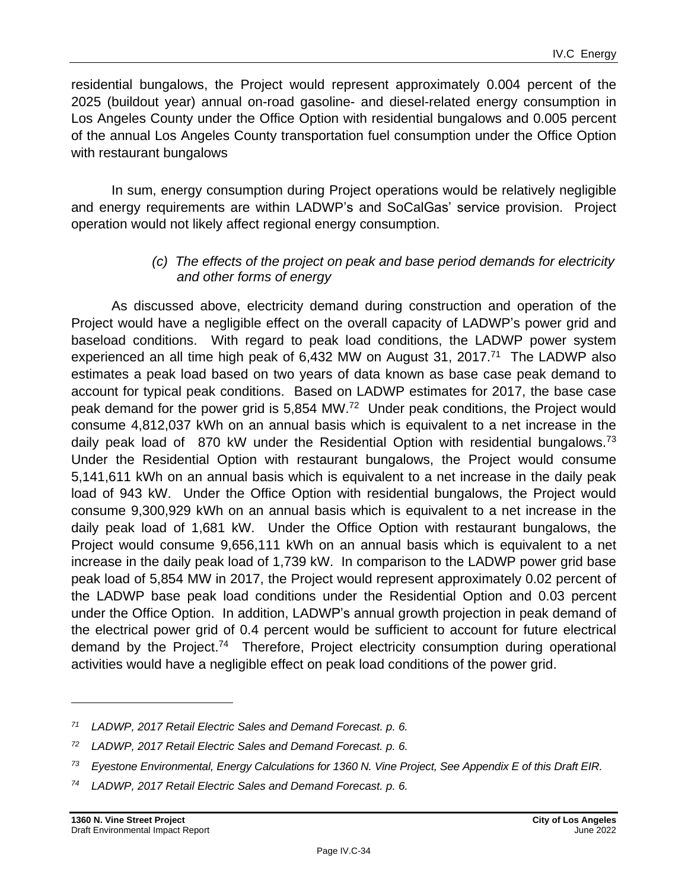residential bungalows, the Project would represent approximately 0.004 percent of the 2025 (buildout year) annual on-road gasoline- and diesel-related energy consumption in Los Angeles County under the Office Option with residential bungalows and 0.005 percent of the annual Los Angeles County transportation fuel consumption under the Office Option with restaurant bungalows

In sum, energy consumption during Project operations would be relatively negligible and energy requirements are within LADWP's and SoCalGas' service provision. Project operation would not likely affect regional energy consumption.

*(c) The effects of the project on peak and base period demands for electricity and other forms of energy*

As discussed above, electricity demand during construction and operation of the Project would have a negligible effect on the overall capacity of LADWP's power grid and baseload conditions. With regard to peak load conditions, the LADWP power system experienced an all time high peak of 6,432 MW on August 31, 2017.[71] The LADWP also estimates a peak load based on two years of data known as base case peak demand to account for typical peak conditions. Based on LADWP estimates for 2017, the base case peak demand for the power grid is 5,854 MW.[72] Under peak conditions, the Project would consume 4,812,037 kWh on an annual basis which is equivalent to a net increase in the daily peak load of 870 kW under the Residential Option with residential bungalows.[73] Under the Residential Option with restaurant bungalows, the Project would consume 5,141,611 kWh on an annual basis which is equivalent to a net increase in the daily peak load of 943 kW. Under the Office Option with residential bungalows, the Project would consume 9,300,929 kWh on an annual basis which is equivalent to a net increase in the daily peak load of 1,681 kW. Under the Office Option with restaurant bungalows, the Project would consume 9,656,111 kWh on an annual basis which is equivalent to a net increase in the daily peak load of 1,739 kW. In comparison to the LADWP power grid base peak load of 5,854 MW in 2017, the Project would represent approximately 0.02 percent of the LADWP base peak load conditions under the Residential Option and 0.03 percent under the Office Option. In addition, LADWP's annual growth projection in peak demand of the electrical power grid of 0.4 percent would be sufficient to account for future electrical demand by the Project.[74] Therefore, Project electricity consumption during operational activities would have a negligible effect on peak load conditions of the power grid.

---

[71] *LADWP, 2017 Retail Electric Sales and Demand Forecast. p. 6.*

[72] *LADWP, 2017 Retail Electric Sales and Demand Forecast. p. 6.*

[73] *Eyestone Environmental, Energy Calculations for 1360 N. Vine Project, See Appendix E of this Draft EIR.*

[74] *LADWP, 2017 Retail Electric Sales and Demand Forecast. p. 6.*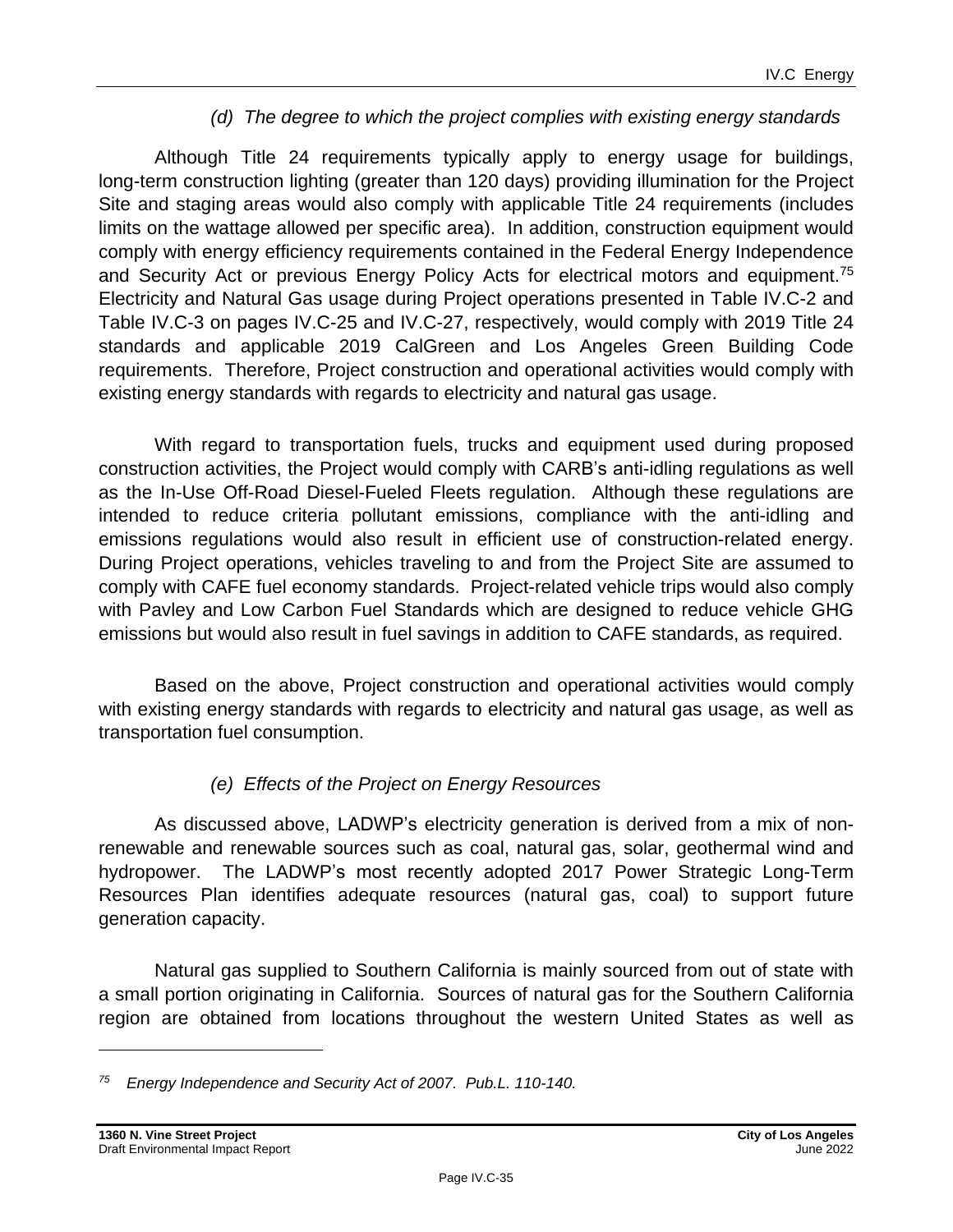#### *(d) The degree to which the project complies with existing energy standards*

Although Title 24 requirements typically apply to energy usage for buildings, long-term construction lighting (greater than 120 days) providing illumination for the Project Site and staging areas would also comply with applicable Title 24 requirements (includes limits on the wattage allowed per specific area). In addition, construction equipment would comply with energy efficiency requirements contained in the Federal Energy Independence and Security Act or previous Energy Policy Acts for electrical motors and equipment.[75] Electricity and Natural Gas usage during Project operations presented in Table IV.C-2 and Table IV.C-3 on pages IV.C-25 and IV.C-27, respectively, would comply with 2019 Title 24 standards and applicable 2019 CalGreen and Los Angeles Green Building Code requirements. Therefore, Project construction and operational activities would comply with existing energy standards with regards to electricity and natural gas usage.

With regard to transportation fuels, trucks and equipment used during proposed construction activities, the Project would comply with CARB's anti-idling regulations as well as the In-Use Off-Road Diesel-Fueled Fleets regulation. Although these regulations are intended to reduce criteria pollutant emissions, compliance with the anti-idling and emissions regulations would also result in efficient use of construction-related energy. During Project operations, vehicles traveling to and from the Project Site are assumed to comply with CAFE fuel economy standards. Project-related vehicle trips would also comply with Pavley and Low Carbon Fuel Standards which are designed to reduce vehicle GHG emissions but would also result in fuel savings in addition to CAFE standards, as required.

Based on the above, Project construction and operational activities would comply with existing energy standards with regards to electricity and natural gas usage, as well as transportation fuel consumption.

#### *(e) Effects of the Project on Energy Resources*

As discussed above, LADWP's electricity generation is derived from a mix of non-renewable and renewable sources such as coal, natural gas, solar, geothermal wind and hydropower. The LADWP's most recently adopted 2017 Power Strategic Long-Term Resources Plan identifies adequate resources (natural gas, coal) to support future generation capacity.

Natural gas supplied to Southern California is mainly sourced from out of state with a small portion originating in California. Sources of natural gas for the Southern California region are obtained from locations throughout the western United States as well as

---

[75] *Energy Independence and Security Act of 2007. Pub.L. 110-140.*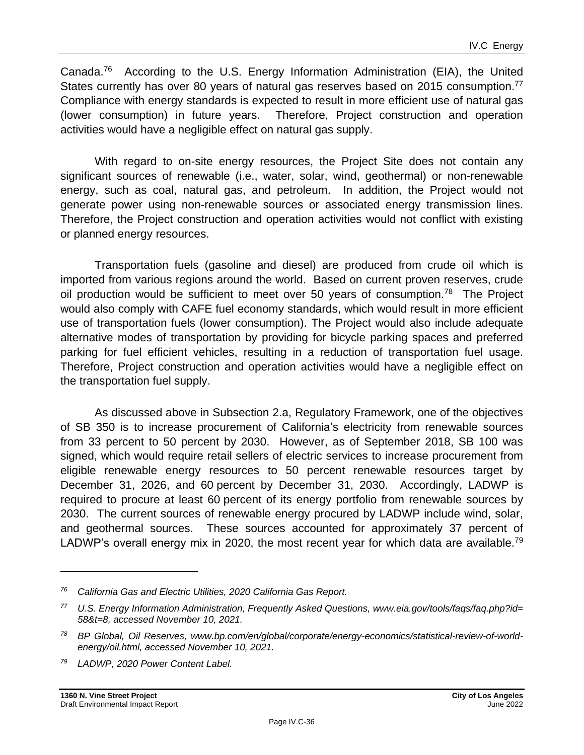Canada.[76] According to the U.S. Energy Information Administration (EIA), the United States currently has over 80 years of natural gas reserves based on 2015 consumption.[77] Compliance with energy standards is expected to result in more efficient use of natural gas (lower consumption) in future years. Therefore, Project construction and operation activities would have a negligible effect on natural gas supply.

With regard to on-site energy resources, the Project Site does not contain any significant sources of renewable (i.e., water, solar, wind, geothermal) or non-renewable energy, such as coal, natural gas, and petroleum. In addition, the Project would not generate power using non-renewable sources or associated energy transmission lines. Therefore, the Project construction and operation activities would not conflict with existing or planned energy resources.

Transportation fuels (gasoline and diesel) are produced from crude oil which is imported from various regions around the world. Based on current proven reserves, crude oil production would be sufficient to meet over 50 years of consumption.[78] The Project would also comply with CAFE fuel economy standards, which would result in more efficient use of transportation fuels (lower consumption). The Project would also include adequate alternative modes of transportation by providing for bicycle parking spaces and preferred parking for fuel efficient vehicles, resulting in a reduction of transportation fuel usage. Therefore, Project construction and operation activities would have a negligible effect on the transportation fuel supply.

As discussed above in Subsection 2.a, Regulatory Framework, one of the objectives of SB 350 is to increase procurement of California's electricity from renewable sources from 33 percent to 50 percent by 2030. However, as of September 2018, SB 100 was signed, which would require retail sellers of electric services to increase procurement from eligible renewable energy resources to 50 percent renewable resources target by December 31, 2026, and 60 percent by December 31, 2030. Accordingly, LADWP is required to procure at least 60 percent of its energy portfolio from renewable sources by 2030. The current sources of renewable energy procured by LADWP include wind, solar, and geothermal sources. These sources accounted for approximately 37 percent of LADWP's overall energy mix in 2020, the most recent year for which data are available.[79]

---

[76] *California Gas and Electric Utilities, 2020 California Gas Report.*

[77] *U.S. Energy Information Administration, Frequently Asked Questions, www.eia.gov/tools/faqs/faq.php?id=58&t=8, accessed November 10, 2021.*

[78] *BP Global, Oil Reserves, www.bp.com/en/global/corporate/energy-economics/statistical-review-of-world-energy/oil.html, accessed November 10, 2021.*

[79] *LADWP, 2020 Power Content Label.*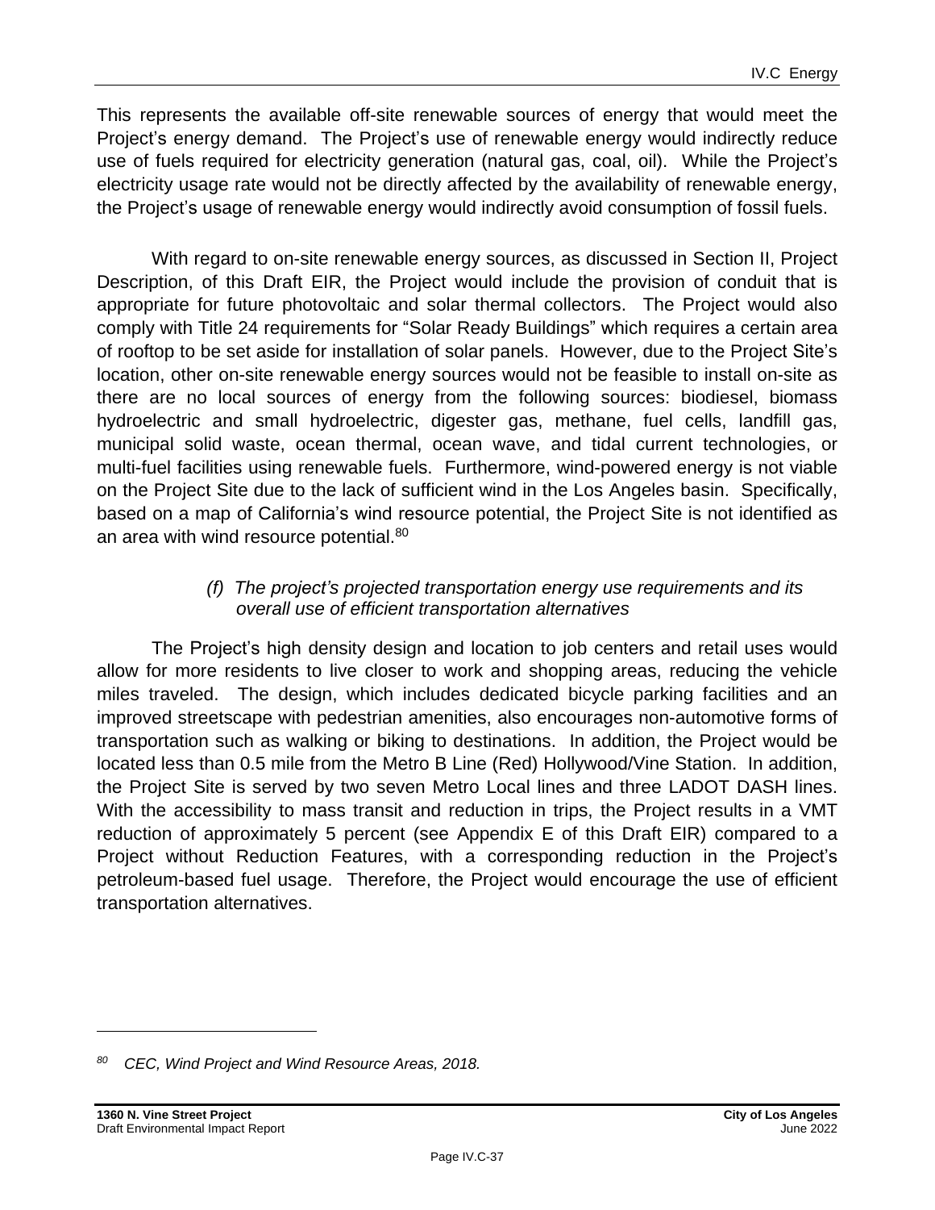This represents the available off-site renewable sources of energy that would meet the Project's energy demand. The Project's use of renewable energy would indirectly reduce use of fuels required for electricity generation (natural gas, coal, oil). While the Project's electricity usage rate would not be directly affected by the availability of renewable energy, the Project's usage of renewable energy would indirectly avoid consumption of fossil fuels.

With regard to on-site renewable energy sources, as discussed in Section II, Project Description, of this Draft EIR, the Project would include the provision of conduit that is appropriate for future photovoltaic and solar thermal collectors. The Project would also comply with Title 24 requirements for "Solar Ready Buildings" which requires a certain area of rooftop to be set aside for installation of solar panels. However, due to the Project Site's location, other on-site renewable energy sources would not be feasible to install on-site as there are no local sources of energy from the following sources: biodiesel, biomass hydroelectric and small hydroelectric, digester gas, methane, fuel cells, landfill gas, municipal solid waste, ocean thermal, ocean wave, and tidal current technologies, or multi-fuel facilities using renewable fuels. Furthermore, wind-powered energy is not viable on the Project Site due to the lack of sufficient wind in the Los Angeles basin. Specifically, based on a map of California's wind resource potential, the Project Site is not identified as an area with wind resource potential.[80]

*(f) The project's projected transportation energy use requirements and its overall use of efficient transportation alternatives*

The Project's high density design and location to job centers and retail uses would allow for more residents to live closer to work and shopping areas, reducing the vehicle miles traveled. The design, which includes dedicated bicycle parking facilities and an improved streetscape with pedestrian amenities, also encourages non-automotive forms of transportation such as walking or biking to destinations. In addition, the Project would be located less than 0.5 mile from the Metro B Line (Red) Hollywood/Vine Station. In addition, the Project Site is served by two seven Metro Local lines and three LADOT DASH lines. With the accessibility to mass transit and reduction in trips, the Project results in a VMT reduction of approximately 5 percent (see Appendix E of this Draft EIR) compared to a Project without Reduction Features, with a corresponding reduction in the Project's petroleum-based fuel usage. Therefore, the Project would encourage the use of efficient transportation alternatives.

---

[80] *CEC, Wind Project and Wind Resource Areas, 2018.*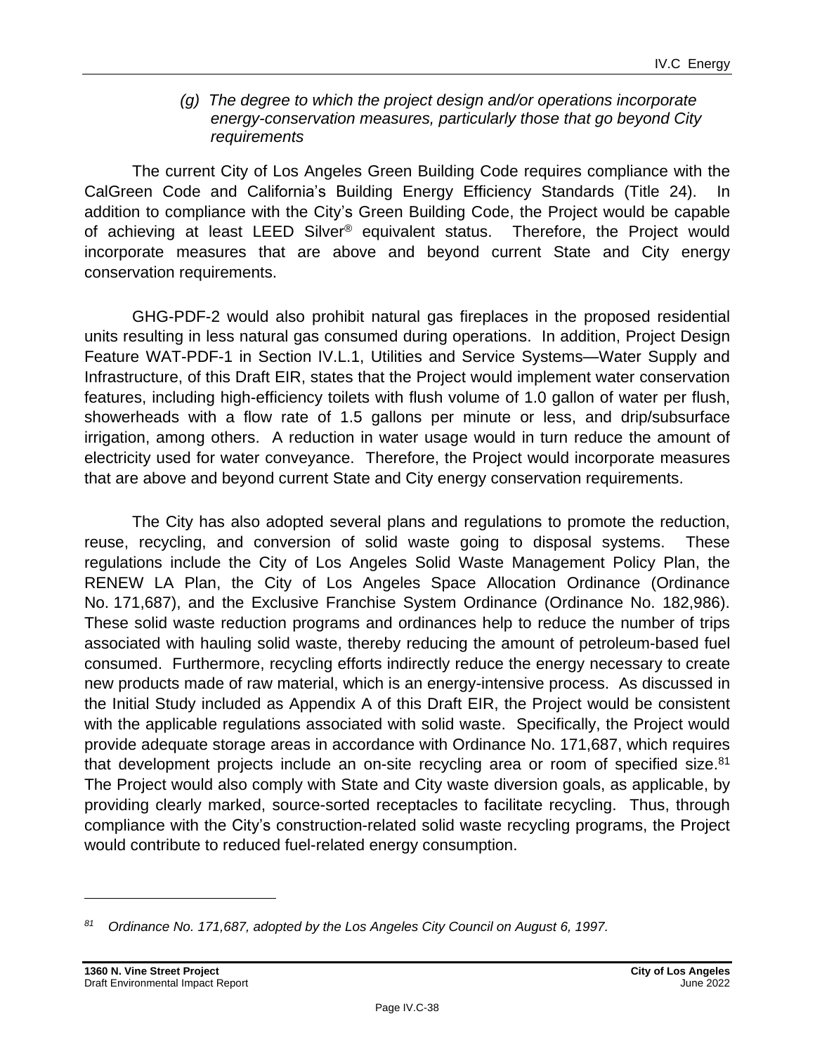*(g) The degree to which the project design and/or operations incorporate energy-conservation measures, particularly those that go beyond City requirements*

The current City of Los Angeles Green Building Code requires compliance with the CalGreen Code and California's Building Energy Efficiency Standards (Title 24). In addition to compliance with the City's Green Building Code, the Project would be capable of achieving at least LEED Silver® equivalent status. Therefore, the Project would incorporate measures that are above and beyond current State and City energy conservation requirements.

GHG-PDF-2 would also prohibit natural gas fireplaces in the proposed residential units resulting in less natural gas consumed during operations. In addition, Project Design Feature WAT-PDF-1 in Section IV.L.1, Utilities and Service Systems—Water Supply and Infrastructure, of this Draft EIR, states that the Project would implement water conservation features, including high-efficiency toilets with flush volume of 1.0 gallon of water per flush, showerheads with a flow rate of 1.5 gallons per minute or less, and drip/subsurface irrigation, among others. A reduction in water usage would in turn reduce the amount of electricity used for water conveyance. Therefore, the Project would incorporate measures that are above and beyond current State and City energy conservation requirements.

The City has also adopted several plans and regulations to promote the reduction, reuse, recycling, and conversion of solid waste going to disposal systems. These regulations include the City of Los Angeles Solid Waste Management Policy Plan, the RENEW LA Plan, the City of Los Angeles Space Allocation Ordinance (Ordinance No. 171,687), and the Exclusive Franchise System Ordinance (Ordinance No. 182,986). These solid waste reduction programs and ordinances help to reduce the number of trips associated with hauling solid waste, thereby reducing the amount of petroleum-based fuel consumed. Furthermore, recycling efforts indirectly reduce the energy necessary to create new products made of raw material, which is an energy-intensive process. As discussed in the Initial Study included as Appendix A of this Draft EIR, the Project would be consistent with the applicable regulations associated with solid waste. Specifically, the Project would provide adequate storage areas in accordance with Ordinance No. 171,687, which requires that development projects include an on-site recycling area or room of specified size.[81] The Project would also comply with State and City waste diversion goals, as applicable, by providing clearly marked, source-sorted receptacles to facilitate recycling. Thus, through compliance with the City's construction-related solid waste recycling programs, the Project would contribute to reduced fuel-related energy consumption.

---

[81] *Ordinance No. 171,687, adopted by the Los Angeles City Council on August 6, 1997.*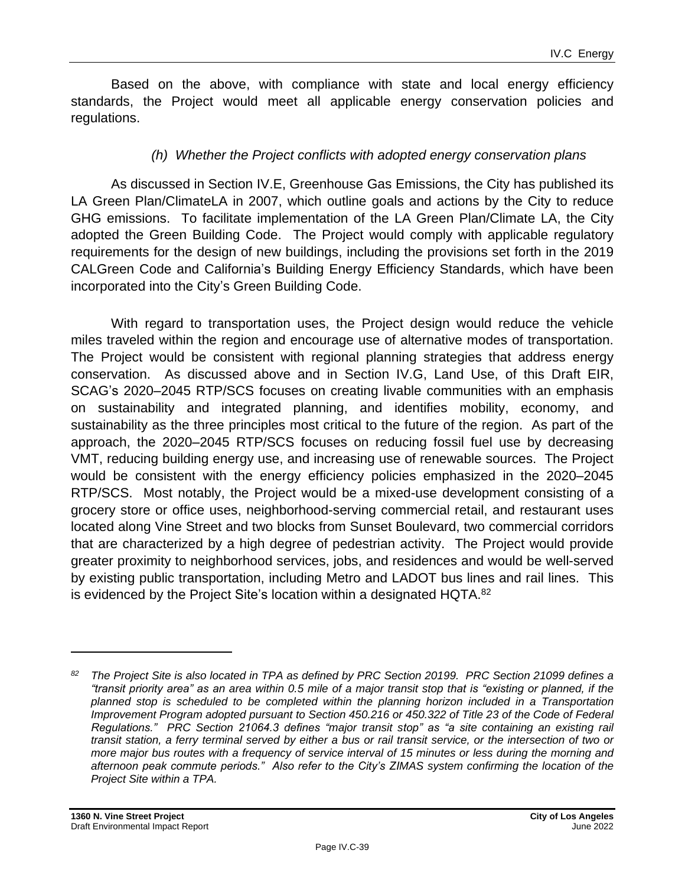Based on the above, with compliance with state and local energy efficiency standards, the Project would meet all applicable energy conservation policies and regulations.

*(h) Whether the Project conflicts with adopted energy conservation plans*

As discussed in Section IV.E, Greenhouse Gas Emissions, the City has published its LA Green Plan/ClimateLA in 2007, which outline goals and actions by the City to reduce GHG emissions. To facilitate implementation of the LA Green Plan/Climate LA, the City adopted the Green Building Code. The Project would comply with applicable regulatory requirements for the design of new buildings, including the provisions set forth in the 2019 CALGreen Code and California's Building Energy Efficiency Standards, which have been incorporated into the City's Green Building Code.

With regard to transportation uses, the Project design would reduce the vehicle miles traveled within the region and encourage use of alternative modes of transportation. The Project would be consistent with regional planning strategies that address energy conservation. As discussed above and in Section IV.G, Land Use, of this Draft EIR, SCAG's 2020–2045 RTP/SCS focuses on creating livable communities with an emphasis on sustainability and integrated planning, and identifies mobility, economy, and sustainability as the three principles most critical to the future of the region. As part of the approach, the 2020–2045 RTP/SCS focuses on reducing fossil fuel use by decreasing VMT, reducing building energy use, and increasing use of renewable sources. The Project would be consistent with the energy efficiency policies emphasized in the 2020–2045 RTP/SCS. Most notably, the Project would be a mixed-use development consisting of a grocery store or office uses, neighborhood-serving commercial retail, and restaurant uses located along Vine Street and two blocks from Sunset Boulevard, two commercial corridors that are characterized by a high degree of pedestrian activity. The Project would provide greater proximity to neighborhood services, jobs, and residences and would be well-served by existing public transportation, including Metro and LADOT bus lines and rail lines. This is evidenced by the Project Site's location within a designated HQTA.[82]

---

[82] *The Project Site is also located in TPA as defined by PRC Section 20199. PRC Section 21099 defines a "transit priority area" as an area within 0.5 mile of a major transit stop that is "existing or planned, if the planned stop is scheduled to be completed within the planning horizon included in a Transportation Improvement Program adopted pursuant to Section 450.216 or 450.322 of Title 23 of the Code of Federal Regulations." PRC Section 21064.3 defines "major transit stop" as "a site containing an existing rail transit station, a ferry terminal served by either a bus or rail transit service, or the intersection of two or more major bus routes with a frequency of service interval of 15 minutes or less during the morning and afternoon peak commute periods." Also refer to the City's ZIMAS system confirming the location of the Project Site within a TPA.*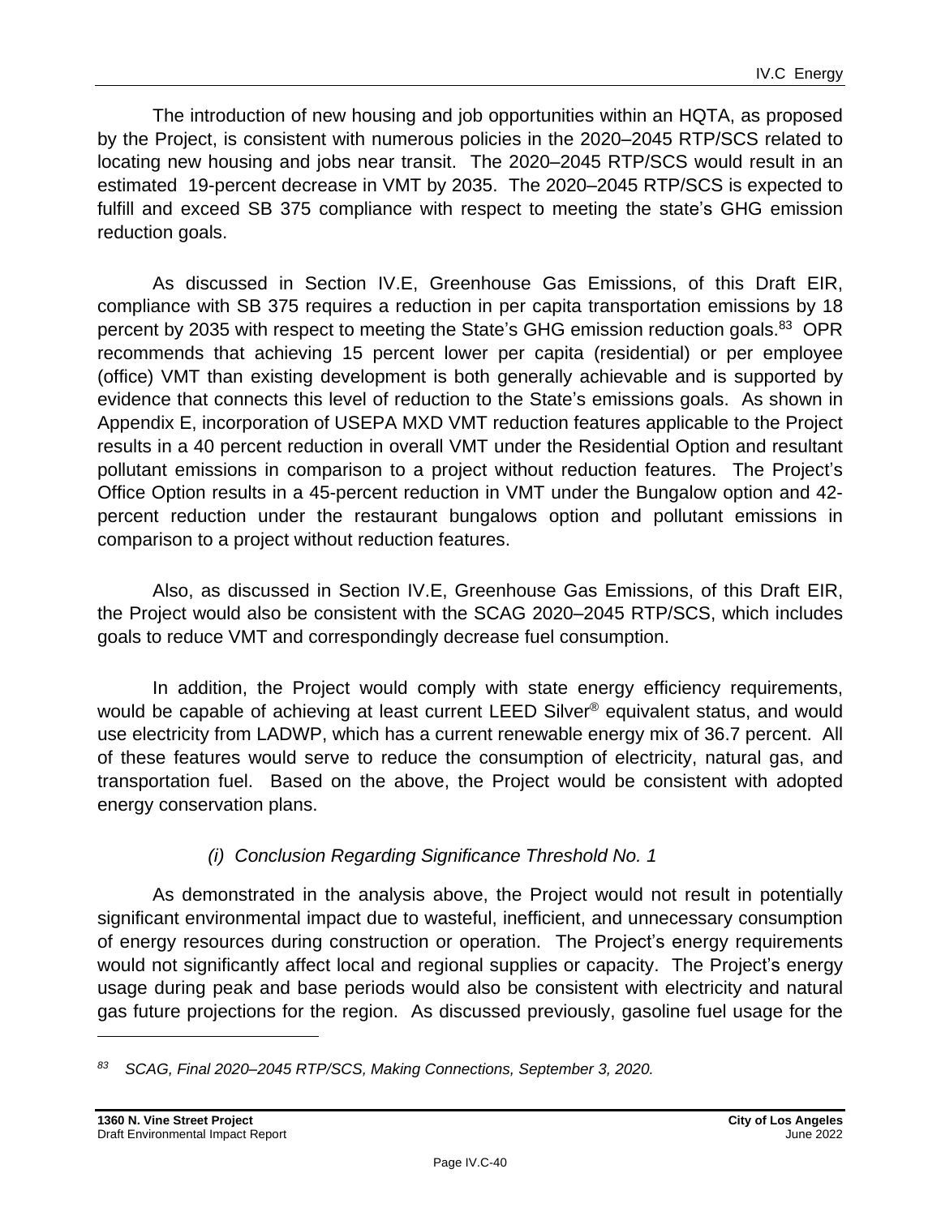The introduction of new housing and job opportunities within an HQTA, as proposed by the Project, is consistent with numerous policies in the 2020–2045 RTP/SCS related to locating new housing and jobs near transit. The 2020–2045 RTP/SCS would result in an estimated 19-percent decrease in VMT by 2035. The 2020–2045 RTP/SCS is expected to fulfill and exceed SB 375 compliance with respect to meeting the state's GHG emission reduction goals.

As discussed in Section IV.E, Greenhouse Gas Emissions, of this Draft EIR, compliance with SB 375 requires a reduction in per capita transportation emissions by 18 percent by 2035 with respect to meeting the State's GHG emission reduction goals.[83] OPR recommends that achieving 15 percent lower per capita (residential) or per employee (office) VMT than existing development is both generally achievable and is supported by evidence that connects this level of reduction to the State's emissions goals. As shown in Appendix E, incorporation of USEPA MXD VMT reduction features applicable to the Project results in a 40 percent reduction in overall VMT under the Residential Option and resultant pollutant emissions in comparison to a project without reduction features. The Project's Office Option results in a 45-percent reduction in VMT under the Bungalow option and 42-percent reduction under the restaurant bungalows option and pollutant emissions in comparison to a project without reduction features.

Also, as discussed in Section IV.E, Greenhouse Gas Emissions, of this Draft EIR, the Project would also be consistent with the SCAG 2020–2045 RTP/SCS, which includes goals to reduce VMT and correspondingly decrease fuel consumption.

In addition, the Project would comply with state energy efficiency requirements, would be capable of achieving at least current LEED Silver® equivalent status, and would use electricity from LADWP, which has a current renewable energy mix of 36.7 percent. All of these features would serve to reduce the consumption of electricity, natural gas, and transportation fuel. Based on the above, the Project would be consistent with adopted energy conservation plans.

*(i) Conclusion Regarding Significance Threshold No. 1*

As demonstrated in the analysis above, the Project would not result in potentially significant environmental impact due to wasteful, inefficient, and unnecessary consumption of energy resources during construction or operation. The Project's energy requirements would not significantly affect local and regional supplies or capacity. The Project's energy usage during peak and base periods would also be consistent with electricity and natural gas future projections for the region. As discussed previously, gasoline fuel usage for the

---

[83] *SCAG, Final 2020–2045 RTP/SCS, Making Connections, September 3, 2020.*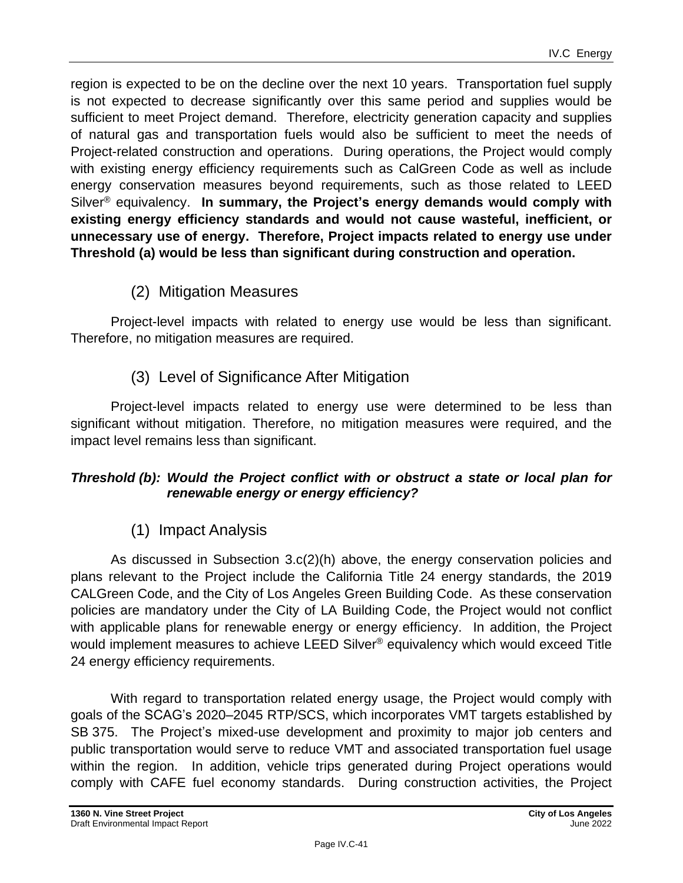region is expected to be on the decline over the next 10 years. Transportation fuel supply is not expected to decrease significantly over this same period and supplies would be sufficient to meet Project demand. Therefore, electricity generation capacity and supplies of natural gas and transportation fuels would also be sufficient to meet the needs of Project-related construction and operations. During operations, the Project would comply with existing energy efficiency requirements such as CalGreen Code as well as include energy conservation measures beyond requirements, such as those related to LEED Silver® equivalency. **In summary, the Project's energy demands would comply with existing energy efficiency standards and would not cause wasteful, inefficient, or unnecessary use of energy. Therefore, Project impacts related to energy use under Threshold (a) would be less than significant during construction and operation.**

### (2) Mitigation Measures

Project-level impacts with related to energy use would be less than significant. Therefore, no mitigation measures are required.

### (3) Level of Significance After Mitigation

Project-level impacts related to energy use were determined to be less than significant without mitigation. Therefore, no mitigation measures were required, and the impact level remains less than significant.

***Threshold (b): Would the Project conflict with or obstruct a state or local plan for renewable energy or energy efficiency?***

### (1) Impact Analysis

As discussed in Subsection 3.c(2)(h) above, the energy conservation policies and plans relevant to the Project include the California Title 24 energy standards, the 2019 CALGreen Code, and the City of Los Angeles Green Building Code. As these conservation policies are mandatory under the City of LA Building Code, the Project would not conflict with applicable plans for renewable energy or energy efficiency. In addition, the Project would implement measures to achieve LEED Silver® equivalency which would exceed Title 24 energy efficiency requirements.

With regard to transportation related energy usage, the Project would comply with goals of the SCAG's 2020–2045 RTP/SCS, which incorporates VMT targets established by SB 375. The Project's mixed-use development and proximity to major job centers and public transportation would serve to reduce VMT and associated transportation fuel usage within the region. In addition, vehicle trips generated during Project operations would comply with CAFE fuel economy standards. During construction activities, the Project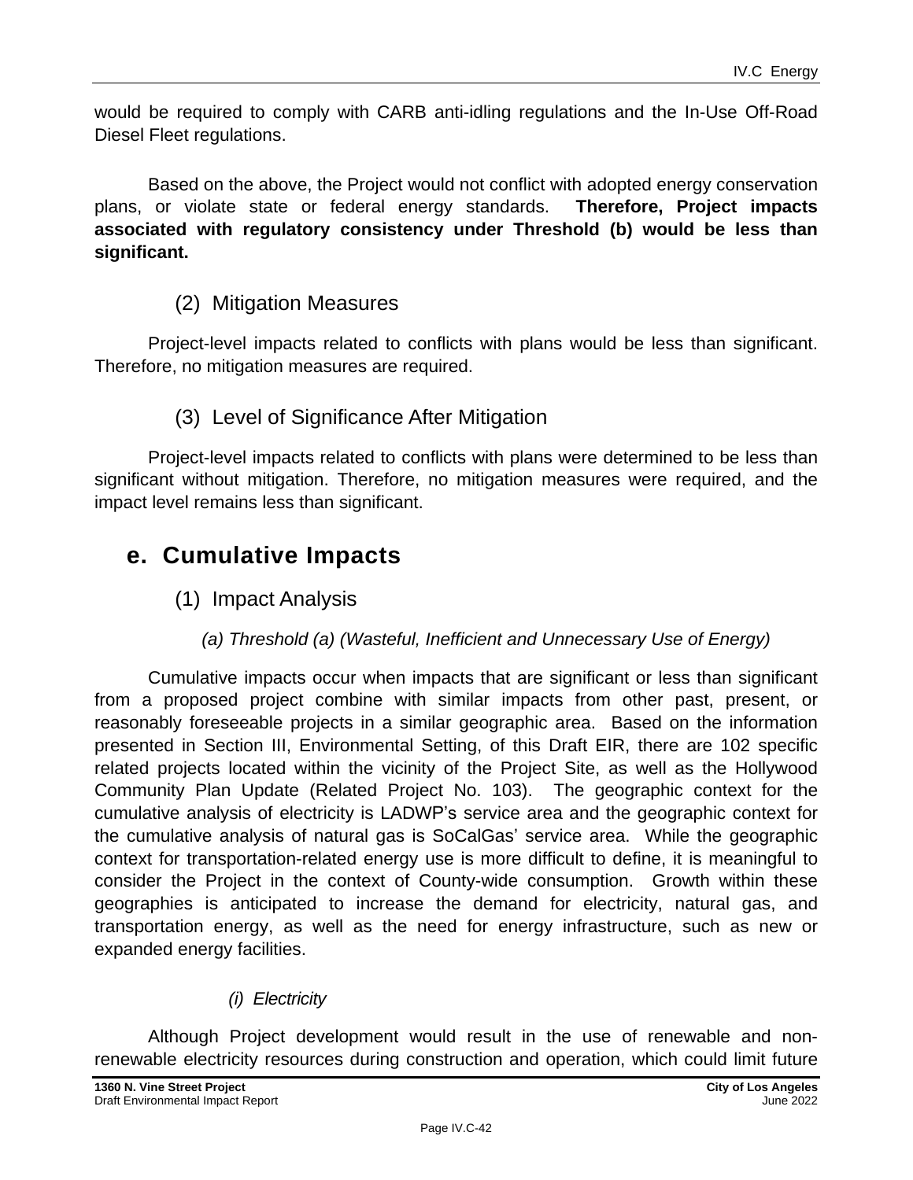would be required to comply with CARB anti-idling regulations and the In-Use Off-Road Diesel Fleet regulations.

Based on the above, the Project would not conflict with adopted energy conservation plans, or violate state or federal energy standards. **Therefore, Project impacts associated with regulatory consistency under Threshold (b) would be less than significant.**

### (2) Mitigation Measures

Project-level impacts related to conflicts with plans would be less than significant. Therefore, no mitigation measures are required.

### (3) Level of Significance After Mitigation

Project-level impacts related to conflicts with plans were determined to be less than significant without mitigation. Therefore, no mitigation measures were required, and the impact level remains less than significant.

## e. Cumulative Impacts

### (1) Impact Analysis

#### *(a) Threshold (a) (Wasteful, Inefficient and Unnecessary Use of Energy)*

Cumulative impacts occur when impacts that are significant or less than significant from a proposed project combine with similar impacts from other past, present, or reasonably foreseeable projects in a similar geographic area. Based on the information presented in Section III, Environmental Setting, of this Draft EIR, there are 102 specific related projects located within the vicinity of the Project Site, as well as the Hollywood Community Plan Update (Related Project No. 103). The geographic context for the cumulative analysis of electricity is LADWP's service area and the geographic context for the cumulative analysis of natural gas is SoCalGas' service area. While the geographic context for transportation-related energy use is more difficult to define, it is meaningful to consider the Project in the context of County-wide consumption. Growth within these geographies is anticipated to increase the demand for electricity, natural gas, and transportation energy, as well as the need for energy infrastructure, such as new or expanded energy facilities.

##### *(i) Electricity*

Although Project development would result in the use of renewable and non-renewable electricity resources during construction and operation, which could limit future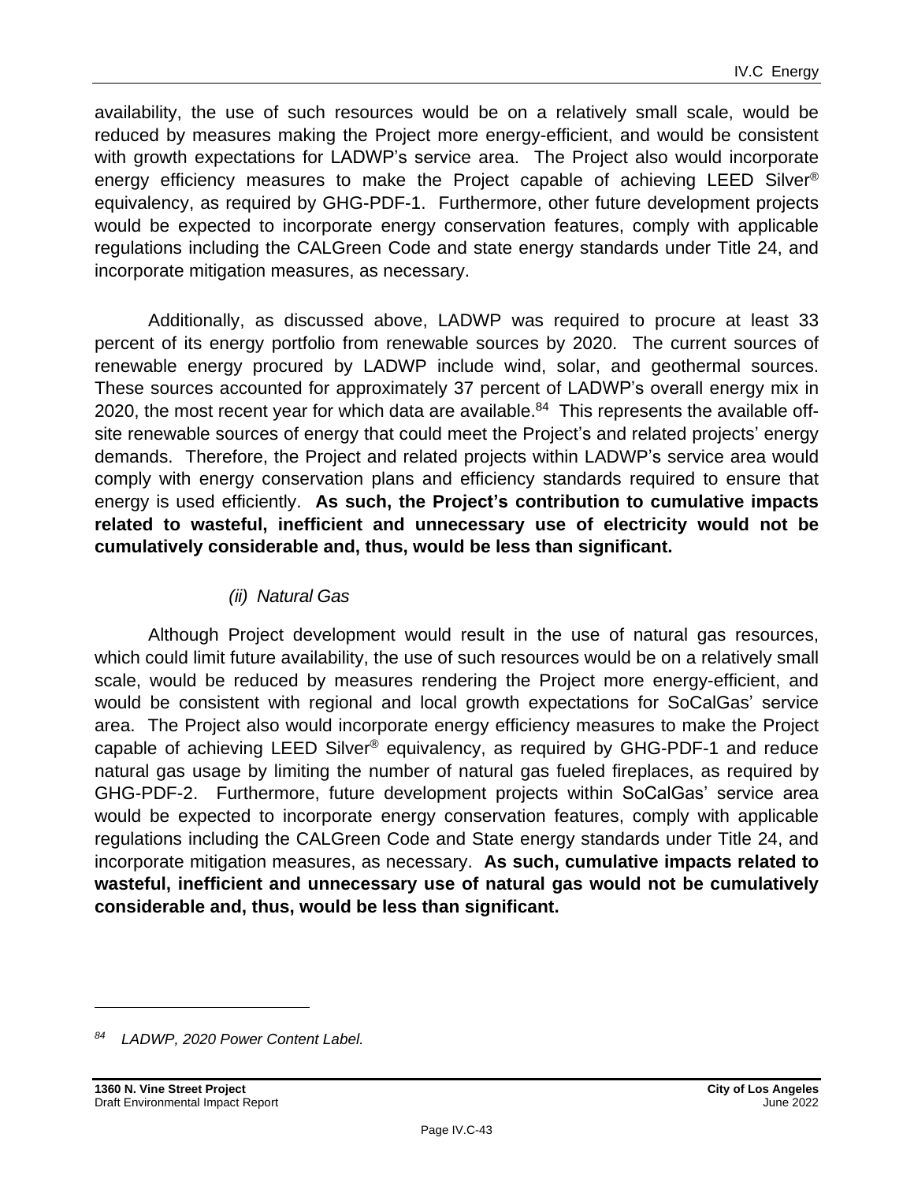availability, the use of such resources would be on a relatively small scale, would be reduced by measures making the Project more energy-efficient, and would be consistent with growth expectations for LADWP's service area. The Project also would incorporate energy efficiency measures to make the Project capable of achieving LEED Silver® equivalency, as required by GHG-PDF-1. Furthermore, other future development projects would be expected to incorporate energy conservation features, comply with applicable regulations including the CALGreen Code and state energy standards under Title 24, and incorporate mitigation measures, as necessary.

Additionally, as discussed above, LADWP was required to procure at least 33 percent of its energy portfolio from renewable sources by 2020. The current sources of renewable energy procured by LADWP include wind, solar, and geothermal sources. These sources accounted for approximately 37 percent of LADWP's overall energy mix in 2020, the most recent year for which data are available.[84] This represents the available off-site renewable sources of energy that could meet the Project's and related projects' energy demands. Therefore, the Project and related projects within LADWP's service area would comply with energy conservation plans and efficiency standards required to ensure that energy is used efficiently. **As such, the Project's contribution to cumulative impacts related to wasteful, inefficient and unnecessary use of electricity would not be cumulatively considerable and, thus, would be less than significant.**

*(ii) Natural Gas*

Although Project development would result in the use of natural gas resources, which could limit future availability, the use of such resources would be on a relatively small scale, would be reduced by measures rendering the Project more energy-efficient, and would be consistent with regional and local growth expectations for SoCalGas' service area. The Project also would incorporate energy efficiency measures to make the Project capable of achieving LEED Silver® equivalency, as required by GHG-PDF-1 and reduce natural gas usage by limiting the number of natural gas fueled fireplaces, as required by GHG-PDF-2. Furthermore, future development projects within SoCalGas' service area would be expected to incorporate energy conservation features, comply with applicable regulations including the CALGreen Code and State energy standards under Title 24, and incorporate mitigation measures, as necessary. **As such, cumulative impacts related to wasteful, inefficient and unnecessary use of natural gas would not be cumulatively considerable and, thus, would be less than significant.**

---

[84] *LADWP, 2020 Power Content Label.*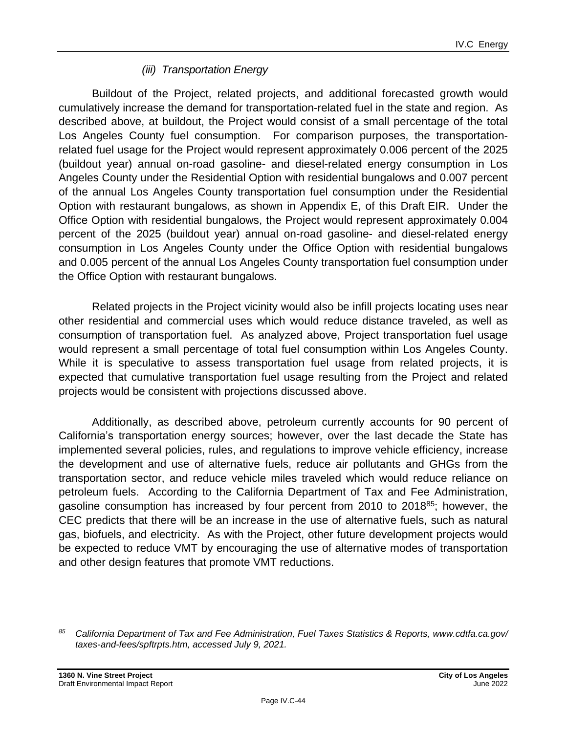*(iii) Transportation Energy*

Buildout of the Project, related projects, and additional forecasted growth would cumulatively increase the demand for transportation-related fuel in the state and region. As described above, at buildout, the Project would consist of a small percentage of the total Los Angeles County fuel consumption. For comparison purposes, the transportation-related fuel usage for the Project would represent approximately 0.006 percent of the 2025 (buildout year) annual on-road gasoline- and diesel-related energy consumption in Los Angeles County under the Residential Option with residential bungalows and 0.007 percent of the annual Los Angeles County transportation fuel consumption under the Residential Option with restaurant bungalows, as shown in Appendix E, of this Draft EIR. Under the Office Option with residential bungalows, the Project would represent approximately 0.004 percent of the 2025 (buildout year) annual on-road gasoline- and diesel-related energy consumption in Los Angeles County under the Office Option with residential bungalows and 0.005 percent of the annual Los Angeles County transportation fuel consumption under the Office Option with restaurant bungalows.

Related projects in the Project vicinity would also be infill projects locating uses near other residential and commercial uses which would reduce distance traveled, as well as consumption of transportation fuel. As analyzed above, Project transportation fuel usage would represent a small percentage of total fuel consumption within Los Angeles County. While it is speculative to assess transportation fuel usage from related projects, it is expected that cumulative transportation fuel usage resulting from the Project and related projects would be consistent with projections discussed above.

Additionally, as described above, petroleum currently accounts for 90 percent of California's transportation energy sources; however, over the last decade the State has implemented several policies, rules, and regulations to improve vehicle efficiency, increase the development and use of alternative fuels, reduce air pollutants and GHGs from the transportation sector, and reduce vehicle miles traveled which would reduce reliance on petroleum fuels. According to the California Department of Tax and Fee Administration, gasoline consumption has increased by four percent from 2010 to 2018[85]; however, the CEC predicts that there will be an increase in the use of alternative fuels, such as natural gas, biofuels, and electricity. As with the Project, other future development projects would be expected to reduce VMT by encouraging the use of alternative modes of transportation and other design features that promote VMT reductions.

---

[85] *California Department of Tax and Fee Administration, Fuel Taxes Statistics & Reports, www.cdtfa.ca.gov/taxes-and-fees/spftrpts.htm, accessed July 9, 2021.*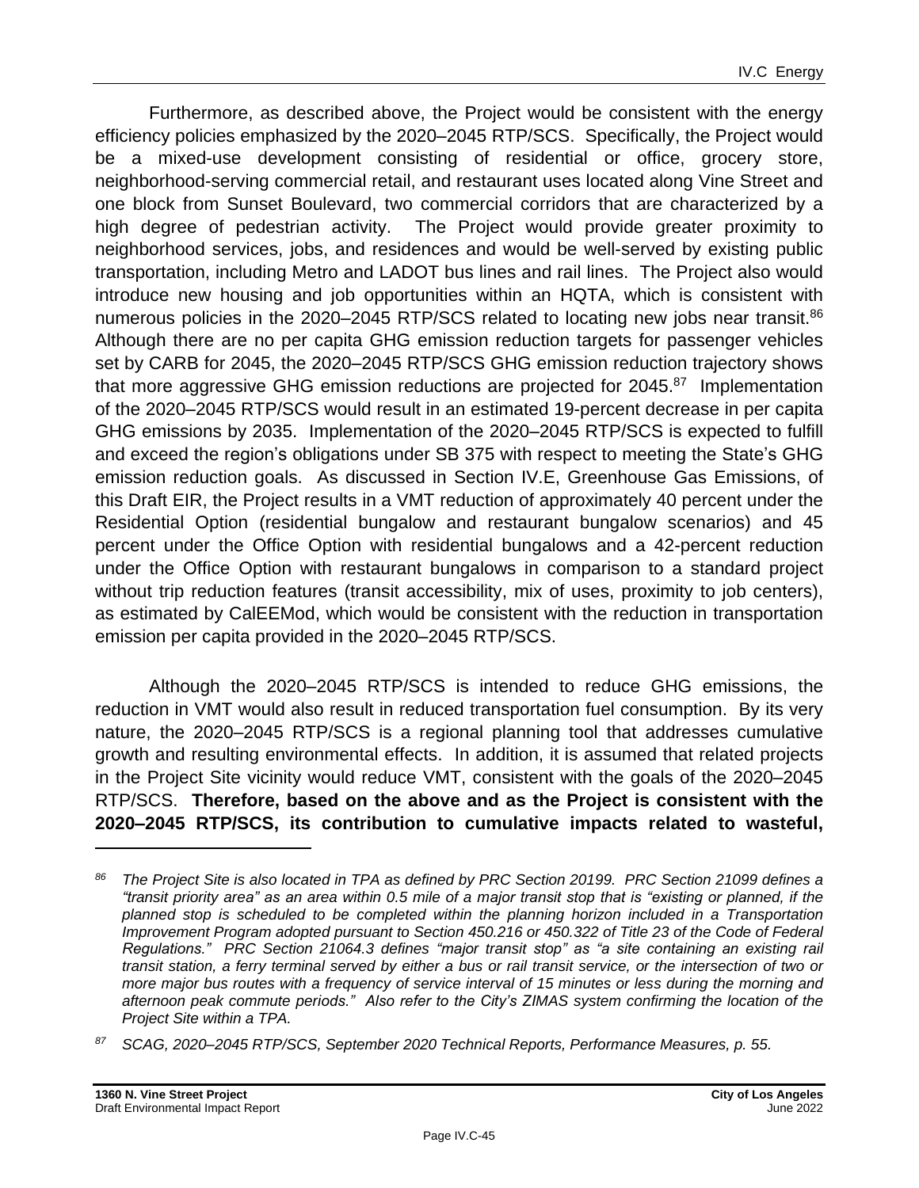Furthermore, as described above, the Project would be consistent with the energy efficiency policies emphasized by the 2020–2045 RTP/SCS. Specifically, the Project would be a mixed-use development consisting of residential or office, grocery store, neighborhood-serving commercial retail, and restaurant uses located along Vine Street and one block from Sunset Boulevard, two commercial corridors that are characterized by a high degree of pedestrian activity. The Project would provide greater proximity to neighborhood services, jobs, and residences and would be well-served by existing public transportation, including Metro and LADOT bus lines and rail lines. The Project also would introduce new housing and job opportunities within an HQTA, which is consistent with numerous policies in the 2020–2045 RTP/SCS related to locating new jobs near transit.[86] Although there are no per capita GHG emission reduction targets for passenger vehicles set by CARB for 2045, the 2020–2045 RTP/SCS GHG emission reduction trajectory shows that more aggressive GHG emission reductions are projected for 2045.[87] Implementation of the 2020–2045 RTP/SCS would result in an estimated 19-percent decrease in per capita GHG emissions by 2035. Implementation of the 2020–2045 RTP/SCS is expected to fulfill and exceed the region's obligations under SB 375 with respect to meeting the State's GHG emission reduction goals. As discussed in Section IV.E, Greenhouse Gas Emissions, of this Draft EIR, the Project results in a VMT reduction of approximately 40 percent under the Residential Option (residential bungalow and restaurant bungalow scenarios) and 45 percent under the Office Option with residential bungalows and a 42-percent reduction under the Office Option with restaurant bungalows in comparison to a standard project without trip reduction features (transit accessibility, mix of uses, proximity to job centers), as estimated by CalEEMod, which would be consistent with the reduction in transportation emission per capita provided in the 2020–2045 RTP/SCS.

Although the 2020–2045 RTP/SCS is intended to reduce GHG emissions, the reduction in VMT would also result in reduced transportation fuel consumption. By its very nature, the 2020–2045 RTP/SCS is a regional planning tool that addresses cumulative growth and resulting environmental effects. In addition, it is assumed that related projects in the Project Site vicinity would reduce VMT, consistent with the goals of the 2020–2045 RTP/SCS. **Therefore, based on the above and as the Project is consistent with the 2020–2045 RTP/SCS, its contribution to cumulative impacts related to wasteful,**

---

[86] *The Project Site is also located in TPA as defined by PRC Section 20199. PRC Section 21099 defines a "transit priority area" as an area within 0.5 mile of a major transit stop that is "existing or planned, if the planned stop is scheduled to be completed within the planning horizon included in a Transportation Improvement Program adopted pursuant to Section 450.216 or 450.322 of Title 23 of the Code of Federal Regulations." PRC Section 21064.3 defines "major transit stop" as "a site containing an existing rail transit station, a ferry terminal served by either a bus or rail transit service, or the intersection of two or more major bus routes with a frequency of service interval of 15 minutes or less during the morning and afternoon peak commute periods." Also refer to the City's ZIMAS system confirming the location of the Project Site within a TPA.*

[87] *SCAG, 2020–2045 RTP/SCS, September 2020 Technical Reports, Performance Measures, p. 55.*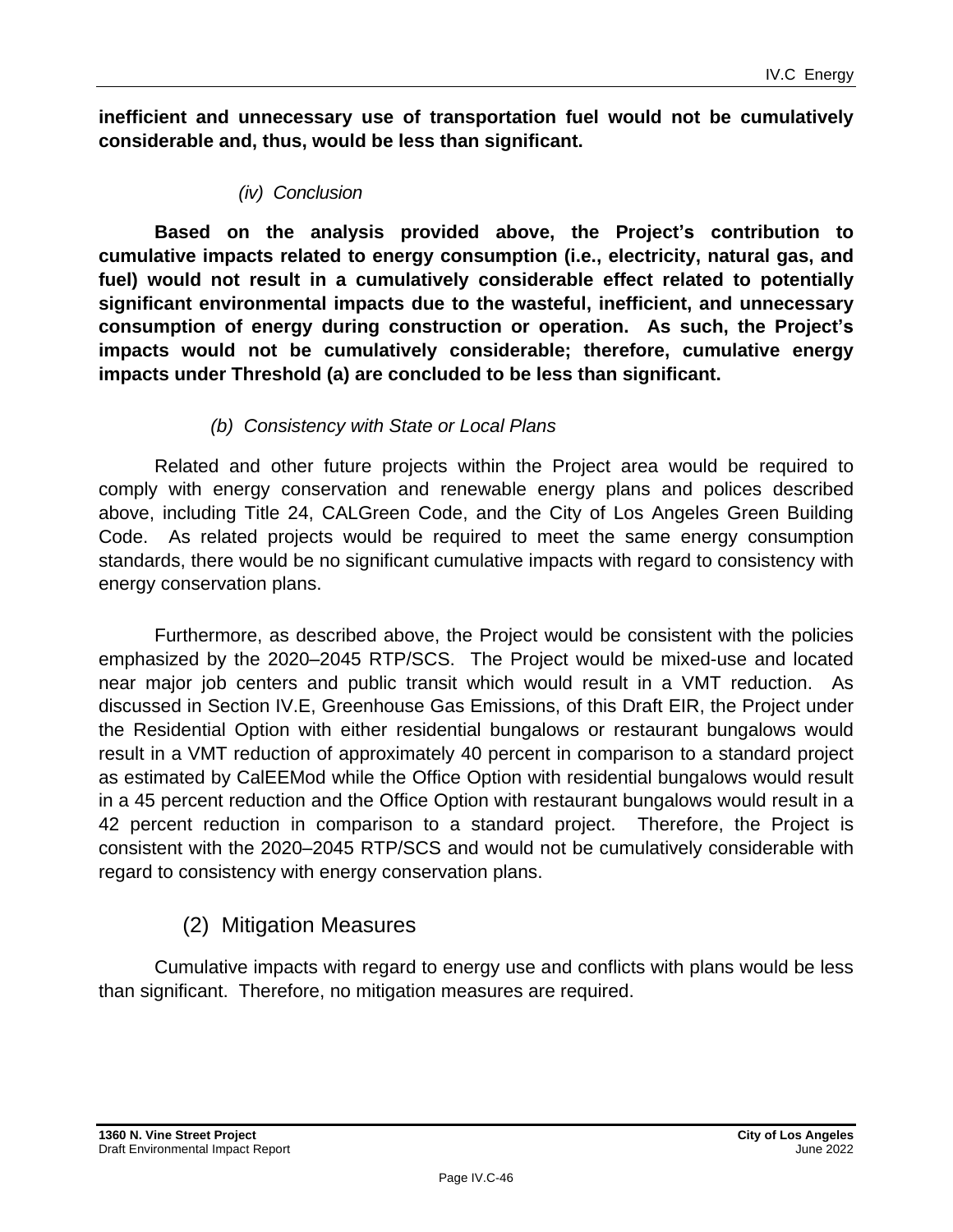**inefficient and unnecessary use of transportation fuel would not be cumulatively considerable and, thus, would be less than significant.**

*(iv) Conclusion*

**Based on the analysis provided above, the Project's contribution to cumulative impacts related to energy consumption (i.e., electricity, natural gas, and fuel) would not result in a cumulatively considerable effect related to potentially significant environmental impacts due to the wasteful, inefficient, and unnecessary consumption of energy during construction or operation. As such, the Project's impacts would not be cumulatively considerable; therefore, cumulative energy impacts under Threshold (a) are concluded to be less than significant.**

*(b) Consistency with State or Local Plans*

Related and other future projects within the Project area would be required to comply with energy conservation and renewable energy plans and polices described above, including Title 24, CALGreen Code, and the City of Los Angeles Green Building Code. As related projects would be required to meet the same energy consumption standards, there would be no significant cumulative impacts with regard to consistency with energy conservation plans.

Furthermore, as described above, the Project would be consistent with the policies emphasized by the 2020–2045 RTP/SCS. The Project would be mixed-use and located near major job centers and public transit which would result in a VMT reduction. As discussed in Section IV.E, Greenhouse Gas Emissions, of this Draft EIR, the Project under the Residential Option with either residential bungalows or restaurant bungalows would result in a VMT reduction of approximately 40 percent in comparison to a standard project as estimated by CalEEMod while the Office Option with residential bungalows would result in a 45 percent reduction and the Office Option with restaurant bungalows would result in a 42 percent reduction in comparison to a standard project. Therefore, the Project is consistent with the 2020–2045 RTP/SCS and would not be cumulatively considerable with regard to consistency with energy conservation plans.

### (2) Mitigation Measures

Cumulative impacts with regard to energy use and conflicts with plans would be less than significant. Therefore, no mitigation measures are required.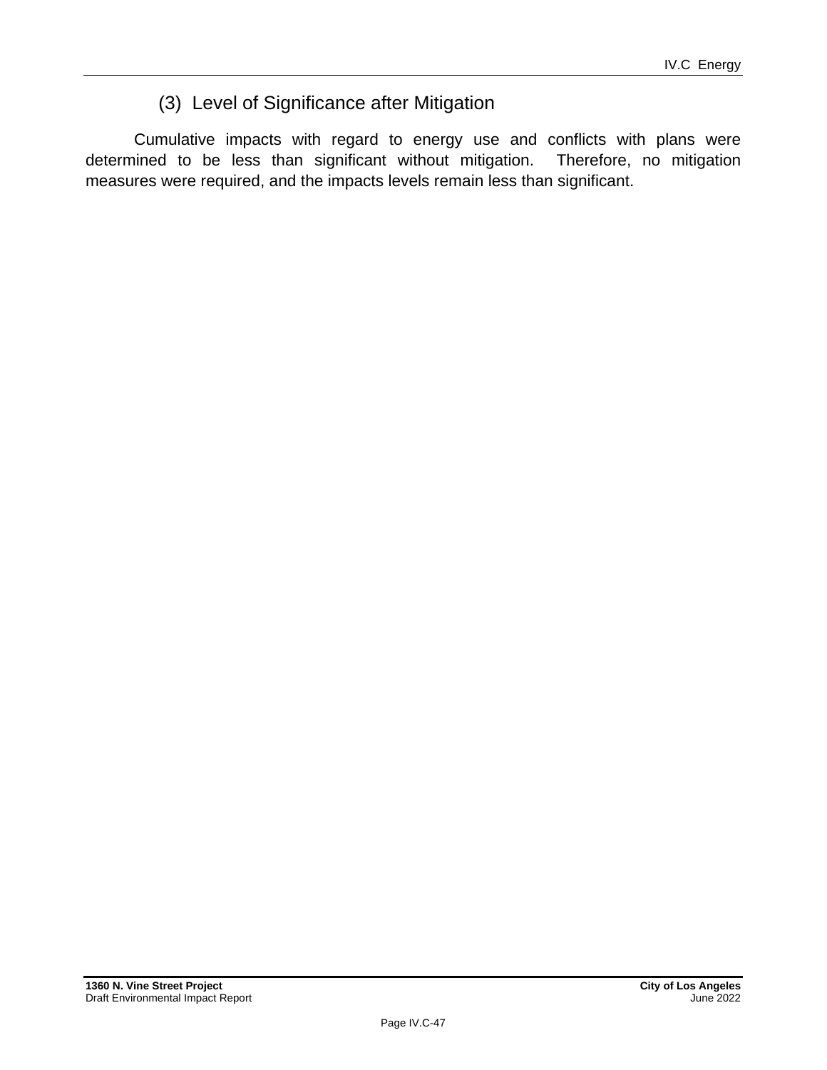### (3) Level of Significance after Mitigation

Cumulative impacts with regard to energy use and conflicts with plans were determined to be less than significant without mitigation. Therefore, no mitigation measures were required, and the impacts levels remain less than significant.